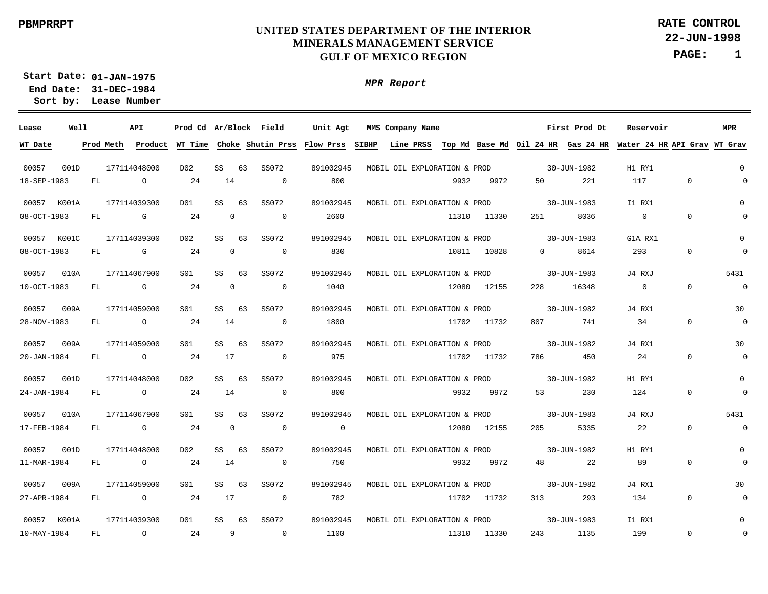PBMPRRPT

# UNITED STATES DEPARTMENT OF THE INTERIOR
## MINERALS MANAGEMENT SERVICE
## GULF OF MEXICO REGION

**RATE CONTROL**
**22-JUN-1998**

**Start Date: 01-JAN-1975**
**End Date: 31-DEC-1984**
**Sort by: Lease Number**

***MPR Report***

| Lease | Well | API | Prod Cd | Ar/Block | | Field | Unit Agt | MMS Company Name | | | | First Prod Dt | | Reservoir | | MPR |
|---|---|---|---|---|---|---|---|---|---|---|---|---|---|---|---|---|
| WT Date | Prod Meth | Product | WT Time | Choke | | Shutin Prss | Flow Prss | SIBHP | Line PRSS | Top Md | Base Md | Oil 24 HR | Gas 24 HR | Water 24 HR | API Grav | WT Grav |
| 00057 | 001D | 177114048000 | D02 | SS | 63 | SS072 | 891002945 | MOBIL OIL EXPLORATION & PROD | | | | 30-JUN-1982 | | H1 RY1 | | 0 |
| 18-SEP-1983 | FL | O | 24 | 14 | | 0 | 800 | | | 9932 | 9972 | 50 | 221 | 117 | 0 | 0 |
| 00057 | K001A | 177114039300 | D01 | SS | 63 | SS072 | 891002945 | MOBIL OIL EXPLORATION & PROD | | | | 30-JUN-1983 | | I1 RX1 | | 0 |
| 08-OCT-1983 | FL | G | 24 | 0 | | 0 | 2600 | | | 11310 | 11330 | 251 | 8036 | 0 | 0 | 0 |
| 00057 | K001C | 177114039300 | D02 | SS | 63 | SS072 | 891002945 | MOBIL OIL EXPLORATION & PROD | | | | 30-JUN-1983 | | G1A RX1 | | 0 |
| 08-OCT-1983 | FL | G | 24 | 0 | | 0 | 830 | | | 10811 | 10828 | 0 | 8614 | 293 | 0 | 0 |
| 00057 | 010A | 177114067900 | S01 | SS | 63 | SS072 | 891002945 | MOBIL OIL EXPLORATION & PROD | | | | 30-JUN-1983 | | J4 RXJ | | 5431 |
| 10-OCT-1983 | FL | G | 24 | 0 | | 0 | 1040 | | | 12080 | 12155 | 228 | 16348 | 0 | 0 | 0 |
| 00057 | 009A | 177114059000 | S01 | SS | 63 | SS072 | 891002945 | MOBIL OIL EXPLORATION & PROD | | | | 30-JUN-1982 | | J4 RX1 | | 30 |
| 28-NOV-1983 | FL | O | 24 | 14 | | 0 | 1800 | | | 11702 | 11732 | 807 | 741 | 34 | 0 | 0 |
| 00057 | 009A | 177114059000 | S01 | SS | 63 | SS072 | 891002945 | MOBIL OIL EXPLORATION & PROD | | | | 30-JUN-1982 | | J4 RX1 | | 30 |
| 20-JAN-1984 | FL | O | 24 | 17 | | 0 | 975 | | | 11702 | 11732 | 786 | 450 | 24 | 0 | 0 |
| 00057 | 001D | 177114048000 | D02 | SS | 63 | SS072 | 891002945 | MOBIL OIL EXPLORATION & PROD | | | | 30-JUN-1982 | | H1 RY1 | | 0 |
| 24-JAN-1984 | FL | O | 24 | 14 | | 0 | 800 | | | 9932 | 9972 | 53 | 230 | 124 | 0 | 0 |
| 00057 | 010A | 177114067900 | S01 | SS | 63 | SS072 | 891002945 | MOBIL OIL EXPLORATION & PROD | | | | 30-JUN-1983 | | J4 RXJ | | 5431 |
| 17-FEB-1984 | FL | G | 24 | 0 | | 0 | 0 | | | 12080 | 12155 | 205 | 5335 | 22 | 0 | 0 |
| 00057 | 001D | 177114048000 | D02 | SS | 63 | SS072 | 891002945 | MOBIL OIL EXPLORATION & PROD | | | | 30-JUN-1982 | | H1 RY1 | | 0 |
| 11-MAR-1984 | FL | O | 24 | 14 | | 0 | 750 | | | 9932 | 9972 | 48 | 22 | 89 | 0 | 0 |
| 00057 | 009A | 177114059000 | S01 | SS | 63 | SS072 | 891002945 | MOBIL OIL EXPLORATION & PROD | | | | 30-JUN-1982 | | J4 RX1 | | 30 |
| 27-APR-1984 | FL | O | 24 | 17 | | 0 | 782 | | | 11702 | 11732 | 313 | 293 | 134 | 0 | 0 |
| 00057 | K001A | 177114039300 | D01 | SS | 63 | SS072 | 891002945 | MOBIL OIL EXPLORATION & PROD | | | | 30-JUN-1983 | | I1 RX1 | | 0 |
| 10-MAY-1984 | FL | O | 24 | 9 | | 0 | 1100 | | | 11310 | 11330 | 243 | 1135 | 199 | 0 | 0 |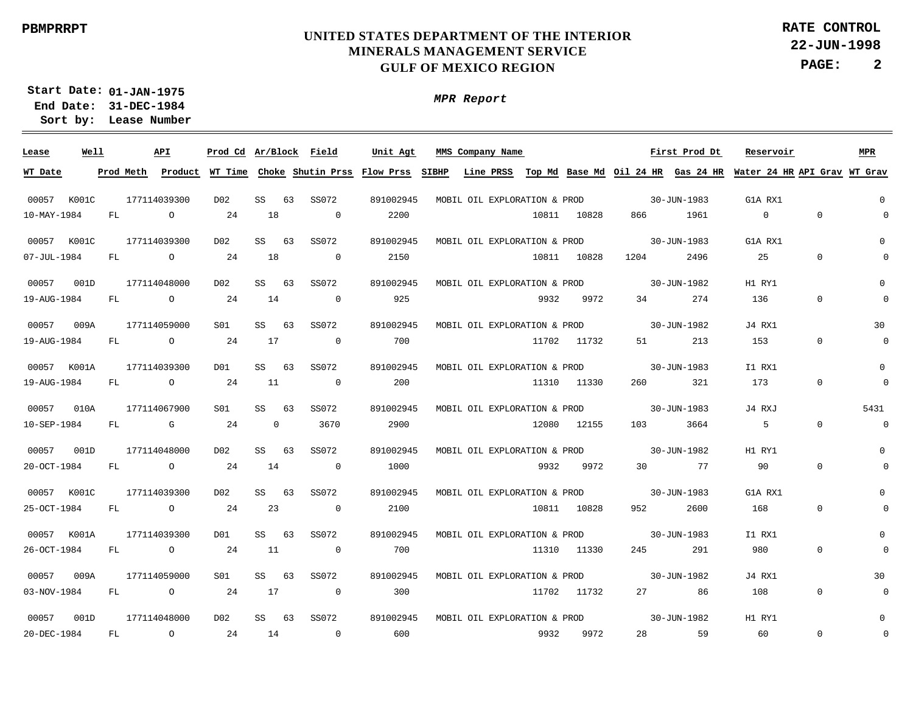PBMPRRPT

**UNITED STATES DEPARTMENT OF THE INTERIOR**
**MINERALS MANAGEMENT SERVICE**
**GULF OF MEXICO REGION**

**RATE CONTROL**
**22-JUN-1998**

**Start Date:** 01-JAN-1975
**End Date:** 31-DEC-1984
**Sort by:** Lease Number

***MPR Report***

| Lease | Well | API | Prod Cd | Ar/Block | | Field | Unit Agt | MMS Company Name | | | | | First Prod Dt | Reservoir | | MPR |
|---|---|---|---|---|---|---|---|---|---|---|---|---|---|---|---|---|
| WT Date | Prod Meth | Product | WT Time | Choke | | Shutin Prss | Flow Prss | SIBHP | Line PRSS | Top Md | Base Md | Oil 24 HR | Gas 24 HR | Water 24 HR | API Grav | WT Grav |
| 00057 | K001C | 177114039300 | D02 | SS | 63 | SS072 | 891002945 | MOBIL OIL EXPLORATION & PROD | | | | | 30-JUN-1983 | G1A RX1 | | 0 |
| 10-MAY-1984 | FL | O | 24 | 18 | | 0 | 2200 | | | 10811 | 10828 | 866 | 1961 | 0 | 0 | 0 |
| 00057 | K001C | 177114039300 | D02 | SS | 63 | SS072 | 891002945 | MOBIL OIL EXPLORATION & PROD | | | | | 30-JUN-1983 | G1A RX1 | | 0 |
| 07-JUL-1984 | FL | O | 24 | 18 | | 0 | 2150 | | | 10811 | 10828 | 1204 | 2496 | 25 | 0 | 0 |
| 00057 | 001D | 177114048000 | D02 | SS | 63 | SS072 | 891002945 | MOBIL OIL EXPLORATION & PROD | | | | | 30-JUN-1982 | H1 RY1 | | 0 |
| 19-AUG-1984 | FL | O | 24 | 14 | | 0 | 925 | | | 9932 | 9972 | 34 | 274 | 136 | 0 | 0 |
| 00057 | 009A | 177114059000 | S01 | SS | 63 | SS072 | 891002945 | MOBIL OIL EXPLORATION & PROD | | | | | 30-JUN-1982 | J4 RX1 | | 30 |
| 19-AUG-1984 | FL | O | 24 | 17 | | 0 | 700 | | | 11702 | 11732 | 51 | 213 | 153 | 0 | 0 |
| 00057 | K001A | 177114039300 | D01 | SS | 63 | SS072 | 891002945 | MOBIL OIL EXPLORATION & PROD | | | | | 30-JUN-1983 | I1 RX1 | | 0 |
| 19-AUG-1984 | FL | O | 24 | 11 | | 0 | 200 | | | 11310 | 11330 | 260 | 321 | 173 | 0 | 0 |
| 00057 | 010A | 177114067900 | S01 | SS | 63 | SS072 | 891002945 | MOBIL OIL EXPLORATION & PROD | | | | | 30-JUN-1983 | J4 RXJ | | 5431 |
| 10-SEP-1984 | FL | G | 24 | 0 | | 3670 | 2900 | | | 12080 | 12155 | 103 | 3664 | 5 | 0 | 0 |
| 00057 | 001D | 177114048000 | D02 | SS | 63 | SS072 | 891002945 | MOBIL OIL EXPLORATION & PROD | | | | | 30-JUN-1982 | H1 RY1 | | 0 |
| 20-OCT-1984 | FL | O | 24 | 14 | | 0 | 1000 | | | 9932 | 9972 | 30 | 77 | 90 | 0 | 0 |
| 00057 | K001C | 177114039300 | D02 | SS | 63 | SS072 | 891002945 | MOBIL OIL EXPLORATION & PROD | | | | | 30-JUN-1983 | G1A RX1 | | 0 |
| 25-OCT-1984 | FL | O | 24 | 23 | | 0 | 2100 | | | 10811 | 10828 | 952 | 2600 | 168 | 0 | 0 |
| 00057 | K001A | 177114039300 | D01 | SS | 63 | SS072 | 891002945 | MOBIL OIL EXPLORATION & PROD | | | | | 30-JUN-1983 | I1 RX1 | | 0 |
| 26-OCT-1984 | FL | O | 24 | 11 | | 0 | 700 | | | 11310 | 11330 | 245 | 291 | 980 | 0 | 0 |
| 00057 | 009A | 177114059000 | S01 | SS | 63 | SS072 | 891002945 | MOBIL OIL EXPLORATION & PROD | | | | | 30-JUN-1982 | J4 RX1 | | 30 |
| 03-NOV-1984 | FL | O | 24 | 17 | | 0 | 300 | | | 11702 | 11732 | 27 | 86 | 108 | 0 | 0 |
| 00057 | 001D | 177114048000 | D02 | SS | 63 | SS072 | 891002945 | MOBIL OIL EXPLORATION & PROD | | | | | 30-JUN-1982 | H1 RY1 | | 0 |
| 20-DEC-1984 | FL | O | 24 | 14 | | 0 | 600 | | | 9932 | 9972 | 28 | 59 | 60 | 0 | 0 |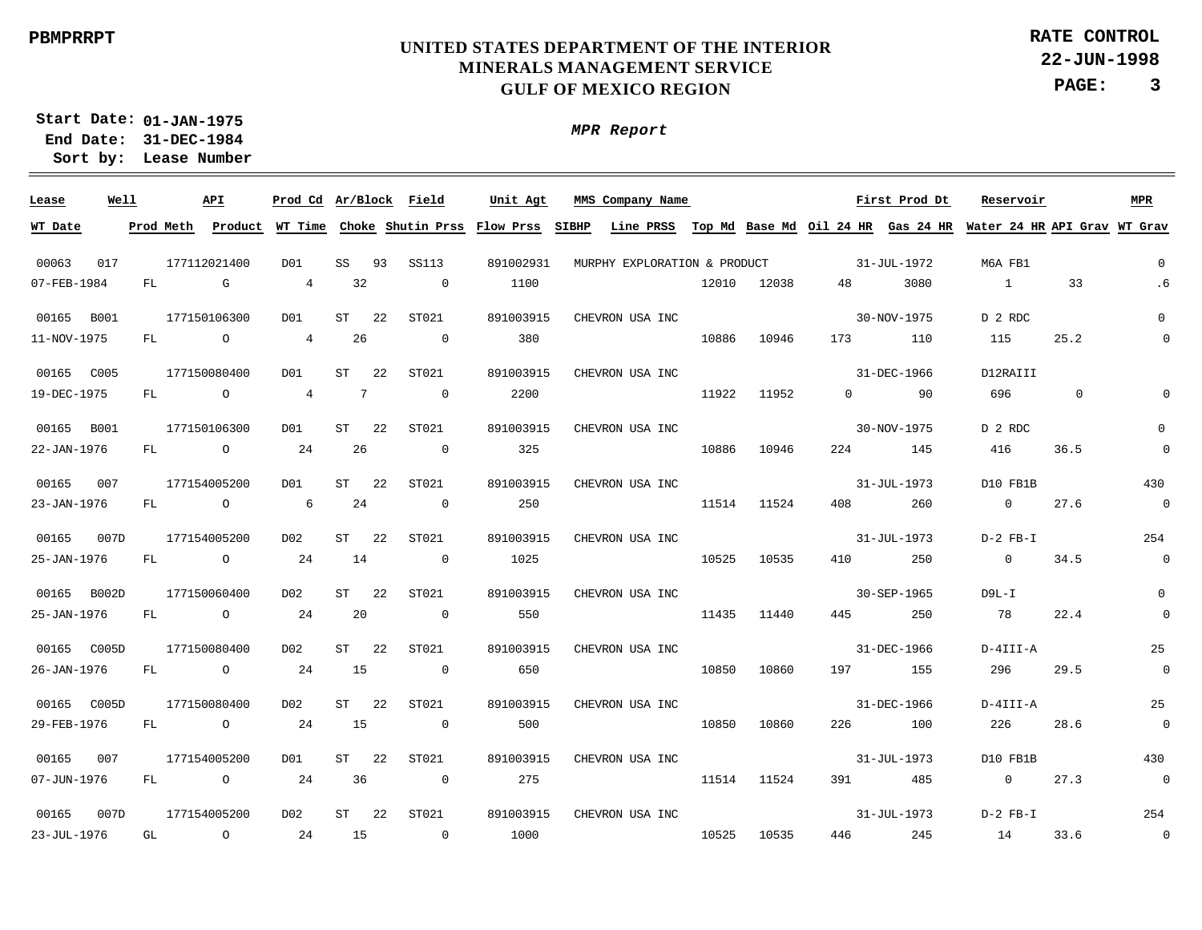**PBMPRRPT**

**UNITED STATES DEPARTMENT OF THE INTERIOR**
**MINERALS MANAGEMENT SERVICE**
**GULF OF MEXICO REGION**

**RATE CONTROL**
**22-JUN-1998**

**Start Date: 01-JAN-1975**
**End Date: 31-DEC-1984**
**Sort by: Lease Number**

***MPR Report***

| Lease | Well | API | Prod Cd | Ar/Block | | Field | Unit Agt | MMS Company Name | | | First Prod Dt | | Reservoir | | MPR |
|---|---|---|---|---|---|---|---|---|---|---|---|---|---|---|---|
| **WT Date** | **Prod Meth** | **Product** | **WT Time** | **Choke** | | **Shutin Prss** | **Flow Prss** | **SIBHP** / **Line PRSS** | **Top Md** | **Base Md** | **Oil 24 HR** | **Gas 24 HR** | **Water 24 HR** | **API Grav** | **WT Grav** |
| 00063 | 017 | 177112021400 | D01 | SS | 93 | SS113 | 891002931 | MURPHY EXPLORATION & PRODUCT | | | 31-JUL-1972 | | M6A FB1 | | 0 |
| 07-FEB-1984 | FL | G | 4 | 32 | | 0 | 1100 | | 12010 | 12038 | 48 | 3080 | 1 | 33 | .6 |
| 00165 | B001 | 177150106300 | D01 | ST | 22 | ST021 | 891003915 | CHEVRON USA INC | | | 30-NOV-1975 | | D 2 RDC | | 0 |
| 11-NOV-1975 | FL | O | 4 | 26 | | 0 | 380 | | 10886 | 10946 | 173 | 110 | 115 | 25.2 | 0 |
| 00165 | C005 | 177150080400 | D01 | ST | 22 | ST021 | 891003915 | CHEVRON USA INC | | | 31-DEC-1966 | | D12RAIII | | |
| 19-DEC-1975 | FL | O | 4 | 7 | | 0 | 2200 | | 11922 | 11952 | 0 | 90 | 696 | 0 | 0 |
| 00165 | B001 | 177150106300 | D01 | ST | 22 | ST021 | 891003915 | CHEVRON USA INC | | | 30-NOV-1975 | | D 2 RDC | | 0 |
| 22-JAN-1976 | FL | O | 24 | 26 | | 0 | 325 | | 10886 | 10946 | 224 | 145 | 416 | 36.5 | 0 |
| 00165 | 007 | 177154005200 | D01 | ST | 22 | ST021 | 891003915 | CHEVRON USA INC | | | 31-JUL-1973 | | D10 FB1B | | 430 |
| 23-JAN-1976 | FL | O | 6 | 24 | | 0 | 250 | | 11514 | 11524 | 408 | 260 | 0 | 27.6 | 0 |
| 00165 | 007D | 177154005200 | D02 | ST | 22 | ST021 | 891003915 | CHEVRON USA INC | | | 31-JUL-1973 | | D-2 FB-I | | 254 |
| 25-JAN-1976 | FL | O | 24 | 14 | | 0 | 1025 | | 10525 | 10535 | 410 | 250 | 0 | 34.5 | 0 |
| 00165 | B002D | 177150060400 | D02 | ST | 22 | ST021 | 891003915 | CHEVRON USA INC | | | 30-SEP-1965 | | D9L-I | | 0 |
| 25-JAN-1976 | FL | O | 24 | 20 | | 0 | 550 | | 11435 | 11440 | 445 | 250 | 78 | 22.4 | 0 |
| 00165 | C005D | 177150080400 | D02 | ST | 22 | ST021 | 891003915 | CHEVRON USA INC | | | 31-DEC-1966 | | D-4III-A | | 25 |
| 26-JAN-1976 | FL | O | 24 | 15 | | 0 | 650 | | 10850 | 10860 | 197 | 155 | 296 | 29.5 | 0 |
| 00165 | C005D | 177150080400 | D02 | ST | 22 | ST021 | 891003915 | CHEVRON USA INC | | | 31-DEC-1966 | | D-4III-A | | 25 |
| 29-FEB-1976 | FL | O | 24 | 15 | | 0 | 500 | | 10850 | 10860 | 226 | 100 | 226 | 28.6 | 0 |
| 00165 | 007 | 177154005200 | D01 | ST | 22 | ST021 | 891003915 | CHEVRON USA INC | | | 31-JUL-1973 | | D10 FB1B | | 430 |
| 07-JUN-1976 | FL | O | 24 | 36 | | 0 | 275 | | 11514 | 11524 | 391 | 485 | 0 | 27.3 | 0 |
| 00165 | 007D | 177154005200 | D02 | ST | 22 | ST021 | 891003915 | CHEVRON USA INC | | | 31-JUL-1973 | | D-2 FB-I | | 254 |
| 23-JUL-1976 | GL | O | 24 | 15 | | 0 | 1000 | | 10525 | 10535 | 446 | 245 | 14 | 33.6 | 0 |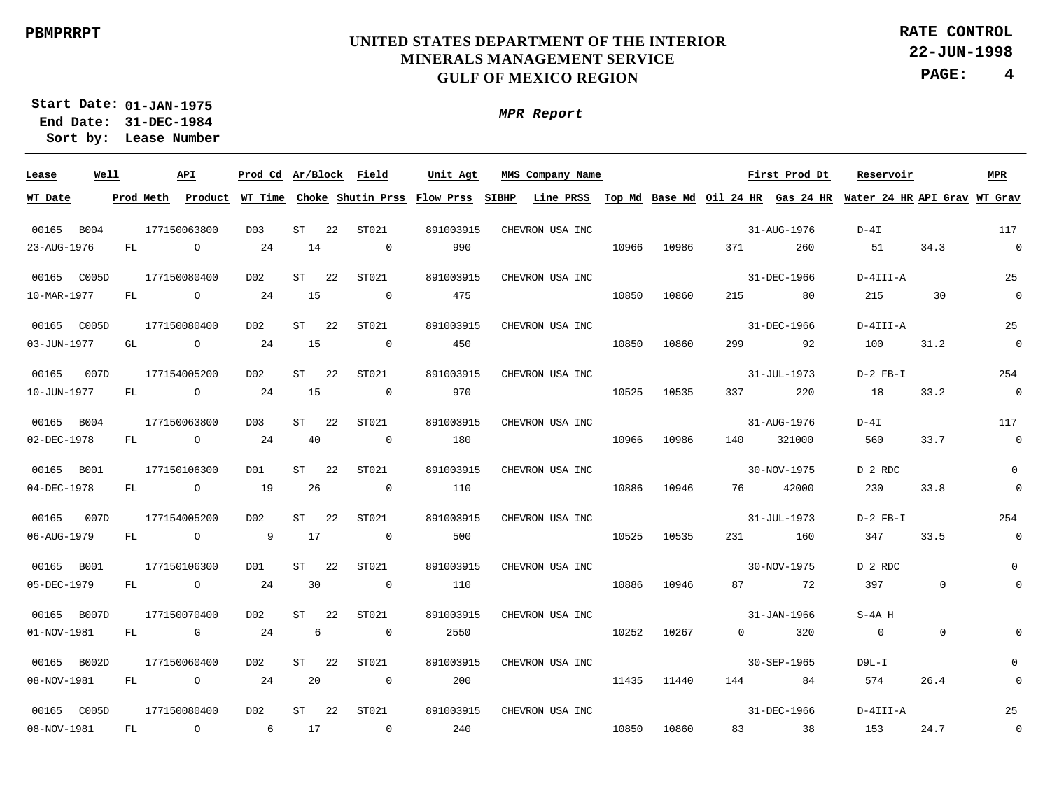PBMPRRPT

# UNITED STATES DEPARTMENT OF THE INTERIOR
## MINERALS MANAGEMENT SERVICE
## GULF OF MEXICO REGION

**RATE CONTROL**
**22-JUN-1998**

**Start Date: 01-JAN-1975**
**End Date: 31-DEC-1984**
**Sort by: Lease Number**

*MPR Report*

| Lease | Well | API | Prod Cd | Ar/Block | | Field | Unit Agt | MMS Company Name | | | | | First Prod Dt | Reservoir | | MPR |
|---|---|---|---|---|---|---|---|---|---|---|---|---|---|---|---|---|
| WT Date | Prod Meth | Product | WT Time | Choke | | Shutin Prss | Flow Prss | SIBHP | Line PRSS | Top Md | Base Md | Oil 24 HR | Gas 24 HR | Water 24 HR | API Grav | WT Grav |
| 00165 | B004 | 177150063800 | D03 | ST | 22 | ST021 | 891003915 | CHEVRON USA INC | | | | | 31-AUG-1976 | D-4I | | 117 |
| 23-AUG-1976 | FL | O | 24 | 14 | | 0 | 990 | | | 10966 | 10986 | 371 | 260 | 51 | 34.3 | 0 |
| 00165 | C005D | 177150080400 | D02 | ST | 22 | ST021 | 891003915 | CHEVRON USA INC | | | | | 31-DEC-1966 | D-4III-A | | 25 |
| 10-MAR-1977 | FL | O | 24 | 15 | | 0 | 475 | | | 10850 | 10860 | 215 | 80 | 215 | 30 | 0 |
| 00165 | C005D | 177150080400 | D02 | ST | 22 | ST021 | 891003915 | CHEVRON USA INC | | | | | 31-DEC-1966 | D-4III-A | | 25 |
| 03-JUN-1977 | GL | O | 24 | 15 | | 0 | 450 | | | 10850 | 10860 | 299 | 92 | 100 | 31.2 | 0 |
| 00165 | 007D | 177154005200 | D02 | ST | 22 | ST021 | 891003915 | CHEVRON USA INC | | | | | 31-JUL-1973 | D-2 FB-I | | 254 |
| 10-JUN-1977 | FL | O | 24 | 15 | | 0 | 970 | | | 10525 | 10535 | 337 | 220 | 18 | 33.2 | 0 |
| 00165 | B004 | 177150063800 | D03 | ST | 22 | ST021 | 891003915 | CHEVRON USA INC | | | | | 31-AUG-1976 | D-4I | | 117 |
| 02-DEC-1978 | FL | O | 24 | 40 | | 0 | 180 | | | 10966 | 10986 | 140 | 321000 | 560 | 33.7 | 0 |
| 00165 | B001 | 177150106300 | D01 | ST | 22 | ST021 | 891003915 | CHEVRON USA INC | | | | | 30-NOV-1975 | D 2 RDC | | 0 |
| 04-DEC-1978 | FL | O | 19 | 26 | | 0 | 110 | | | 10886 | 10946 | 76 | 42000 | 230 | 33.8 | 0 |
| 00165 | 007D | 177154005200 | D02 | ST | 22 | ST021 | 891003915 | CHEVRON USA INC | | | | | 31-JUL-1973 | D-2 FB-I | | 254 |
| 06-AUG-1979 | FL | O | 9 | 17 | | 0 | 500 | | | 10525 | 10535 | 231 | 160 | 347 | 33.5 | 0 |
| 00165 | B001 | 177150106300 | D01 | ST | 22 | ST021 | 891003915 | CHEVRON USA INC | | | | | 30-NOV-1975 | D 2 RDC | | 0 |
| 05-DEC-1979 | FL | O | 24 | 30 | | 0 | 110 | | | 10886 | 10946 | 87 | 72 | 397 | 0 | 0 |
| 00165 | B007D | 177150070400 | D02 | ST | 22 | ST021 | 891003915 | CHEVRON USA INC | | | | | 31-JAN-1966 | S-4A H | | |
| 01-NOV-1981 | FL | G | 24 | 6 | | 0 | 2550 | | | 10252 | 10267 | 0 | 320 | 0 | 0 | 0 |
| 00165 | B002D | 177150060400 | D02 | ST | 22 | ST021 | 891003915 | CHEVRON USA INC | | | | | 30-SEP-1965 | D9L-I | | 0 |
| 08-NOV-1981 | FL | O | 24 | 20 | | 0 | 200 | | | 11435 | 11440 | 144 | 84 | 574 | 26.4 | 0 |
| 00165 | C005D | 177150080400 | D02 | ST | 22 | ST021 | 891003915 | CHEVRON USA INC | | | | | 31-DEC-1966 | D-4III-A | | 25 |
| 08-NOV-1981 | FL | O | 6 | 17 | | 0 | 240 | | | 10850 | 10860 | 83 | 38 | 153 | 24.7 | 0 |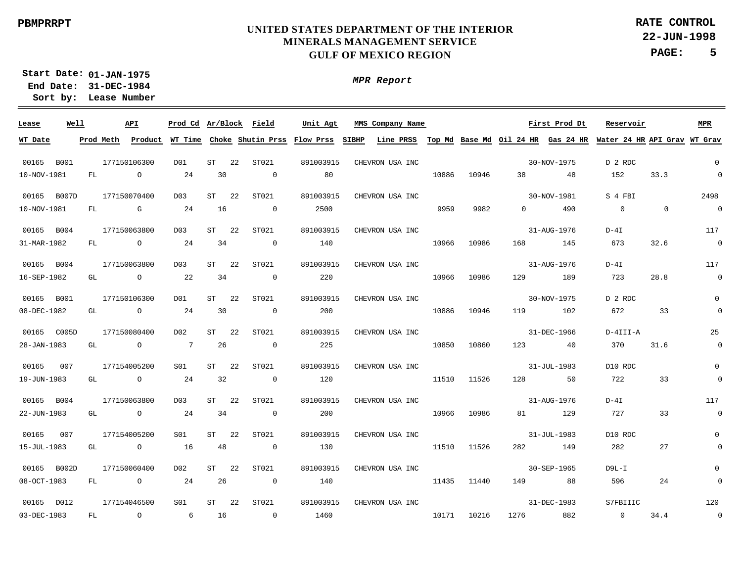PBMPRRPT

# UNITED STATES DEPARTMENT OF THE INTERIOR
## MINERALS MANAGEMENT SERVICE
## GULF OF MEXICO REGION

**RATE CONTROL**
**22-JUN-1998**

**Start Date: 01-JAN-1975**
**End Date: 31-DEC-1984**
**Sort by: Lease Number**

***MPR Report***

| Lease | Well | API | Prod Cd | Ar/Block | | Field | Unit Agt | MMS Company Name | | | | | First Prod Dt | Reservoir | | MPR |
|---|---|---|---|---|---|---|---|---|---|---|---|---|---|---|---|---|
| WT Date | Prod Meth | Product | WT Time | Choke | | Shutin Prss | Flow Prss | SIBHP | Line PRSS | Top Md | Base Md | Oil 24 HR | Gas 24 HR | Water 24 HR | API Grav | WT Grav |
| 00165 | B001 | 177150106300 | D01 | ST | 22 | ST021 | 891003915 | CHEVRON USA INC | | | | | 30-NOV-1975 | D 2 RDC | | 0 |
| 10-NOV-1981 | FL | O | 24 | 30 | | 0 | 80 | | | 10886 | 10946 | 38 | 48 | 152 | 33.3 | 0 |
| 00165 | B007D | 177150070400 | D03 | ST | 22 | ST021 | 891003915 | CHEVRON USA INC | | | | | 30-NOV-1981 | S 4 FBI | | 2498 |
| 10-NOV-1981 | FL | G | 24 | 16 | | 0 | 2500 | | | 9959 | 9982 | 0 | 490 | 0 | 0 | 0 |
| 00165 | B004 | 177150063800 | D03 | ST | 22 | ST021 | 891003915 | CHEVRON USA INC | | | | | 31-AUG-1976 | D-4I | | 117 |
| 31-MAR-1982 | FL | O | 24 | 34 | | 0 | 140 | | | 10966 | 10986 | 168 | 145 | 673 | 32.6 | 0 |
| 00165 | B004 | 177150063800 | D03 | ST | 22 | ST021 | 891003915 | CHEVRON USA INC | | | | | 31-AUG-1976 | D-4I | | 117 |
| 16-SEP-1982 | GL | O | 22 | 34 | | 0 | 220 | | | 10966 | 10986 | 129 | 189 | 723 | 28.8 | 0 |
| 00165 | B001 | 177150106300 | D01 | ST | 22 | ST021 | 891003915 | CHEVRON USA INC | | | | | 30-NOV-1975 | D 2 RDC | | 0 |
| 08-DEC-1982 | GL | O | 24 | 30 | | 0 | 200 | | | 10886 | 10946 | 119 | 102 | 672 | 33 | 0 |
| 00165 | C005D | 177150080400 | D02 | ST | 22 | ST021 | 891003915 | CHEVRON USA INC | | | | | 31-DEC-1966 | D-4III-A | | 25 |
| 28-JAN-1983 | GL | O | 7 | 26 | | 0 | 225 | | | 10850 | 10860 | 123 | 40 | 370 | 31.6 | 0 |
| 00165 | 007 | 177154005200 | S01 | ST | 22 | ST021 | 891003915 | CHEVRON USA INC | | | | | 31-JUL-1983 | D10 RDC | | 0 |
| 19-JUN-1983 | GL | O | 24 | 32 | | 0 | 120 | | | 11510 | 11526 | 128 | 50 | 722 | 33 | 0 |
| 00165 | B004 | 177150063800 | D03 | ST | 22 | ST021 | 891003915 | CHEVRON USA INC | | | | | 31-AUG-1976 | D-4I | | 117 |
| 22-JUN-1983 | GL | O | 24 | 34 | | 0 | 200 | | | 10966 | 10986 | 81 | 129 | 727 | 33 | 0 |
| 00165 | 007 | 177154005200 | S01 | ST | 22 | ST021 | 891003915 | CHEVRON USA INC | | | | | 31-JUL-1983 | D10 RDC | | 0 |
| 15-JUL-1983 | GL | O | 16 | 48 | | 0 | 130 | | | 11510 | 11526 | 282 | 149 | 282 | 27 | 0 |
| 00165 | B002D | 177150060400 | D02 | ST | 22 | ST021 | 891003915 | CHEVRON USA INC | | | | | 30-SEP-1965 | D9L-I | | 0 |
| 08-OCT-1983 | FL | O | 24 | 26 | | 0 | 140 | | | 11435 | 11440 | 149 | 88 | 596 | 24 | 0 |
| 00165 | D012 | 177154046500 | S01 | ST | 22 | ST021 | 891003915 | CHEVRON USA INC | | | | | 31-DEC-1983 | S7FBIIIC | | 120 |
| 03-DEC-1983 | FL | O | 6 | 16 | | 0 | 1460 | | | 10171 | 10216 | 1276 | 882 | 0 | 34.4 | 0 |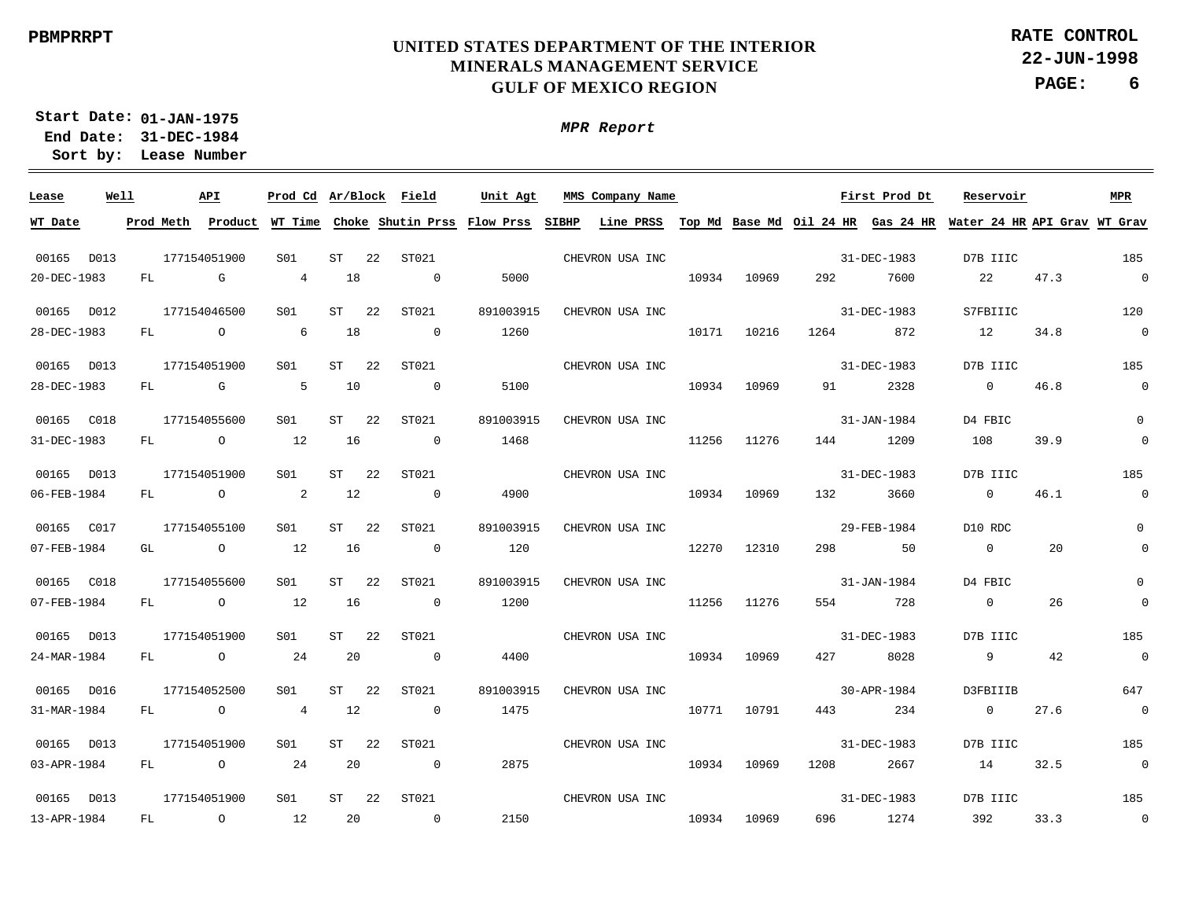PBMPRRPT

# UNITED STATES DEPARTMENT OF THE INTERIOR
## MINERALS MANAGEMENT SERVICE
## GULF OF MEXICO REGION

**RATE CONTROL**
**22-JUN-1998**

**Start Date: 01-JAN-1975**
**End Date: 31-DEC-1984**
**Sort by: Lease Number**

***MPR Report***

| Lease | Well | API | Prod Cd | Ar/Block | | Field | Unit Agt | MMS Company Name | | | | | First Prod Dt | Reservoir | | MPR |
|---|---|---|---|---|---|---|---|---|---|---|---|---|---|---|---|---|
| **WT Date** | **Prod Meth** | **Product** | **WT Time** | **Choke** | | **Shutin Prss** | **Flow Prss** | **SIBHP** | **Line PRSS** | **Top Md** | **Base Md** | **Oil 24 HR** | **Gas 24 HR** | **Water 24 HR** | **API Grav** | **WT Grav** |
| 00165 | D013 | 177154051900 | S01 | ST | 22 | ST021 | | CHEVRON USA INC | | | | | 31-DEC-1983 | D7B IIIC | | 185 |
| 20-DEC-1983 | FL | G | 4 | 18 | | 0 | 5000 | | | 10934 | 10969 | 292 | 7600 | 22 | 47.3 | 0 |
| 00165 | D012 | 177154046500 | S01 | ST | 22 | ST021 | 891003915 | CHEVRON USA INC | | | | | 31-DEC-1983 | S7FBIIIC | | 120 |
| 28-DEC-1983 | FL | O | 6 | 18 | | 0 | 1260 | | | 10171 | 10216 | 1264 | 872 | 12 | 34.8 | 0 |
| 00165 | D013 | 177154051900 | S01 | ST | 22 | ST021 | | CHEVRON USA INC | | | | | 31-DEC-1983 | D7B IIIC | | 185 |
| 28-DEC-1983 | FL | G | 5 | 10 | | 0 | 5100 | | | 10934 | 10969 | 91 | 2328 | 0 | 46.8 | 0 |
| 00165 | C018 | 177154055600 | S01 | ST | 22 | ST021 | 891003915 | CHEVRON USA INC | | | | | 31-JAN-1984 | D4 FBIC | | 0 |
| 31-DEC-1983 | FL | O | 12 | 16 | | 0 | 1468 | | | 11256 | 11276 | 144 | 1209 | 108 | 39.9 | 0 |
| 00165 | D013 | 177154051900 | S01 | ST | 22 | ST021 | | CHEVRON USA INC | | | | | 31-DEC-1983 | D7B IIIC | | 185 |
| 06-FEB-1984 | FL | O | 2 | 12 | | 0 | 4900 | | | 10934 | 10969 | 132 | 3660 | 0 | 46.1 | 0 |
| 00165 | C017 | 177154055100 | S01 | ST | 22 | ST021 | 891003915 | CHEVRON USA INC | | | | | 29-FEB-1984 | D10 RDC | | 0 |
| 07-FEB-1984 | GL | O | 12 | 16 | | 0 | 120 | | | 12270 | 12310 | 298 | 50 | 0 | 20 | 0 |
| 00165 | C018 | 177154055600 | S01 | ST | 22 | ST021 | 891003915 | CHEVRON USA INC | | | | | 31-JAN-1984 | D4 FBIC | | 0 |
| 07-FEB-1984 | FL | O | 12 | 16 | | 0 | 1200 | | | 11256 | 11276 | 554 | 728 | 0 | 26 | 0 |
| 00165 | D013 | 177154051900 | S01 | ST | 22 | ST021 | | CHEVRON USA INC | | | | | 31-DEC-1983 | D7B IIIC | | 185 |
| 24-MAR-1984 | FL | O | 24 | 20 | | 0 | 4400 | | | 10934 | 10969 | 427 | 8028 | 9 | 42 | 0 |
| 00165 | D016 | 177154052500 | S01 | ST | 22 | ST021 | 891003915 | CHEVRON USA INC | | | | | 30-APR-1984 | D3FBIIIB | | 647 |
| 31-MAR-1984 | FL | O | 4 | 12 | | 0 | 1475 | | | 10771 | 10791 | 443 | 234 | 0 | 27.6 | 0 |
| 00165 | D013 | 177154051900 | S01 | ST | 22 | ST021 | | CHEVRON USA INC | | | | | 31-DEC-1983 | D7B IIIC | | 185 |
| 03-APR-1984 | FL | O | 24 | 20 | | 0 | 2875 | | | 10934 | 10969 | 1208 | 2667 | 14 | 32.5 | 0 |
| 00165 | D013 | 177154051900 | S01 | ST | 22 | ST021 | | CHEVRON USA INC | | | | | 31-DEC-1983 | D7B IIIC | | 185 |
| 13-APR-1984 | FL | O | 12 | 20 | | 0 | 2150 | | | 10934 | 10969 | 696 | 1274 | 392 | 33.3 | 0 |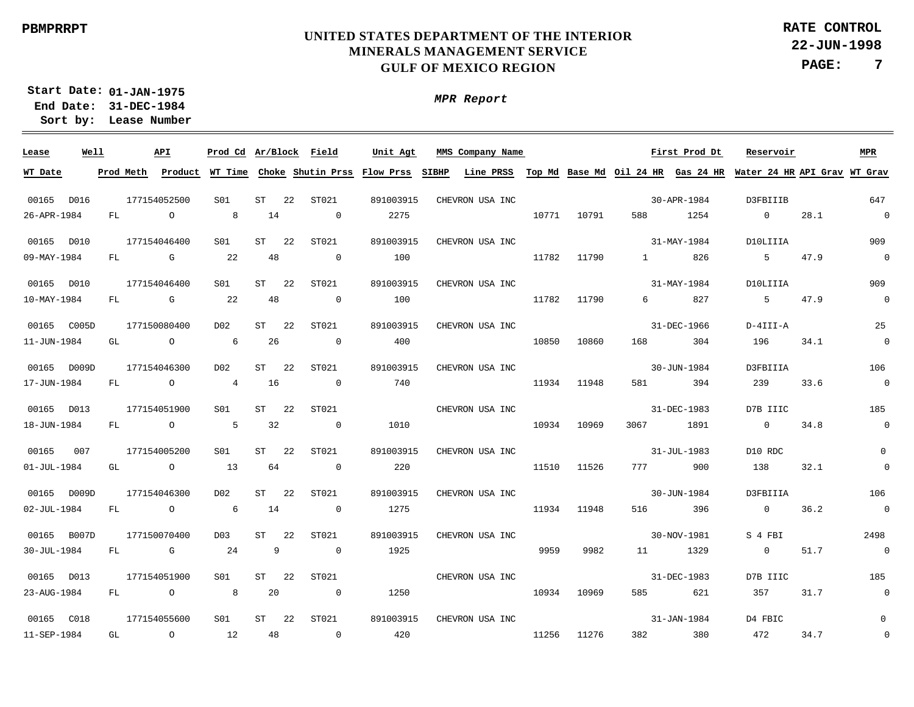PBMPRRPT

# UNITED STATES DEPARTMENT OF THE INTERIOR
## MINERALS MANAGEMENT SERVICE
## GULF OF MEXICO REGION

**RATE CONTROL**
**22-JUN-1998**

**Start Date: 01-JAN-1975**
**End Date: 31-DEC-1984**
**Sort by: Lease Number**

***MPR Report***

| Lease | Well | API | Prod Cd | Ar/Block | | Field | Unit Agt | MMS Company Name | | | | First Prod Dt | Reservoir | | MPR |
|---|---|---|---|---|---|---|---|---|---|---|---|---|---|---|---|
| **WT Date** | **Prod Meth** | **Product** | **WT Time** | **Choke** | **Shutin Prss** | **Flow Prss** | **SIBHP** | **Line PRSS** | **Top Md** | **Base Md** | **Oil 24 HR** | **Gas 24 HR** | **Water 24 HR** | **API Grav** | **WT Grav** |
| 00165 | D016 | 177154052500 | S01 | ST | 22 | ST021 | 891003915 | CHEVRON USA INC | | | | 30-APR-1984 | D3FBIIIB | | 647 |
| 26-APR-1984 | FL | O | 8 | 14 | 0 | 2275 | | | 10771 | 10791 | 588 | 1254 | 0 | 28.1 | 0 |
| 00165 | D010 | 177154046400 | S01 | ST | 22 | ST021 | 891003915 | CHEVRON USA INC | | | | 31-MAY-1984 | D10LIIIA | | 909 |
| 09-MAY-1984 | FL | G | 22 | 48 | 0 | 100 | | | 11782 | 11790 | 1 | 826 | 5 | 47.9 | 0 |
| 00165 | D010 | 177154046400 | S01 | ST | 22 | ST021 | 891003915 | CHEVRON USA INC | | | | 31-MAY-1984 | D10LIIIA | | 909 |
| 10-MAY-1984 | FL | G | 22 | 48 | 0 | 100 | | | 11782 | 11790 | 6 | 827 | 5 | 47.9 | 0 |
| 00165 | C005D | 177150080400 | D02 | ST | 22 | ST021 | 891003915 | CHEVRON USA INC | | | | 31-DEC-1966 | D-4III-A | | 25 |
| 11-JUN-1984 | GL | O | 6 | 26 | 0 | 400 | | | 10850 | 10860 | 168 | 304 | 196 | 34.1 | 0 |
| 00165 | D009D | 177154046300 | D02 | ST | 22 | ST021 | 891003915 | CHEVRON USA INC | | | | 30-JUN-1984 | D3FBIIIA | | 106 |
| 17-JUN-1984 | FL | O | 4 | 16 | 0 | 740 | | | 11934 | 11948 | 581 | 394 | 239 | 33.6 | 0 |
| 00165 | D013 | 177154051900 | S01 | ST | 22 | ST021 | | CHEVRON USA INC | | | | 31-DEC-1983 | D7B IIIC | | 185 |
| 18-JUN-1984 | FL | O | 5 | 32 | 0 | 1010 | | | 10934 | 10969 | 3067 | 1891 | 0 | 34.8 | 0 |
| 00165 | 007 | 177154005200 | S01 | ST | 22 | ST021 | 891003915 | CHEVRON USA INC | | | | 31-JUL-1983 | D10 RDC | | 0 |
| 01-JUL-1984 | GL | O | 13 | 64 | 0 | 220 | | | 11510 | 11526 | 777 | 900 | 138 | 32.1 | 0 |
| 00165 | D009D | 177154046300 | D02 | ST | 22 | ST021 | 891003915 | CHEVRON USA INC | | | | 30-JUN-1984 | D3FBIIIA | | 106 |
| 02-JUL-1984 | FL | O | 6 | 14 | 0 | 1275 | | | 11934 | 11948 | 516 | 396 | 0 | 36.2 | 0 |
| 00165 | B007D | 177150070400 | D03 | ST | 22 | ST021 | 891003915 | CHEVRON USA INC | | | | 30-NOV-1981 | S 4 FBI | | 2498 |
| 30-JUL-1984 | FL | G | 24 | 9 | 0 | 1925 | | | 9959 | 9982 | 11 | 1329 | 0 | 51.7 | 0 |
| 00165 | D013 | 177154051900 | S01 | ST | 22 | ST021 | | CHEVRON USA INC | | | | 31-DEC-1983 | D7B IIIC | | 185 |
| 23-AUG-1984 | FL | O | 8 | 20 | 0 | 1250 | | | 10934 | 10969 | 585 | 621 | 357 | 31.7 | 0 |
| 00165 | C018 | 177154055600 | S01 | ST | 22 | ST021 | 891003915 | CHEVRON USA INC | | | | 31-JAN-1984 | D4 FBIC | | 0 |
| 11-SEP-1984 | GL | O | 12 | 48 | 0 | 420 | | | 11256 | 11276 | 382 | 380 | 472 | 34.7 | 0 |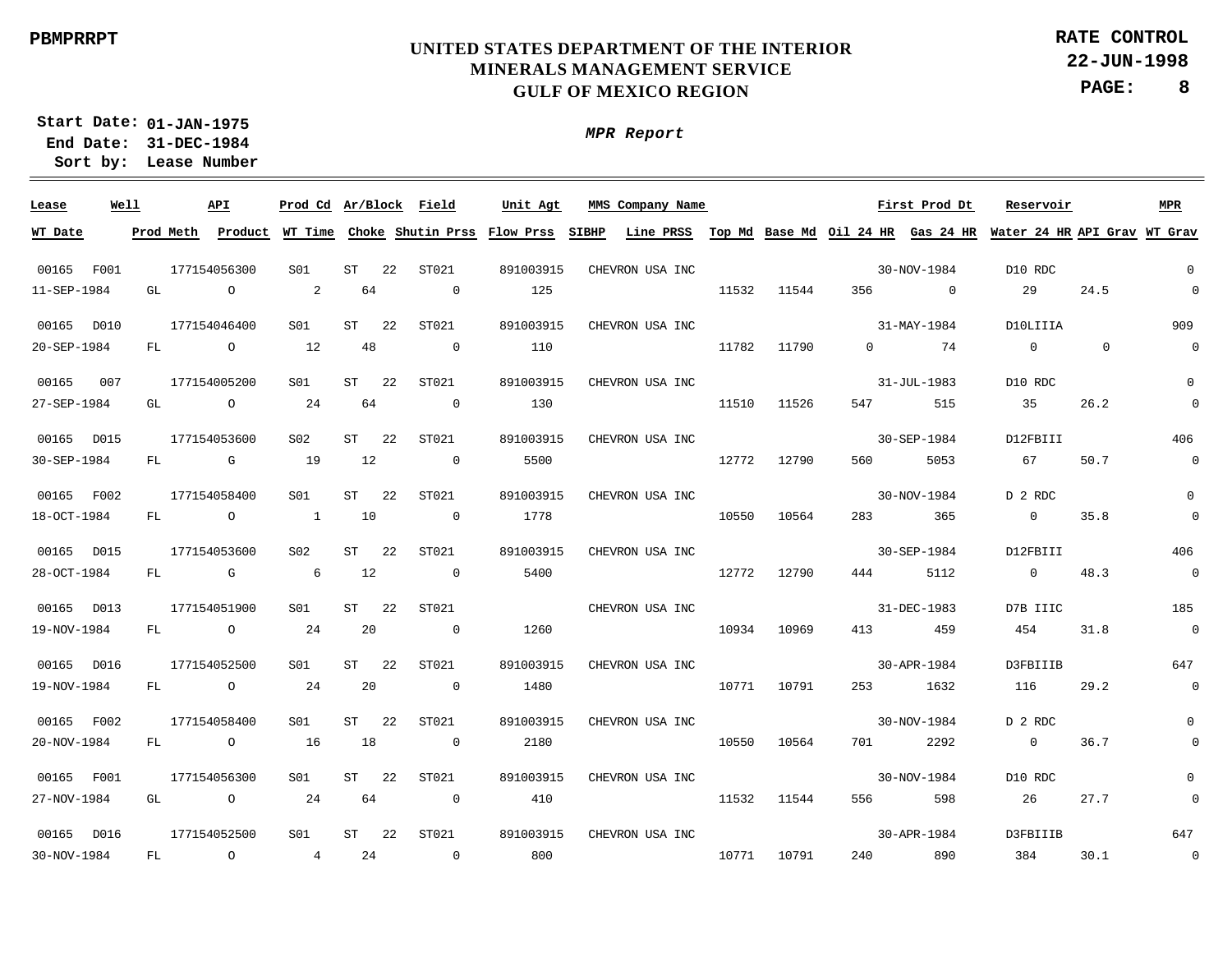**PBMPRRPT**

**UNITED STATES DEPARTMENT OF THE INTERIOR**
**MINERALS MANAGEMENT SERVICE**
**GULF OF MEXICO REGION**

**RATE CONTROL**
**22-JUN-1998**

**Start Date: 01-JAN-1975**
**End Date: 31-DEC-1984**
**Sort by: Lease Number**

***MPR Report***

| Lease | Well | API | Prod Cd | Ar/Block | | Field | Unit Agt | MMS Company Name | | | | | First Prod Dt | Reservoir | | MPR |
|---|---|---|---|---|---|---|---|---|---|---|---|---|---|---|---|---|
| **WT Date** | **Prod Meth** | **Product** | **WT Time** | **Choke** | | **Shutin Prss** | **Flow Prss** | **SIBHP** | **Line PRSS** | **Top Md** | **Base Md** | **Oil 24 HR** | **Gas 24 HR** | **Water 24 HR** | **API Grav** | **WT Grav** |
| 00165 | F001 | 177154056300 | S01 | ST | 22 | ST021 | 891003915 | CHEVRON USA INC | | | | | 30-NOV-1984 | D10 RDC | | 0 |
| 11-SEP-1984 | GL | O | 2 | 64 | | 0 | 125 | | | 11532 | 11544 | 356 | 0 | 29 | 24.5 | 0 |
| 00165 | D010 | 177154046400 | S01 | ST | 22 | ST021 | 891003915 | CHEVRON USA INC | | | | | 31-MAY-1984 | D10LIIIA | | 909 |
| 20-SEP-1984 | FL | O | 12 | 48 | | 0 | 110 | | | 11782 | 11790 | 0 | 74 | 0 | 0 | 0 |
| 00165 | 007 | 177154005200 | S01 | ST | 22 | ST021 | 891003915 | CHEVRON USA INC | | | | | 31-JUL-1983 | D10 RDC | | 0 |
| 27-SEP-1984 | GL | O | 24 | 64 | | 0 | 130 | | | 11510 | 11526 | 547 | 515 | 35 | 26.2 | 0 |
| 00165 | D015 | 177154053600 | S02 | ST | 22 | ST021 | 891003915 | CHEVRON USA INC | | | | | 30-SEP-1984 | D12FBIII | | 406 |
| 30-SEP-1984 | FL | G | 19 | 12 | | 0 | 5500 | | | 12772 | 12790 | 560 | 5053 | 67 | 50.7 | 0 |
| 00165 | F002 | 177154058400 | S01 | ST | 22 | ST021 | 891003915 | CHEVRON USA INC | | | | | 30-NOV-1984 | D 2 RDC | | 0 |
| 18-OCT-1984 | FL | O | 1 | 10 | | 0 | 1778 | | | 10550 | 10564 | 283 | 365 | 0 | 35.8 | 0 |
| 00165 | D015 | 177154053600 | S02 | ST | 22 | ST021 | 891003915 | CHEVRON USA INC | | | | | 30-SEP-1984 | D12FBIII | | 406 |
| 28-OCT-1984 | FL | G | 6 | 12 | | 0 | 5400 | | | 12772 | 12790 | 444 | 5112 | 0 | 48.3 | 0 |
| 00165 | D013 | 177154051900 | S01 | ST | 22 | ST021 | | CHEVRON USA INC | | | | | 31-DEC-1983 | D7B IIIC | | 185 |
| 19-NOV-1984 | FL | O | 24 | 20 | | 0 | 1260 | | | 10934 | 10969 | 413 | 459 | 454 | 31.8 | 0 |
| 00165 | D016 | 177154052500 | S01 | ST | 22 | ST021 | 891003915 | CHEVRON USA INC | | | | | 30-APR-1984 | D3FBIIIB | | 647 |
| 19-NOV-1984 | FL | O | 24 | 20 | | 0 | 1480 | | | 10771 | 10791 | 253 | 1632 | 116 | 29.2 | 0 |
| 00165 | F002 | 177154058400 | S01 | ST | 22 | ST021 | 891003915 | CHEVRON USA INC | | | | | 30-NOV-1984 | D 2 RDC | | 0 |
| 20-NOV-1984 | FL | O | 16 | 18 | | 0 | 2180 | | | 10550 | 10564 | 701 | 2292 | 0 | 36.7 | 0 |
| 00165 | F001 | 177154056300 | S01 | ST | 22 | ST021 | 891003915 | CHEVRON USA INC | | | | | 30-NOV-1984 | D10 RDC | | 0 |
| 27-NOV-1984 | GL | O | 24 | 64 | | 0 | 410 | | | 11532 | 11544 | 556 | 598 | 26 | 27.7 | 0 |
| 00165 | D016 | 177154052500 | S01 | ST | 22 | ST021 | 891003915 | CHEVRON USA INC | | | | | 30-APR-1984 | D3FBIIIB | | 647 |
| 30-NOV-1984 | FL | O | 4 | 24 | | 0 | 800 | | | 10771 | 10791 | 240 | 890 | 384 | 30.1 | 0 |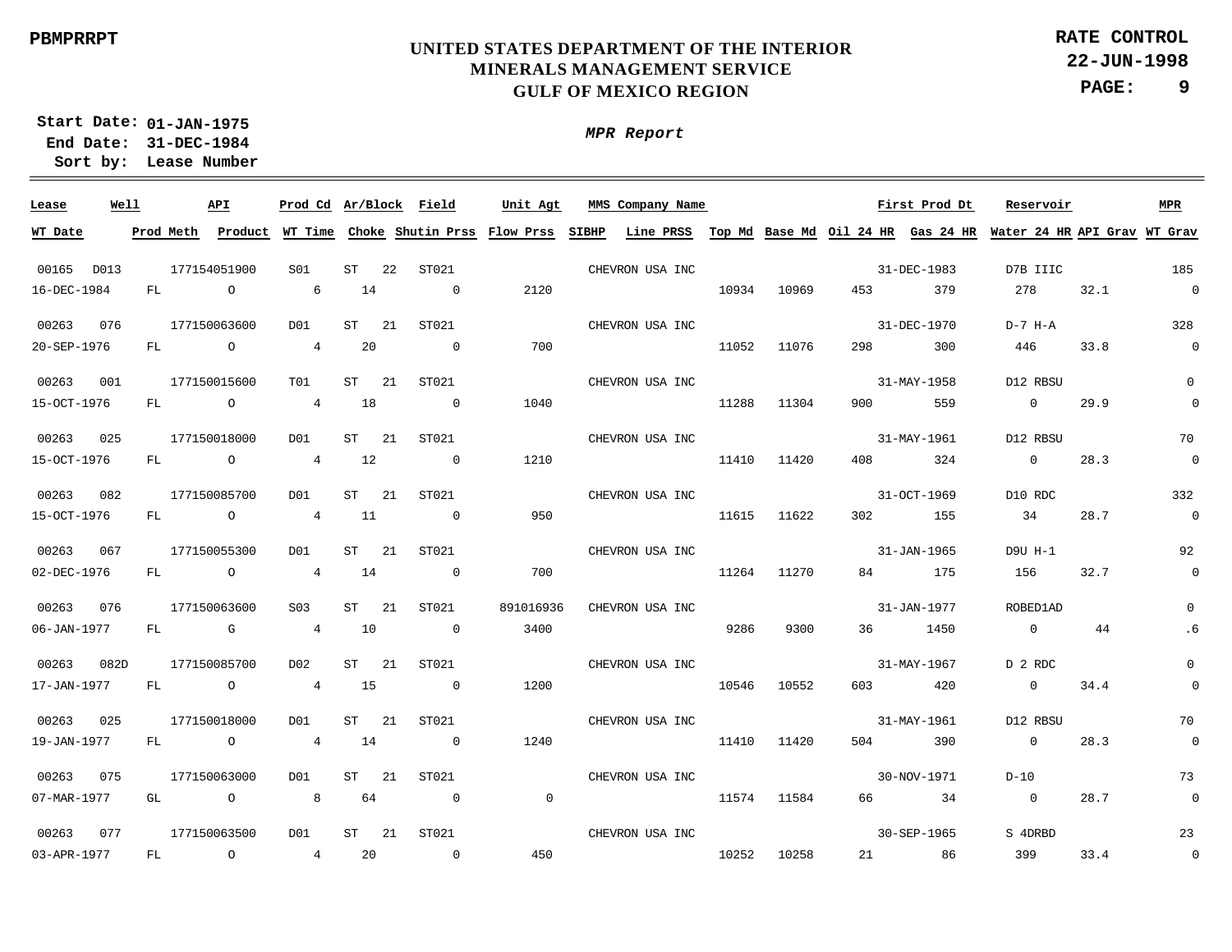PBMPRRPT

# UNITED STATES DEPARTMENT OF THE INTERIOR
## MINERALS MANAGEMENT SERVICE
## GULF OF MEXICO REGION

**RATE CONTROL**
**22-JUN-1998**

**Start Date: 01-JAN-1975**
**End Date: 31-DEC-1984**
**Sort by: Lease Number**

***MPR Report***

| Lease | Well | API | Prod Cd | Ar/Block | | Field | Unit Agt | MMS Company Name | | | | First Prod Dt | Reservoir | | MPR |
|---|---|---|---|---|---|---|---|---|---|---|---|---|---|---|---|
| **WT Date** | **Prod Meth** | **Product** | **WT Time** | **Choke** | | **Shutin Prss** | **Flow Prss** | **SIBHP** | **Line PRSS** | **Top Md** | **Base Md** | **Oil 24 HR** | **Gas 24 HR** | **Water 24 HR** | **API Grav** | **WT Grav** |
| 00165 | D013 | 177154051900 | S01 | ST | 22 | ST021 | | CHEVRON USA INC | | | | 31-DEC-1983 | D7B IIIC | | 185 |
| 16-DEC-1984 | FL | O | 6 | 14 | | 0 | 2120 | | | 10934 | 10969 | 453 | 379 | 278 | 32.1 | 0 |
| 00263 | 076 | 177150063600 | D01 | ST | 21 | ST021 | | CHEVRON USA INC | | | | 31-DEC-1970 | D-7 H-A | | 328 |
| 20-SEP-1976 | FL | O | 4 | 20 | | 0 | 700 | | | 11052 | 11076 | 298 | 300 | 446 | 33.8 | 0 |
| 00263 | 001 | 177150015600 | T01 | ST | 21 | ST021 | | CHEVRON USA INC | | | | 31-MAY-1958 | D12 RBSU | | 0 |
| 15-OCT-1976 | FL | O | 4 | 18 | | 0 | 1040 | | | 11288 | 11304 | 900 | 559 | 0 | 29.9 | 0 |
| 00263 | 025 | 177150018000 | D01 | ST | 21 | ST021 | | CHEVRON USA INC | | | | 31-MAY-1961 | D12 RBSU | | 70 |
| 15-OCT-1976 | FL | O | 4 | 12 | | 0 | 1210 | | | 11410 | 11420 | 408 | 324 | 0 | 28.3 | 0 |
| 00263 | 082 | 177150085700 | D01 | ST | 21 | ST021 | | CHEVRON USA INC | | | | 31-OCT-1969 | D10 RDC | | 332 |
| 15-OCT-1976 | FL | O | 4 | 11 | | 0 | 950 | | | 11615 | 11622 | 302 | 155 | 34 | 28.7 | 0 |
| 00263 | 067 | 177150055300 | D01 | ST | 21 | ST021 | | CHEVRON USA INC | | | | 31-JAN-1965 | D9U H-1 | | 92 |
| 02-DEC-1976 | FL | O | 4 | 14 | | 0 | 700 | | | 11264 | 11270 | 84 | 175 | 156 | 32.7 | 0 |
| 00263 | 076 | 177150063600 | S03 | ST | 21 | ST021 | 891016936 | CHEVRON USA INC | | | | 31-JAN-1977 | ROBED1AD | | 0 |
| 06-JAN-1977 | FL | G | 4 | 10 | | 0 | 3400 | | | 9286 | 9300 | 36 | 1450 | 0 | 44 | .6 |
| 00263 | 082D | 177150085700 | D02 | ST | 21 | ST021 | | CHEVRON USA INC | | | | 31-MAY-1967 | D 2 RDC | | 0 |
| 17-JAN-1977 | FL | O | 4 | 15 | | 0 | 1200 | | | 10546 | 10552 | 603 | 420 | 0 | 34.4 | 0 |
| 00263 | 025 | 177150018000 | D01 | ST | 21 | ST021 | | CHEVRON USA INC | | | | 31-MAY-1961 | D12 RBSU | | 70 |
| 19-JAN-1977 | FL | O | 4 | 14 | | 0 | 1240 | | | 11410 | 11420 | 504 | 390 | 0 | 28.3 | 0 |
| 00263 | 075 | 177150063000 | D01 | ST | 21 | ST021 | | CHEVRON USA INC | | | | 30-NOV-1971 | D-10 | | 73 |
| 07-MAR-1977 | GL | O | 8 | 64 | | 0 | 0 | | | 11574 | 11584 | 66 | 34 | 0 | 28.7 | 0 |
| 00263 | 077 | 177150063500 | D01 | ST | 21 | ST021 | | CHEVRON USA INC | | | | 30-SEP-1965 | S 4DRBD | | 23 |
| 03-APR-1977 | FL | O | 4 | 20 | | 0 | 450 | | | 10252 | 10258 | 21 | 86 | 399 | 33.4 | 0 |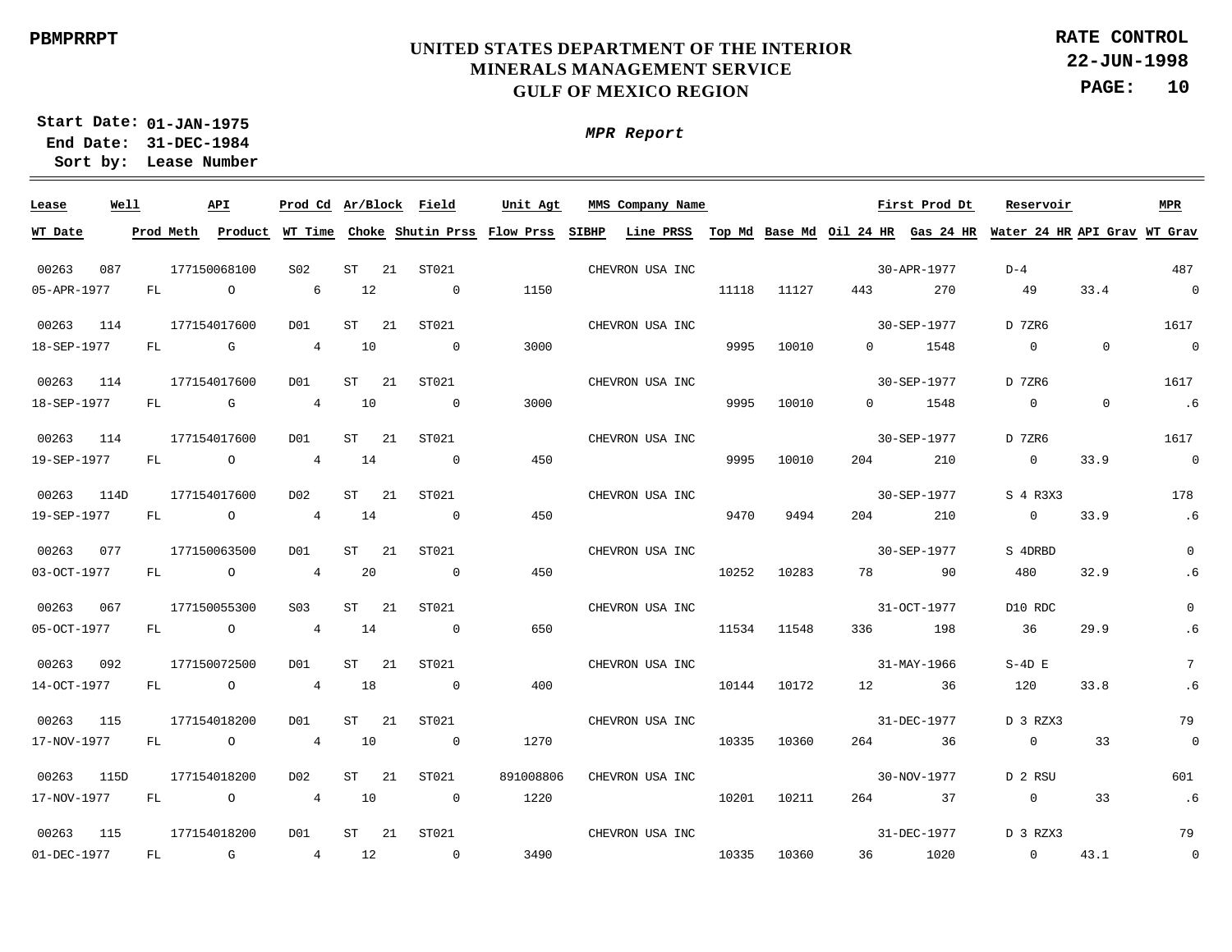PBMPRRPT

# UNITED STATES DEPARTMENT OF THE INTERIOR
## MINERALS MANAGEMENT SERVICE
## GULF OF MEXICO REGION

**RATE CONTROL**
**22-JUN-1998**

**Start Date:** 01-JAN-1975
**End Date:** 31-DEC-1984
**Sort by:** Lease Number

***MPR Report***

| Lease | Well | API | Prod Cd | Ar/Block | Field | Unit Agt | MMS Company Name | | | | First Prod Dt | | Reservoir | | MPR |
|---|---|---|---|---|---|---|---|---|---|---|---|---|---|---|---|
| **WT Date** | **Prod Meth** | **Product** | **WT Time** | **Choke** | **Shutin Prss** | **Flow Prss** | **SIBHP** | **Line PRSS** | **Top Md** | **Base Md** | **Oil 24 HR** | **Gas 24 HR** | **Water 24 HR** | **API Grav** | **WT Grav** |
| 00263 | 087 | 177150068100 | S02 | ST 21 | ST021 | | CHEVRON USA INC | | | | 30-APR-1977 | | D-4 | | 487 |
| 05-APR-1977 | FL | O | 6 | 12 | 0 | 1150 | | | 11118 | 11127 | 443 | 270 | 49 | 33.4 | 0 |
| 00263 | 114 | 177154017600 | D01 | ST 21 | ST021 | | CHEVRON USA INC | | | | 30-SEP-1977 | | D 7ZR6 | | 1617 |
| 18-SEP-1977 | FL | G | 4 | 10 | 0 | 3000 | | | 9995 | 10010 | 0 | 1548 | 0 | 0 | 0 |
| 00263 | 114 | 177154017600 | D01 | ST 21 | ST021 | | CHEVRON USA INC | | | | 30-SEP-1977 | | D 7ZR6 | | 1617 |
| 18-SEP-1977 | FL | G | 4 | 10 | 0 | 3000 | | | 9995 | 10010 | 0 | 1548 | 0 | 0 | .6 |
| 00263 | 114 | 177154017600 | D01 | ST 21 | ST021 | | CHEVRON USA INC | | | | 30-SEP-1977 | | D 7ZR6 | | 1617 |
| 19-SEP-1977 | FL | O | 4 | 14 | 0 | 450 | | | 9995 | 10010 | 204 | 210 | 0 | 33.9 | 0 |
| 00263 | 114D | 177154017600 | D02 | ST 21 | ST021 | | CHEVRON USA INC | | | | 30-SEP-1977 | | S 4 R3X3 | | 178 |
| 19-SEP-1977 | FL | O | 4 | 14 | 0 | 450 | | | 9470 | 9494 | 204 | 210 | 0 | 33.9 | .6 |
| 00263 | 077 | 177150063500 | D01 | ST 21 | ST021 | | CHEVRON USA INC | | | | 30-SEP-1977 | | S 4DRBD | | 0 |
| 03-OCT-1977 | FL | O | 4 | 20 | 0 | 450 | | | 10252 | 10283 | 78 | 90 | 480 | 32.9 | .6 |
| 00263 | 067 | 177150055300 | S03 | ST 21 | ST021 | | CHEVRON USA INC | | | | 31-OCT-1977 | | D10 RDC | | 0 |
| 05-OCT-1977 | FL | O | 4 | 14 | 0 | 650 | | | 11534 | 11548 | 336 | 198 | 36 | 29.9 | .6 |
| 00263 | 092 | 177150072500 | D01 | ST 21 | ST021 | | CHEVRON USA INC | | | | 31-MAY-1966 | | S-4D E | | 7 |
| 14-OCT-1977 | FL | O | 4 | 18 | 0 | 400 | | | 10144 | 10172 | 12 | 36 | 120 | 33.8 | .6 |
| 00263 | 115 | 177154018200 | D01 | ST 21 | ST021 | | CHEVRON USA INC | | | | 31-DEC-1977 | | D 3 RZX3 | | 79 |
| 17-NOV-1977 | FL | O | 4 | 10 | 0 | 1270 | | | 10335 | 10360 | 264 | 36 | 0 | 33 | 0 |
| 00263 | 115D | 177154018200 | D02 | ST 21 | ST021 | 891008806 | CHEVRON USA INC | | | | 30-NOV-1977 | | D 2 RSU | | 601 |
| 17-NOV-1977 | FL | O | 4 | 10 | 0 | 1220 | | | 10201 | 10211 | 264 | 37 | 0 | 33 | .6 |
| 00263 | 115 | 177154018200 | D01 | ST 21 | ST021 | | CHEVRON USA INC | | | | 31-DEC-1977 | | D 3 RZX3 | | 79 |
| 01-DEC-1977 | FL | G | 4 | 12 | 0 | 3490 | | | 10335 | 10360 | 36 | 1020 | 0 | 43.1 | 0 |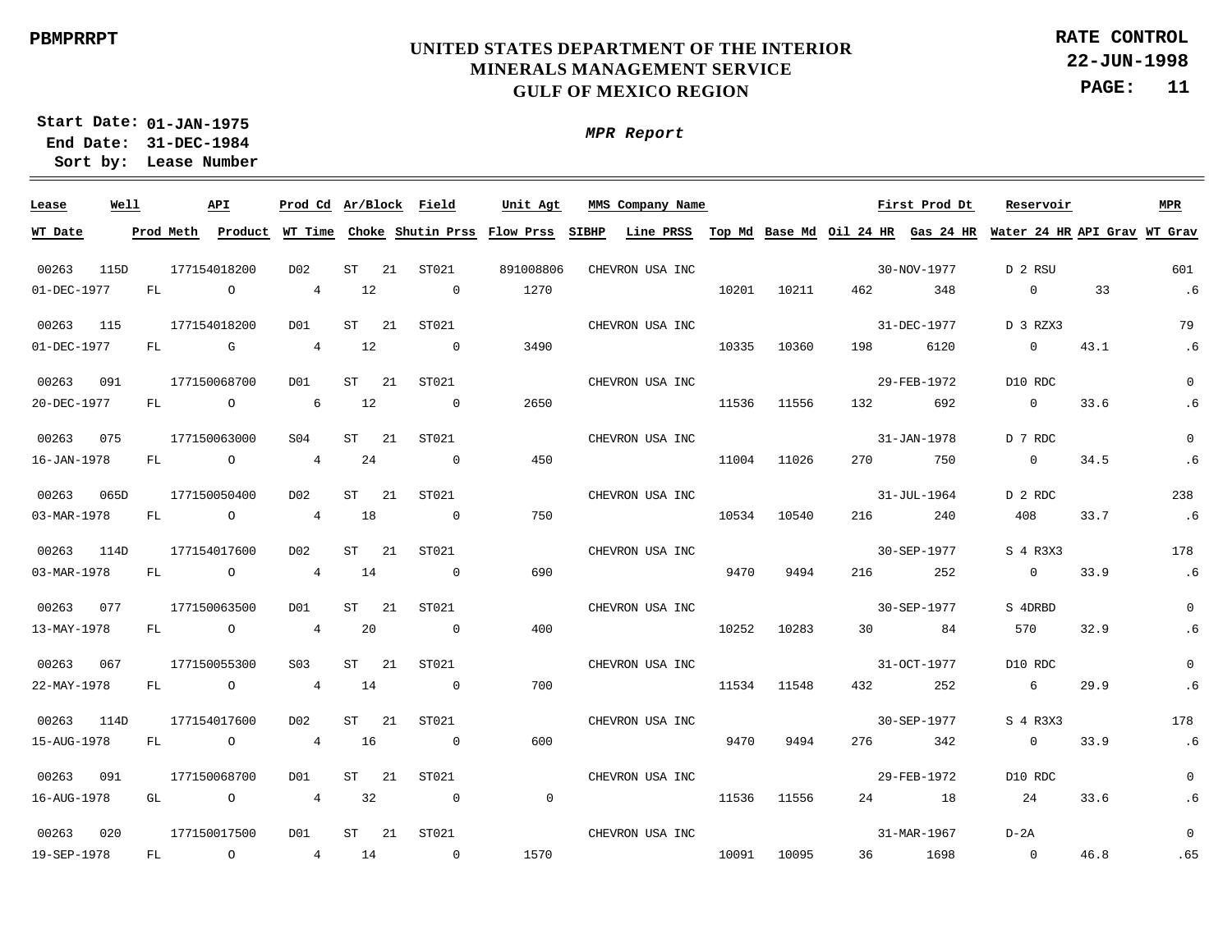PBMPRRPT

**UNITED STATES DEPARTMENT OF THE INTERIOR**
**MINERALS MANAGEMENT SERVICE**
**GULF OF MEXICO REGION**

**RATE CONTROL**
**22-JUN-1998**

**Start Date: 01-JAN-1975**
**End Date: 31-DEC-1984**
**Sort by: Lease Number**

***MPR Report***

| Lease | Well | API | Prod Cd | Ar/Block | | Field | Unit Agt | MMS Company Name | | | | First Prod Dt | Reservoir | | MPR |
|---|---|---|---|---|---|---|---|---|---|---|---|---|---|---|---|
| WT Date | Prod Meth | Product | WT Time | Choke | | Shutin Prss | Flow Prss | SIBHP | Line PRSS | Top Md | Base Md | Oil 24 HR | Gas 24 HR | Water 24 HR | API Grav | WT Grav |
| 00263 | 115D | 177154018200 | D02 | ST | 21 | ST021 | 891008806 | CHEVRON USA INC | | | | 30-NOV-1977 | D 2 RSU | | 601 |
| 01-DEC-1977 | FL | O | 4 | 12 | | 0 | 1270 | | | 10201 | 10211 | 462 | 348 | 0 | 33 | .6 |
| 00263 | 115 | 177154018200 | D01 | ST | 21 | ST021 | | CHEVRON USA INC | | | | 31-DEC-1977 | D 3 RZX3 | | 79 |
| 01-DEC-1977 | FL | G | 4 | 12 | | 0 | 3490 | | | 10335 | 10360 | 198 | 6120 | 0 | 43.1 | .6 |
| 00263 | 091 | 177150068700 | D01 | ST | 21 | ST021 | | CHEVRON USA INC | | | | 29-FEB-1972 | D10 RDC | | 0 |
| 20-DEC-1977 | FL | O | 6 | 12 | | 0 | 2650 | | | 11536 | 11556 | 132 | 692 | 0 | 33.6 | .6 |
| 00263 | 075 | 177150063000 | S04 | ST | 21 | ST021 | | CHEVRON USA INC | | | | 31-JAN-1978 | D 7 RDC | | 0 |
| 16-JAN-1978 | FL | O | 4 | 24 | | 0 | 450 | | | 11004 | 11026 | 270 | 750 | 0 | 34.5 | .6 |
| 00263 | 065D | 177150050400 | D02 | ST | 21 | ST021 | | CHEVRON USA INC | | | | 31-JUL-1964 | D 2 RDC | | 238 |
| 03-MAR-1978 | FL | O | 4 | 18 | | 0 | 750 | | | 10534 | 10540 | 216 | 240 | 408 | 33.7 | .6 |
| 00263 | 114D | 177154017600 | D02 | ST | 21 | ST021 | | CHEVRON USA INC | | | | 30-SEP-1977 | S 4 R3X3 | | 178 |
| 03-MAR-1978 | FL | O | 4 | 14 | | 0 | 690 | | | 9470 | 9494 | 216 | 252 | 0 | 33.9 | .6 |
| 00263 | 077 | 177150063500 | D01 | ST | 21 | ST021 | | CHEVRON USA INC | | | | 30-SEP-1977 | S 4DRBD | | 0 |
| 13-MAY-1978 | FL | O | 4 | 20 | | 0 | 400 | | | 10252 | 10283 | 30 | 84 | 570 | 32.9 | .6 |
| 00263 | 067 | 177150055300 | S03 | ST | 21 | ST021 | | CHEVRON USA INC | | | | 31-OCT-1977 | D10 RDC | | 0 |
| 22-MAY-1978 | FL | O | 4 | 14 | | 0 | 700 | | | 11534 | 11548 | 432 | 252 | 6 | 29.9 | .6 |
| 00263 | 114D | 177154017600 | D02 | ST | 21 | ST021 | | CHEVRON USA INC | | | | 30-SEP-1977 | S 4 R3X3 | | 178 |
| 15-AUG-1978 | FL | O | 4 | 16 | | 0 | 600 | | | 9470 | 9494 | 276 | 342 | 0 | 33.9 | .6 |
| 00263 | 091 | 177150068700 | D01 | ST | 21 | ST021 | | CHEVRON USA INC | | | | 29-FEB-1972 | D10 RDC | | 0 |
| 16-AUG-1978 | GL | O | 4 | 32 | | 0 | 0 | | | 11536 | 11556 | 24 | 18 | 24 | 33.6 | .6 |
| 00263 | 020 | 177150017500 | D01 | ST | 21 | ST021 | | CHEVRON USA INC | | | | 31-MAR-1967 | D-2A | | 0 |
| 19-SEP-1978 | FL | O | 4 | 14 | | 0 | 1570 | | | 10091 | 10095 | 36 | 1698 | 0 | 46.8 | .65 |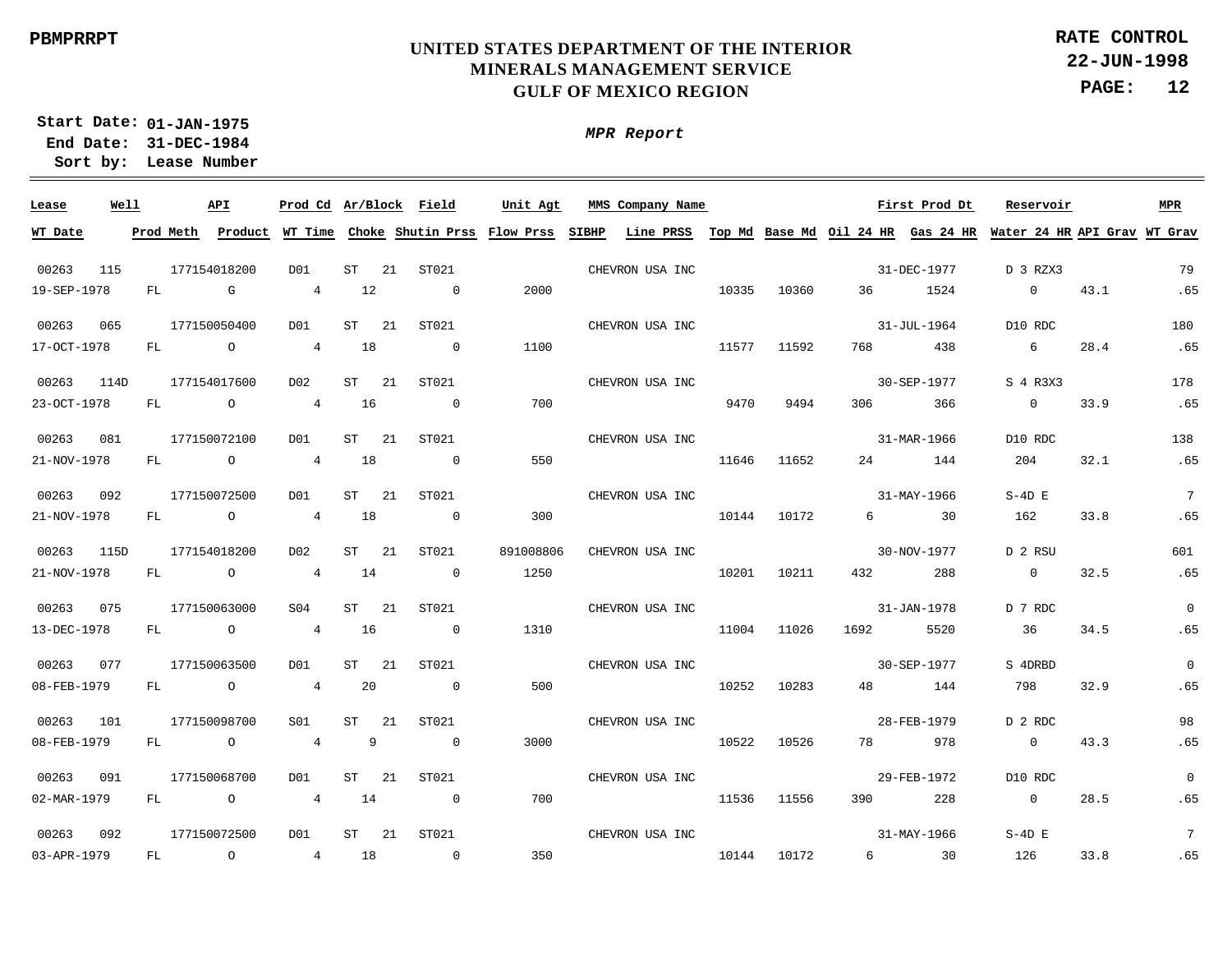PBMPRRPT

# UNITED STATES DEPARTMENT OF THE INTERIOR
## MINERALS MANAGEMENT SERVICE
## GULF OF MEXICO REGION

**RATE CONTROL**
**22-JUN-1998**

**Start Date:** 01-JAN-1975
**End Date:** 31-DEC-1984
**Sort by:** Lease Number

***MPR Report***

| Lease / WT Date | Well / Prod Meth | API / Product | Prod Cd / WT Time | Ar/Block / Choke | | Field / Shutin Prss | Unit Agt / Flow Prss | MMS Company Name / SIBHP | Line PRSS | Top Md | Base Md | Oil 24 HR | First Prod Dt / Gas 24 HR | Reservoir / Water 24 HR | API Grav | MPR / WT Grav |
|---|---|---|---|---|---|---|---|---|---|---|---|---|---|---|---|---|
| 00263 | 115 | 177154018200 | D01 | ST | 21 | ST021 | | CHEVRON USA INC | | | | | 31-DEC-1977 | D 3 RZX3 | | 79 |
| 19-SEP-1978 | FL | G | 4 | 12 | | 0 | 2000 | | | 10335 | 10360 | 36 | 1524 | 0 | 43.1 | .65 |
| 00263 | 065 | 177150050400 | D01 | ST | 21 | ST021 | | CHEVRON USA INC | | | | | 31-JUL-1964 | D10 RDC | | 180 |
| 17-OCT-1978 | FL | O | 4 | 18 | | 0 | 1100 | | | 11577 | 11592 | 768 | 438 | 6 | 28.4 | .65 |
| 00263 | 114D | 177154017600 | D02 | ST | 21 | ST021 | | CHEVRON USA INC | | | | | 30-SEP-1977 | S 4 R3X3 | | 178 |
| 23-OCT-1978 | FL | O | 4 | 16 | | 0 | 700 | | | 9470 | 9494 | 306 | 366 | 0 | 33.9 | .65 |
| 00263 | 081 | 177150072100 | D01 | ST | 21 | ST021 | | CHEVRON USA INC | | | | | 31-MAR-1966 | D10 RDC | | 138 |
| 21-NOV-1978 | FL | O | 4 | 18 | | 0 | 550 | | | 11646 | 11652 | 24 | 144 | 204 | 32.1 | .65 |
| 00263 | 092 | 177150072500 | D01 | ST | 21 | ST021 | | CHEVRON USA INC | | | | | 31-MAY-1966 | S-4D E | | 7 |
| 21-NOV-1978 | FL | O | 4 | 18 | | 0 | 300 | | | 10144 | 10172 | 6 | 30 | 162 | 33.8 | .65 |
| 00263 | 115D | 177154018200 | D02 | ST | 21 | ST021 | 891008806 | CHEVRON USA INC | | | | | 30-NOV-1977 | D 2 RSU | | 601 |
| 21-NOV-1978 | FL | O | 4 | 14 | | 0 | 1250 | | | 10201 | 10211 | 432 | 288 | 0 | 32.5 | .65 |
| 00263 | 075 | 177150063000 | S04 | ST | 21 | ST021 | | CHEVRON USA INC | | | | | 31-JAN-1978 | D 7 RDC | | 0 |
| 13-DEC-1978 | FL | O | 4 | 16 | | 0 | 1310 | | | 11004 | 11026 | 1692 | 5520 | 36 | 34.5 | .65 |
| 00263 | 077 | 177150063500 | D01 | ST | 21 | ST021 | | CHEVRON USA INC | | | | | 30-SEP-1977 | S 4DRBD | | 0 |
| 08-FEB-1979 | FL | O | 4 | 20 | | 0 | 500 | | | 10252 | 10283 | 48 | 144 | 798 | 32.9 | .65 |
| 00263 | 101 | 177150098700 | S01 | ST | 21 | ST021 | | CHEVRON USA INC | | | | | 28-FEB-1979 | D 2 RDC | | 98 |
| 08-FEB-1979 | FL | O | 4 | 9 | | 0 | 3000 | | | 10522 | 10526 | 78 | 978 | 0 | 43.3 | .65 |
| 00263 | 091 | 177150068700 | D01 | ST | 21 | ST021 | | CHEVRON USA INC | | | | | 29-FEB-1972 | D10 RDC | | 0 |
| 02-MAR-1979 | FL | O | 4 | 14 | | 0 | 700 | | | 11536 | 11556 | 390 | 228 | 0 | 28.5 | .65 |
| 00263 | 092 | 177150072500 | D01 | ST | 21 | ST021 | | CHEVRON USA INC | | | | | 31-MAY-1966 | S-4D E | | 7 |
| 03-APR-1979 | FL | O | 4 | 18 | | 0 | 350 | | | 10144 | 10172 | 6 | 30 | 126 | 33.8 | .65 |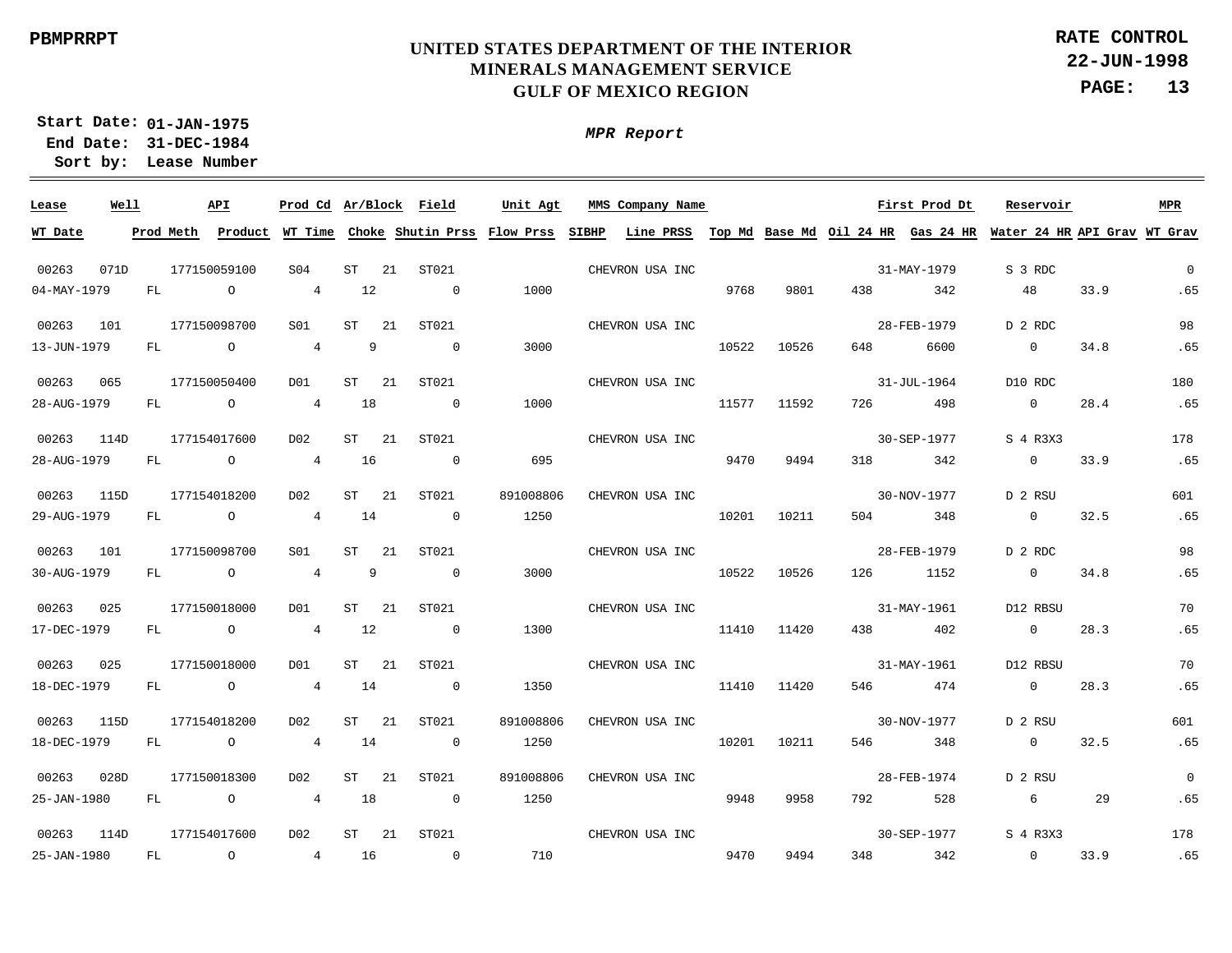PBMPRRPT

**UNITED STATES DEPARTMENT OF THE INTERIOR**
**MINERALS MANAGEMENT SERVICE**
**GULF OF MEXICO REGION**

**RATE CONTROL**
**22-JUN-1998**

**Start Date: 01-JAN-1975**
**End Date: 31-DEC-1984**
**Sort by: Lease Number**

***MPR Report***

| Lease | Well | API | Prod Cd | Ar/Block | | Field | Unit Agt | MMS Company Name | | | | | First Prod Dt | Reservoir | | MPR |
|---|---|---|---|---|---|---|---|---|---|---|---|---|---|---|---|---|
| **WT Date** | **Prod Meth** | **Product** | **WT Time** | **Choke** | | **Shutin Prss** | **Flow Prss** | **SIBHP** | **Line PRSS** | **Top Md** | **Base Md** | **Oil 24 HR** | **Gas 24 HR** | **Water 24 HR** | **API Grav** | **WT Grav** |
| 00263 | 071D | 177150059100 | S04 | ST | 21 | ST021 | | CHEVRON USA INC | | | | | 31-MAY-1979 | S 3 RDC | | 0 |
| 04-MAY-1979 | FL | O | 4 | 12 | | 0 | 1000 | | | 9768 | 9801 | 438 | 342 | 48 | 33.9 | .65 |
| 00263 | 101 | 177150098700 | S01 | ST | 21 | ST021 | | CHEVRON USA INC | | | | | 28-FEB-1979 | D 2 RDC | | 98 |
| 13-JUN-1979 | FL | O | 4 | 9 | | 0 | 3000 | | | 10522 | 10526 | 648 | 6600 | 0 | 34.8 | .65 |
| 00263 | 065 | 177150050400 | D01 | ST | 21 | ST021 | | CHEVRON USA INC | | | | | 31-JUL-1964 | D10 RDC | | 180 |
| 28-AUG-1979 | FL | O | 4 | 18 | | 0 | 1000 | | | 11577 | 11592 | 726 | 498 | 0 | 28.4 | .65 |
| 00263 | 114D | 177154017600 | D02 | ST | 21 | ST021 | | CHEVRON USA INC | | | | | 30-SEP-1977 | S 4 R3X3 | | 178 |
| 28-AUG-1979 | FL | O | 4 | 16 | | 0 | 695 | | | 9470 | 9494 | 318 | 342 | 0 | 33.9 | .65 |
| 00263 | 115D | 177154018200 | D02 | ST | 21 | ST021 | 891008806 | CHEVRON USA INC | | | | | 30-NOV-1977 | D 2 RSU | | 601 |
| 29-AUG-1979 | FL | O | 4 | 14 | | 0 | 1250 | | | 10201 | 10211 | 504 | 348 | 0 | 32.5 | .65 |
| 00263 | 101 | 177150098700 | S01 | ST | 21 | ST021 | | CHEVRON USA INC | | | | | 28-FEB-1979 | D 2 RDC | | 98 |
| 30-AUG-1979 | FL | O | 4 | 9 | | 0 | 3000 | | | 10522 | 10526 | 126 | 1152 | 0 | 34.8 | .65 |
| 00263 | 025 | 177150018000 | D01 | ST | 21 | ST021 | | CHEVRON USA INC | | | | | 31-MAY-1961 | D12 RBSU | | 70 |
| 17-DEC-1979 | FL | O | 4 | 12 | | 0 | 1300 | | | 11410 | 11420 | 438 | 402 | 0 | 28.3 | .65 |
| 00263 | 025 | 177150018000 | D01 | ST | 21 | ST021 | | CHEVRON USA INC | | | | | 31-MAY-1961 | D12 RBSU | | 70 |
| 18-DEC-1979 | FL | O | 4 | 14 | | 0 | 1350 | | | 11410 | 11420 | 546 | 474 | 0 | 28.3 | .65 |
| 00263 | 115D | 177154018200 | D02 | ST | 21 | ST021 | 891008806 | CHEVRON USA INC | | | | | 30-NOV-1977 | D 2 RSU | | 601 |
| 18-DEC-1979 | FL | O | 4 | 14 | | 0 | 1250 | | | 10201 | 10211 | 546 | 348 | 0 | 32.5 | .65 |
| 00263 | 028D | 177150018300 | D02 | ST | 21 | ST021 | 891008806 | CHEVRON USA INC | | | | | 28-FEB-1974 | D 2 RSU | | 0 |
| 25-JAN-1980 | FL | O | 4 | 18 | | 0 | 1250 | | | 9948 | 9958 | 792 | 528 | 6 | 29 | .65 |
| 00263 | 114D | 177154017600 | D02 | ST | 21 | ST021 | | CHEVRON USA INC | | | | | 30-SEP-1977 | S 4 R3X3 | | 178 |
| 25-JAN-1980 | FL | O | 4 | 16 | | 0 | 710 | | | 9470 | 9494 | 348 | 342 | 0 | 33.9 | .65 |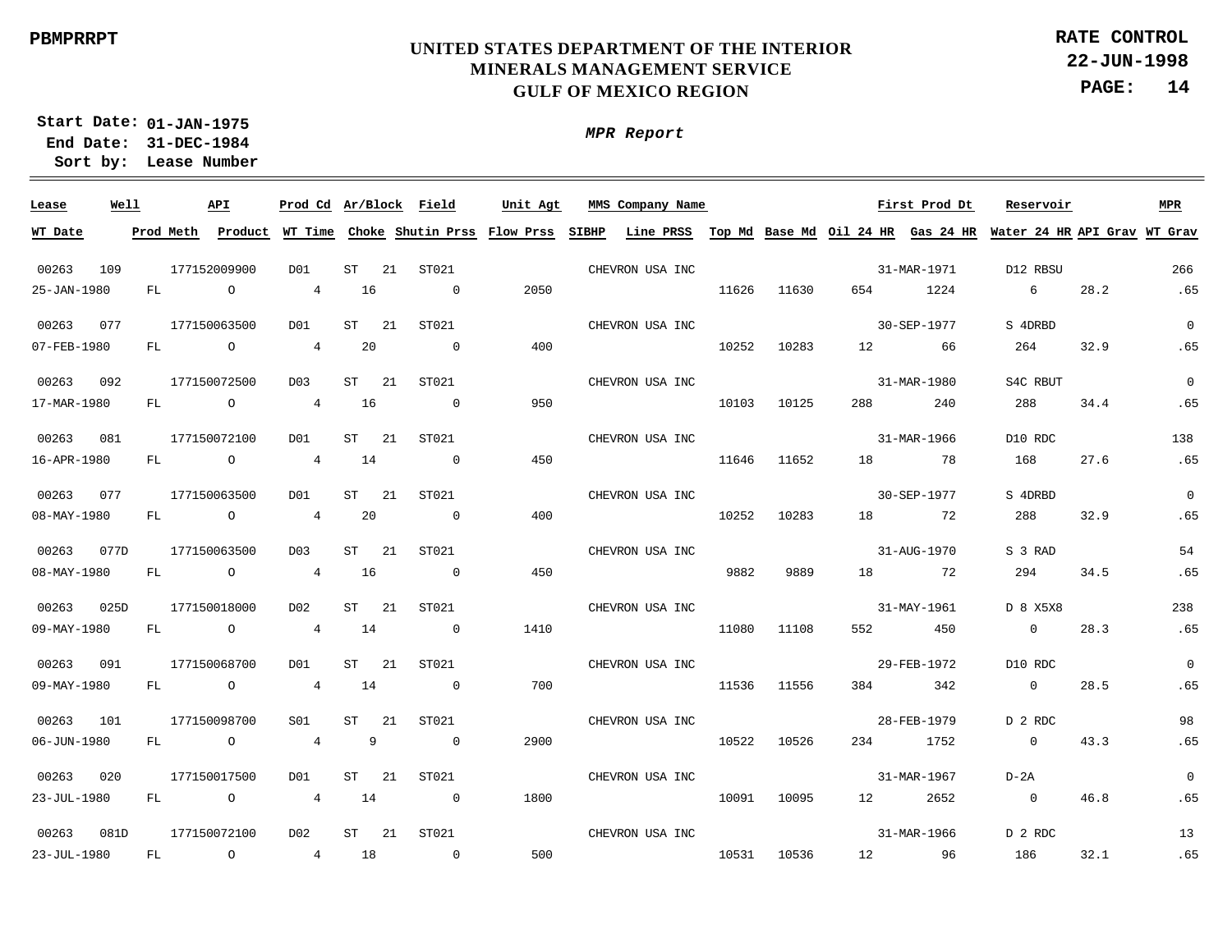PBMPRRPT

# UNITED STATES DEPARTMENT OF THE INTERIOR
## MINERALS MANAGEMENT SERVICE
## GULF OF MEXICO REGION

**RATE CONTROL**
**22-JUN-1998**

**Start Date: 01-JAN-1975**
**End Date: 31-DEC-1984**
**Sort by: Lease Number**

***MPR Report***

| Lease | Well | API | Prod Cd | Ar/Block | | Field | Unit Agt | MMS Company Name | | | | First Prod Dt | Reservoir | | MPR |
|---|---|---|---|---|---|---|---|---|---|---|---|---|---|---|---|
| WT Date | Prod Meth | Product | WT Time | Choke | Shutin Prss | Flow Prss | SIBHP | Line PRSS | Top Md | Base Md | Oil 24 HR | Gas 24 HR | Water 24 HR | API Grav | WT Grav |
| 00263 | 109 | 177152009900 | D01 | ST | 21 | ST021 | | CHEVRON USA INC | | | | 31-MAR-1971 | D12 RBSU | | 266 |
| 25-JAN-1980 | FL | O | 4 | 16 | 0 | 2050 | | | 11626 | 11630 | 654 | 1224 | 6 | 28.2 | .65 |
| 00263 | 077 | 177150063500 | D01 | ST | 21 | ST021 | | CHEVRON USA INC | | | | 30-SEP-1977 | S 4DRBD | | 0 |
| 07-FEB-1980 | FL | O | 4 | 20 | 0 | 400 | | | 10252 | 10283 | 12 | 66 | 264 | 32.9 | .65 |
| 00263 | 092 | 177150072500 | D03 | ST | 21 | ST021 | | CHEVRON USA INC | | | | 31-MAR-1980 | S4C RBUT | | 0 |
| 17-MAR-1980 | FL | O | 4 | 16 | 0 | 950 | | | 10103 | 10125 | 288 | 240 | 288 | 34.4 | .65 |
| 00263 | 081 | 177150072100 | D01 | ST | 21 | ST021 | | CHEVRON USA INC | | | | 31-MAR-1966 | D10 RDC | | 138 |
| 16-APR-1980 | FL | O | 4 | 14 | 0 | 450 | | | 11646 | 11652 | 18 | 78 | 168 | 27.6 | .65 |
| 00263 | 077 | 177150063500 | D01 | ST | 21 | ST021 | | CHEVRON USA INC | | | | 30-SEP-1977 | S 4DRBD | | 0 |
| 08-MAY-1980 | FL | O | 4 | 20 | 0 | 400 | | | 10252 | 10283 | 18 | 72 | 288 | 32.9 | .65 |
| 00263 | 077D | 177150063500 | D03 | ST | 21 | ST021 | | CHEVRON USA INC | | | | 31-AUG-1970 | S 3 RAD | | 54 |
| 08-MAY-1980 | FL | O | 4 | 16 | 0 | 450 | | | 9882 | 9889 | 18 | 72 | 294 | 34.5 | .65 |
| 00263 | 025D | 177150018000 | D02 | ST | 21 | ST021 | | CHEVRON USA INC | | | | 31-MAY-1961 | D 8 X5X8 | | 238 |
| 09-MAY-1980 | FL | O | 4 | 14 | 0 | 1410 | | | 11080 | 11108 | 552 | 450 | 0 | 28.3 | .65 |
| 00263 | 091 | 177150068700 | D01 | ST | 21 | ST021 | | CHEVRON USA INC | | | | 29-FEB-1972 | D10 RDC | | 0 |
| 09-MAY-1980 | FL | O | 4 | 14 | 0 | 700 | | | 11536 | 11556 | 384 | 342 | 0 | 28.5 | .65 |
| 00263 | 101 | 177150098700 | S01 | ST | 21 | ST021 | | CHEVRON USA INC | | | | 28-FEB-1979 | D 2 RDC | | 98 |
| 06-JUN-1980 | FL | O | 4 | 9 | 0 | 2900 | | | 10522 | 10526 | 234 | 1752 | 0 | 43.3 | .65 |
| 00263 | 020 | 177150017500 | D01 | ST | 21 | ST021 | | CHEVRON USA INC | | | | 31-MAR-1967 | D-2A | | 0 |
| 23-JUL-1980 | FL | O | 4 | 14 | 0 | 1800 | | | 10091 | 10095 | 12 | 2652 | 0 | 46.8 | .65 |
| 00263 | 081D | 177150072100 | D02 | ST | 21 | ST021 | | CHEVRON USA INC | | | | 31-MAR-1966 | D 2 RDC | | 13 |
| 23-JUL-1980 | FL | O | 4 | 18 | 0 | 500 | | | 10531 | 10536 | 12 | 96 | 186 | 32.1 | .65 |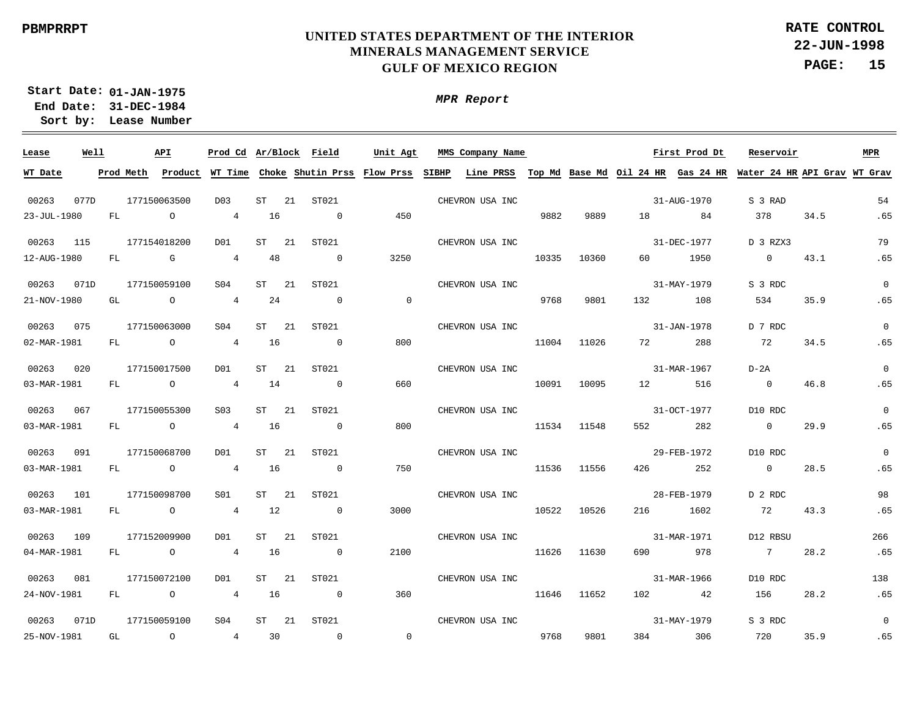PBMPRRPT

**UNITED STATES DEPARTMENT OF THE INTERIOR**
**MINERALS MANAGEMENT SERVICE**
**GULF OF MEXICO REGION**

**RATE CONTROL**
**22-JUN-1998**

**Start Date: 01-JAN-1975**
**End Date: 31-DEC-1984**
**Sort by: Lease Number**

***MPR Report***

| Lease | Well | API | Prod Cd | Ar/Block | | Field | Unit Agt | MMS Company Name | | | | First Prod Dt | | Reservoir | | MPR |
|---|---|---|---|---|---|---|---|---|---|---|---|---|---|---|---|---|
| WT Date | Prod Meth | Product | WT Time | Choke | | Shutin Prss | Flow Prss | SIBHP | Line PRSS | Top Md | Base Md | Oil 24 HR | Gas 24 HR | Water 24 HR | API Grav | WT Grav |
| 00263 | 077D | 177150063500 | D03 | ST | 21 | ST021 | | CHEVRON USA INC | | | | 31-AUG-1970 | | S 3 RAD | | 54 |
| 23-JUL-1980 | FL | O | 4 | 16 | | 0 | 450 | | | 9882 | 9889 | 18 | 84 | 378 | 34.5 | .65 |
| 00263 | 115 | 177154018200 | D01 | ST | 21 | ST021 | | CHEVRON USA INC | | | | 31-DEC-1977 | | D 3 RZX3 | | 79 |
| 12-AUG-1980 | FL | G | 4 | 48 | | 0 | 3250 | | | 10335 | 10360 | 60 | 1950 | 0 | 43.1 | .65 |
| 00263 | 071D | 177150059100 | S04 | ST | 21 | ST021 | | CHEVRON USA INC | | | | 31-MAY-1979 | | S 3 RDC | | 0 |
| 21-NOV-1980 | GL | O | 4 | 24 | | 0 | 0 | | | 9768 | 9801 | 132 | 108 | 534 | 35.9 | .65 |
| 00263 | 075 | 177150063000 | S04 | ST | 21 | ST021 | | CHEVRON USA INC | | | | 31-JAN-1978 | | D 7 RDC | | 0 |
| 02-MAR-1981 | FL | O | 4 | 16 | | 0 | 800 | | | 11004 | 11026 | 72 | 288 | 72 | 34.5 | .65 |
| 00263 | 020 | 177150017500 | D01 | ST | 21 | ST021 | | CHEVRON USA INC | | | | 31-MAR-1967 | | D-2A | | 0 |
| 03-MAR-1981 | FL | O | 4 | 14 | | 0 | 660 | | | 10091 | 10095 | 12 | 516 | 0 | 46.8 | .65 |
| 00263 | 067 | 177150055300 | S03 | ST | 21 | ST021 | | CHEVRON USA INC | | | | 31-OCT-1977 | | D10 RDC | | 0 |
| 03-MAR-1981 | FL | O | 4 | 16 | | 0 | 800 | | | 11534 | 11548 | 552 | 282 | 0 | 29.9 | .65 |
| 00263 | 091 | 177150068700 | D01 | ST | 21 | ST021 | | CHEVRON USA INC | | | | 29-FEB-1972 | | D10 RDC | | 0 |
| 03-MAR-1981 | FL | O | 4 | 16 | | 0 | 750 | | | 11536 | 11556 | 426 | 252 | 0 | 28.5 | .65 |
| 00263 | 101 | 177150098700 | S01 | ST | 21 | ST021 | | CHEVRON USA INC | | | | 28-FEB-1979 | | D 2 RDC | | 98 |
| 03-MAR-1981 | FL | O | 4 | 12 | | 0 | 3000 | | | 10522 | 10526 | 216 | 1602 | 72 | 43.3 | .65 |
| 00263 | 109 | 177152009900 | D01 | ST | 21 | ST021 | | CHEVRON USA INC | | | | 31-MAR-1971 | | D12 RBSU | | 266 |
| 04-MAR-1981 | FL | O | 4 | 16 | | 0 | 2100 | | | 11626 | 11630 | 690 | 978 | 7 | 28.2 | .65 |
| 00263 | 081 | 177150072100 | D01 | ST | 21 | ST021 | | CHEVRON USA INC | | | | 31-MAR-1966 | | D10 RDC | | 138 |
| 24-NOV-1981 | FL | O | 4 | 16 | | 0 | 360 | | | 11646 | 11652 | 102 | 42 | 156 | 28.2 | .65 |
| 00263 | 071D | 177150059100 | S04 | ST | 21 | ST021 | | CHEVRON USA INC | | | | 31-MAY-1979 | | S 3 RDC | | 0 |
| 25-NOV-1981 | GL | O | 4 | 30 | | 0 | 0 | | | 9768 | 9801 | 384 | 306 | 720 | 35.9 | .65 |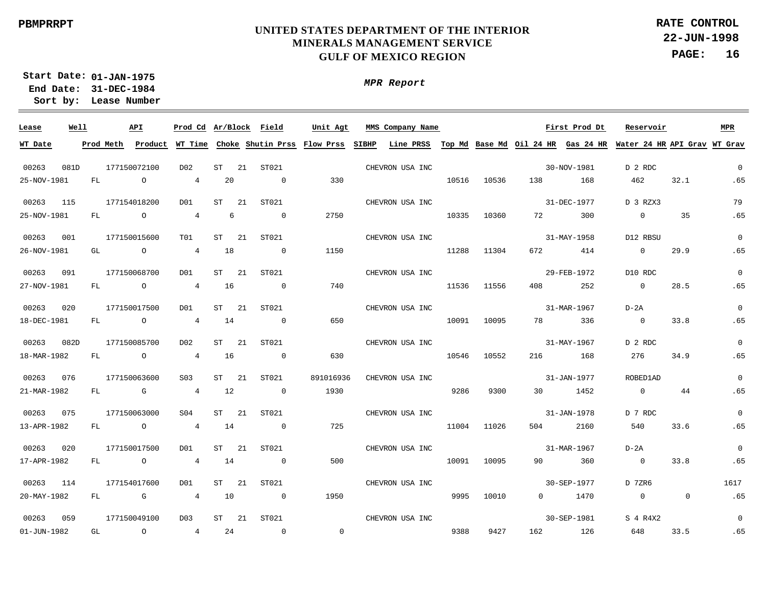PBMPRRPT

# UNITED STATES DEPARTMENT OF THE INTERIOR
## MINERALS MANAGEMENT SERVICE
## GULF OF MEXICO REGION

**RATE CONTROL**
**22-JUN-1998**

**Start Date: 01-JAN-1975**
**End Date: 31-DEC-1984**
**Sort by: Lease Number**

***MPR Report***

| Lease | Well | API | Prod Cd | Ar/Block | | Field | Unit Agt | MMS Company Name | | | | First Prod Dt | | Reservoir | | MPR |
|---|---|---|---|---|---|---|---|---|---|---|---|---|---|---|---|---|
| WT Date | Prod Meth | Product | WT Time | Choke | Shutin Prss | | Flow Prss | SIBHP | Line PRSS | Top Md | Base Md | Oil 24 HR | Gas 24 HR | Water 24 HR | API Grav | WT Grav |
| 00263 | 081D | 177150072100 | D02 | ST | 21 | ST021 | | CHEVRON USA INC | | | | 30-NOV-1981 | | D 2 RDC | | 0 |
| 25-NOV-1981 | FL | O | 4 | 20 | 0 | | 330 | | | 10516 | 10536 | 138 | 168 | 462 | 32.1 | .65 |
| 00263 | 115 | 177154018200 | D01 | ST | 21 | ST021 | | CHEVRON USA INC | | | | 31-DEC-1977 | | D 3 RZX3 | | 79 |
| 25-NOV-1981 | FL | O | 4 | 6 | 0 | | 2750 | | | 10335 | 10360 | 72 | 300 | 0 | 35 | .65 |
| 00263 | 001 | 177150015600 | T01 | ST | 21 | ST021 | | CHEVRON USA INC | | | | 31-MAY-1958 | | D12 RBSU | | 0 |
| 26-NOV-1981 | GL | O | 4 | 18 | 0 | | 1150 | | | 11288 | 11304 | 672 | 414 | 0 | 29.9 | .65 |
| 00263 | 091 | 177150068700 | D01 | ST | 21 | ST021 | | CHEVRON USA INC | | | | 29-FEB-1972 | | D10 RDC | | 0 |
| 27-NOV-1981 | FL | O | 4 | 16 | 0 | | 740 | | | 11536 | 11556 | 408 | 252 | 0 | 28.5 | .65 |
| 00263 | 020 | 177150017500 | D01 | ST | 21 | ST021 | | CHEVRON USA INC | | | | 31-MAR-1967 | | D-2A | | 0 |
| 18-DEC-1981 | FL | O | 4 | 14 | 0 | | 650 | | | 10091 | 10095 | 78 | 336 | 0 | 33.8 | .65 |
| 00263 | 082D | 177150085700 | D02 | ST | 21 | ST021 | | CHEVRON USA INC | | | | 31-MAY-1967 | | D 2 RDC | | 0 |
| 18-MAR-1982 | FL | O | 4 | 16 | 0 | | 630 | | | 10546 | 10552 | 216 | 168 | 276 | 34.9 | .65 |
| 00263 | 076 | 177150063600 | S03 | ST | 21 | ST021 | 891016936 | CHEVRON USA INC | | | | 31-JAN-1977 | | ROBED1AD | | 0 |
| 21-MAR-1982 | FL | G | 4 | 12 | 0 | | 1930 | | | 9286 | 9300 | 30 | 1452 | 0 | 44 | .65 |
| 00263 | 075 | 177150063000 | S04 | ST | 21 | ST021 | | CHEVRON USA INC | | | | 31-JAN-1978 | | D 7 RDC | | 0 |
| 13-APR-1982 | FL | O | 4 | 14 | 0 | | 725 | | | 11004 | 11026 | 504 | 2160 | 540 | 33.6 | .65 |
| 00263 | 020 | 177150017500 | D01 | ST | 21 | ST021 | | CHEVRON USA INC | | | | 31-MAR-1967 | | D-2A | | 0 |
| 17-APR-1982 | FL | O | 4 | 14 | 0 | | 500 | | | 10091 | 10095 | 90 | 360 | 0 | 33.8 | .65 |
| 00263 | 114 | 177154017600 | D01 | ST | 21 | ST021 | | CHEVRON USA INC | | | | 30-SEP-1977 | | D 7ZR6 | | 1617 |
| 20-MAY-1982 | FL | G | 4 | 10 | 0 | | 1950 | | | 9995 | 10010 | 0 | 1470 | 0 | 0 | .65 |
| 00263 | 059 | 177150049100 | D03 | ST | 21 | ST021 | | CHEVRON USA INC | | | | 30-SEP-1981 | | S 4 R4X2 | | 0 |
| 01-JUN-1982 | GL | O | 4 | 24 | 0 | | 0 | | | 9388 | 9427 | 162 | 126 | 648 | 33.5 | .65 |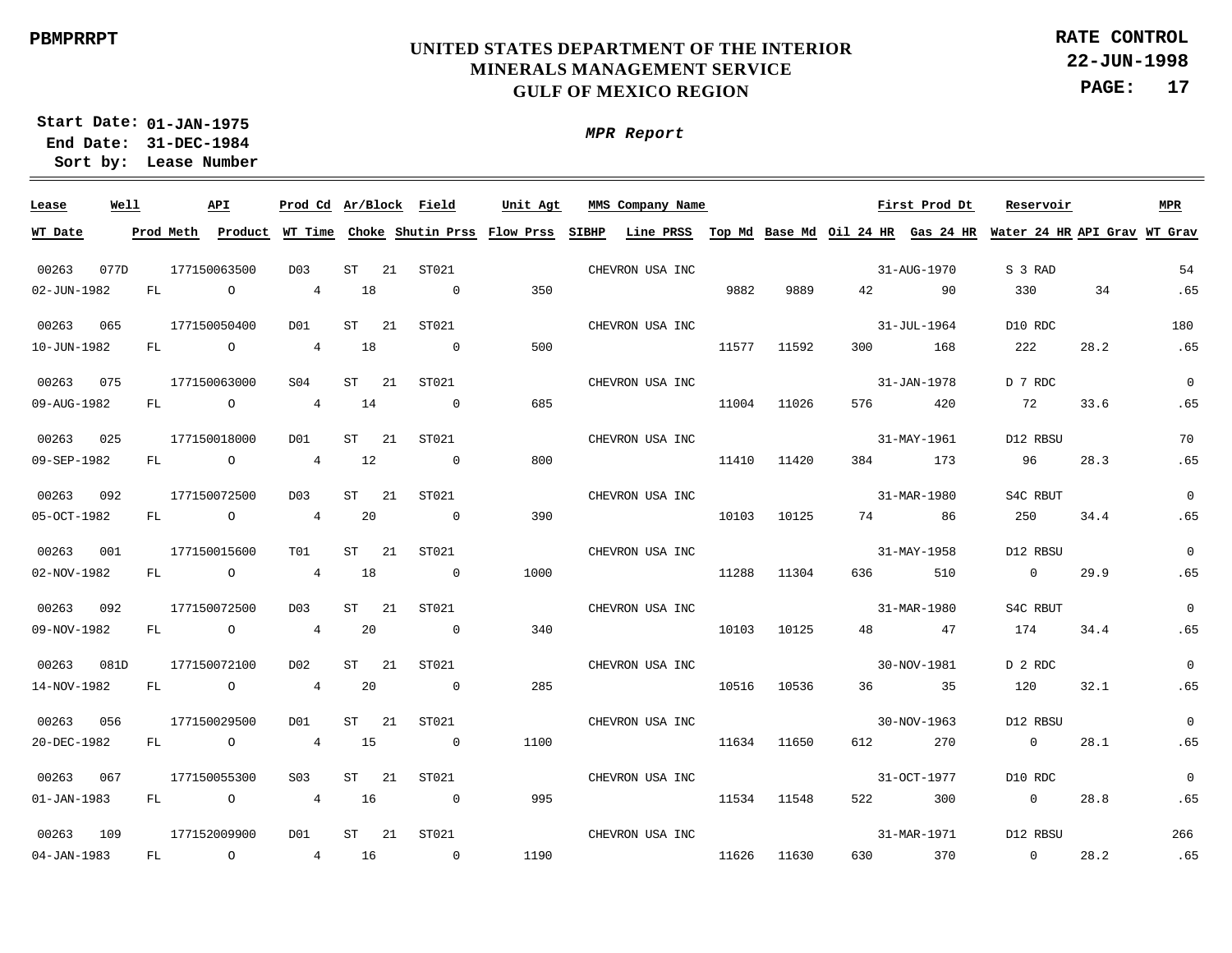PBMPRRPT

**UNITED STATES DEPARTMENT OF THE INTERIOR**
**MINERALS MANAGEMENT SERVICE**
**GULF OF MEXICO REGION**

**RATE CONTROL**
**22-JUN-1998**
**PAGE: 17**

**Start Date: 01-JAN-1975**
**End Date: 31-DEC-1984**
**Sort by: Lease Number**

***MPR Report***

| Lease | Well | API | Prod Cd | Ar/Block | Field | Unit Agt | MMS Company Name | | | | First Prod Dt | Reservoir | | MPR |
|---|---|---|---|---|---|---|---|---|---|---|---|---|---|---|
| **WT Date** | **Prod Meth** | **Product** | **WT Time** | **Choke** | **Shutin Prss** | **Flow Prss** | **SIBHP** | **Line PRSS** | **Top Md** | **Base Md** | **Oil 24 HR** | **Gas 24 HR** | **Water 24 HR** | **API Grav** | **WT Grav** |
| 00263 | 077D | 177150063500 | D03 | ST 21 | ST021 | | CHEVRON USA INC | | | | 31-AUG-1970 | S 3 RAD | | 54 |
| 02-JUN-1982 | FL | O | 4 | 18 | 0 | 350 | | | 9882 | 9889 | 42 | 90 | 330 | 34 | .65 |
| 00263 | 065 | 177150050400 | D01 | ST 21 | ST021 | | CHEVRON USA INC | | | | 31-JUL-1964 | D10 RDC | | 180 |
| 10-JUN-1982 | FL | O | 4 | 18 | 0 | 500 | | | 11577 | 11592 | 300 | 168 | 222 | 28.2 | .65 |
| 00263 | 075 | 177150063000 | S04 | ST 21 | ST021 | | CHEVRON USA INC | | | | 31-JAN-1978 | D 7 RDC | | 0 |
| 09-AUG-1982 | FL | O | 4 | 14 | 0 | 685 | | | 11004 | 11026 | 576 | 420 | 72 | 33.6 | .65 |
| 00263 | 025 | 177150018000 | D01 | ST 21 | ST021 | | CHEVRON USA INC | | | | 31-MAY-1961 | D12 RBSU | | 70 |
| 09-SEP-1982 | FL | O | 4 | 12 | 0 | 800 | | | 11410 | 11420 | 384 | 173 | 96 | 28.3 | .65 |
| 00263 | 092 | 177150072500 | D03 | ST 21 | ST021 | | CHEVRON USA INC | | | | 31-MAR-1980 | S4C RBUT | | 0 |
| 05-OCT-1982 | FL | O | 4 | 20 | 0 | 390 | | | 10103 | 10125 | 74 | 86 | 250 | 34.4 | .65 |
| 00263 | 001 | 177150015600 | T01 | ST 21 | ST021 | | CHEVRON USA INC | | | | 31-MAY-1958 | D12 RBSU | | 0 |
| 02-NOV-1982 | FL | O | 4 | 18 | 0 | 1000 | | | 11288 | 11304 | 636 | 510 | 0 | 29.9 | .65 |
| 00263 | 092 | 177150072500 | D03 | ST 21 | ST021 | | CHEVRON USA INC | | | | 31-MAR-1980 | S4C RBUT | | 0 |
| 09-NOV-1982 | FL | O | 4 | 20 | 0 | 340 | | | 10103 | 10125 | 48 | 47 | 174 | 34.4 | .65 |
| 00263 | 081D | 177150072100 | D02 | ST 21 | ST021 | | CHEVRON USA INC | | | | 30-NOV-1981 | D 2 RDC | | 0 |
| 14-NOV-1982 | FL | O | 4 | 20 | 0 | 285 | | | 10516 | 10536 | 36 | 35 | 120 | 32.1 | .65 |
| 00263 | 056 | 177150029500 | D01 | ST 21 | ST021 | | CHEVRON USA INC | | | | 30-NOV-1963 | D12 RBSU | | 0 |
| 20-DEC-1982 | FL | O | 4 | 15 | 0 | 1100 | | | 11634 | 11650 | 612 | 270 | 0 | 28.1 | .65 |
| 00263 | 067 | 177150055300 | S03 | ST 21 | ST021 | | CHEVRON USA INC | | | | 31-OCT-1977 | D10 RDC | | 0 |
| 01-JAN-1983 | FL | O | 4 | 16 | 0 | 995 | | | 11534 | 11548 | 522 | 300 | 0 | 28.8 | .65 |
| 00263 | 109 | 177152009900 | D01 | ST 21 | ST021 | | CHEVRON USA INC | | | | 31-MAR-1971 | D12 RBSU | | 266 |
| 04-JAN-1983 | FL | O | 4 | 16 | 0 | 1190 | | | 11626 | 11630 | 630 | 370 | 0 | 28.2 | .65 |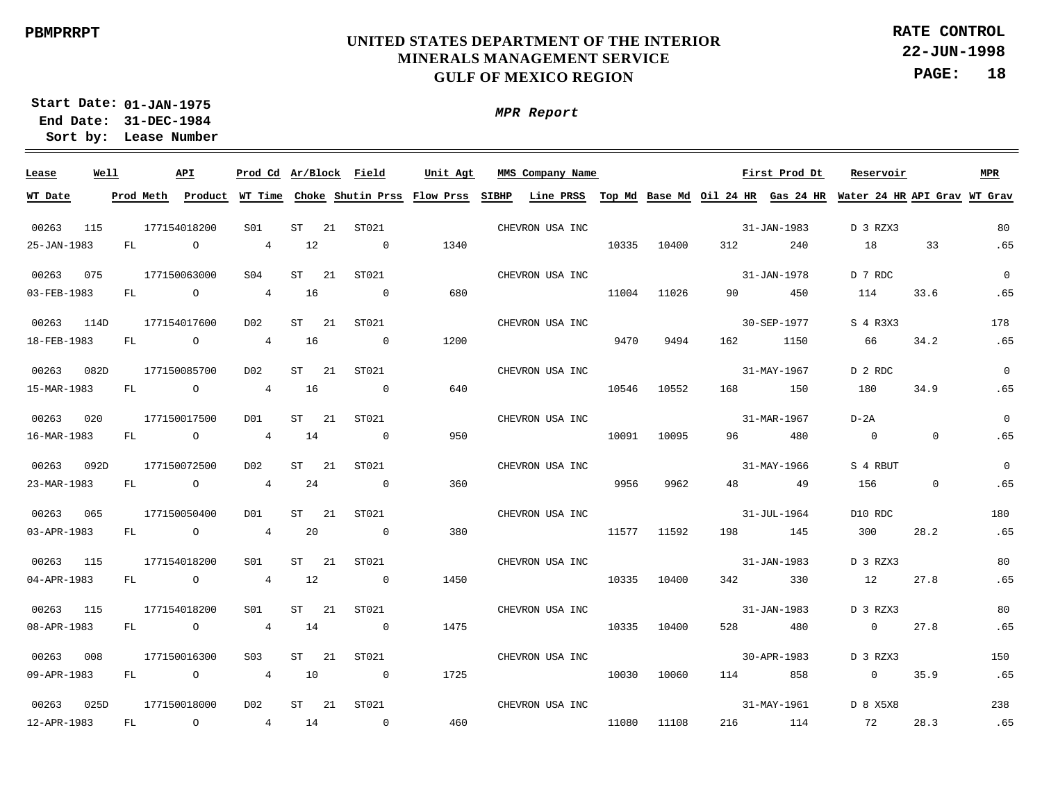UNITED STATES DEPARTMENT OF THE INTERIOR
MINERALS MANAGEMENT SERVICE
GULF OF MEXICO REGION

PBMPRRPT

RATE CONTROL
22-JUN-1998

Start Date: 01-JAN-1975
End Date: 31-DEC-1984
Sort by: Lease Number

*MPR Report*

| Lease | Well | API | Prod Cd | Ar/Block | | Field | Unit Agt | MMS Company Name | | | | First Prod Dt | Reservoir | | MPR |
|---|---|---|---|---|---|---|---|---|---|---|---|---|---|---|---|
| WT Date | Prod Meth | Product | WT Time | Choke | | Shutin Prss | Flow Prss | SIBHP | Line PRSS | Top Md | Base Md | Oil 24 HR | Gas 24 HR | Water 24 HR | API Grav | WT Grav |
| 00263 | 115 | 177154018200 | S01 | ST | 21 | ST021 | | CHEVRON USA INC | | | | 31-JAN-1983 | D 3 RZX3 | | 80 |
| 25-JAN-1983 | FL | O | 4 | 12 | | 0 | 1340 | | | 10335 | 10400 | 312 | 240 | 18 | 33 | .65 |
| 00263 | 075 | 177150063000 | S04 | ST | 21 | ST021 | | CHEVRON USA INC | | | | 31-JAN-1978 | D 7 RDC | | 0 |
| 03-FEB-1983 | FL | O | 4 | 16 | | 0 | 680 | | | 11004 | 11026 | 90 | 450 | 114 | 33.6 | .65 |
| 00263 | 114D | 177154017600 | D02 | ST | 21 | ST021 | | CHEVRON USA INC | | | | 30-SEP-1977 | S 4 R3X3 | | 178 |
| 18-FEB-1983 | FL | O | 4 | 16 | | 0 | 1200 | | | 9470 | 9494 | 162 | 1150 | 66 | 34.2 | .65 |
| 00263 | 082D | 177150085700 | D02 | ST | 21 | ST021 | | CHEVRON USA INC | | | | 31-MAY-1967 | D 2 RDC | | 0 |
| 15-MAR-1983 | FL | O | 4 | 16 | | 0 | 640 | | | 10546 | 10552 | 168 | 150 | 180 | 34.9 | .65 |
| 00263 | 020 | 177150017500 | D01 | ST | 21 | ST021 | | CHEVRON USA INC | | | | 31-MAR-1967 | D-2A | | 0 |
| 16-MAR-1983 | FL | O | 4 | 14 | | 0 | 950 | | | 10091 | 10095 | 96 | 480 | 0 | 0 | .65 |
| 00263 | 092D | 177150072500 | D02 | ST | 21 | ST021 | | CHEVRON USA INC | | | | 31-MAY-1966 | S 4 RBUT | | 0 |
| 23-MAR-1983 | FL | O | 4 | 24 | | 0 | 360 | | | 9956 | 9962 | 48 | 49 | 156 | 0 | .65 |
| 00263 | 065 | 177150050400 | D01 | ST | 21 | ST021 | | CHEVRON USA INC | | | | 31-JUL-1964 | D10 RDC | | 180 |
| 03-APR-1983 | FL | O | 4 | 20 | | 0 | 380 | | | 11577 | 11592 | 198 | 145 | 300 | 28.2 | .65 |
| 00263 | 115 | 177154018200 | S01 | ST | 21 | ST021 | | CHEVRON USA INC | | | | 31-JAN-1983 | D 3 RZX3 | | 80 |
| 04-APR-1983 | FL | O | 4 | 12 | | 0 | 1450 | | | 10335 | 10400 | 342 | 330 | 12 | 27.8 | .65 |
| 00263 | 115 | 177154018200 | S01 | ST | 21 | ST021 | | CHEVRON USA INC | | | | 31-JAN-1983 | D 3 RZX3 | | 80 |
| 08-APR-1983 | FL | O | 4 | 14 | | 0 | 1475 | | | 10335 | 10400 | 528 | 480 | 0 | 27.8 | .65 |
| 00263 | 008 | 177150016300 | S03 | ST | 21 | ST021 | | CHEVRON USA INC | | | | 30-APR-1983 | D 3 RZX3 | | 150 |
| 09-APR-1983 | FL | O | 4 | 10 | | 0 | 1725 | | | 10030 | 10060 | 114 | 858 | 0 | 35.9 | .65 |
| 00263 | 025D | 177150018000 | D02 | ST | 21 | ST021 | | CHEVRON USA INC | | | | 31-MAY-1961 | D 8 X5X8 | | 238 |
| 12-APR-1983 | FL | O | 4 | 14 | | 0 | 460 | | | 11080 | 11108 | 216 | 114 | 72 | 28.3 | .65 |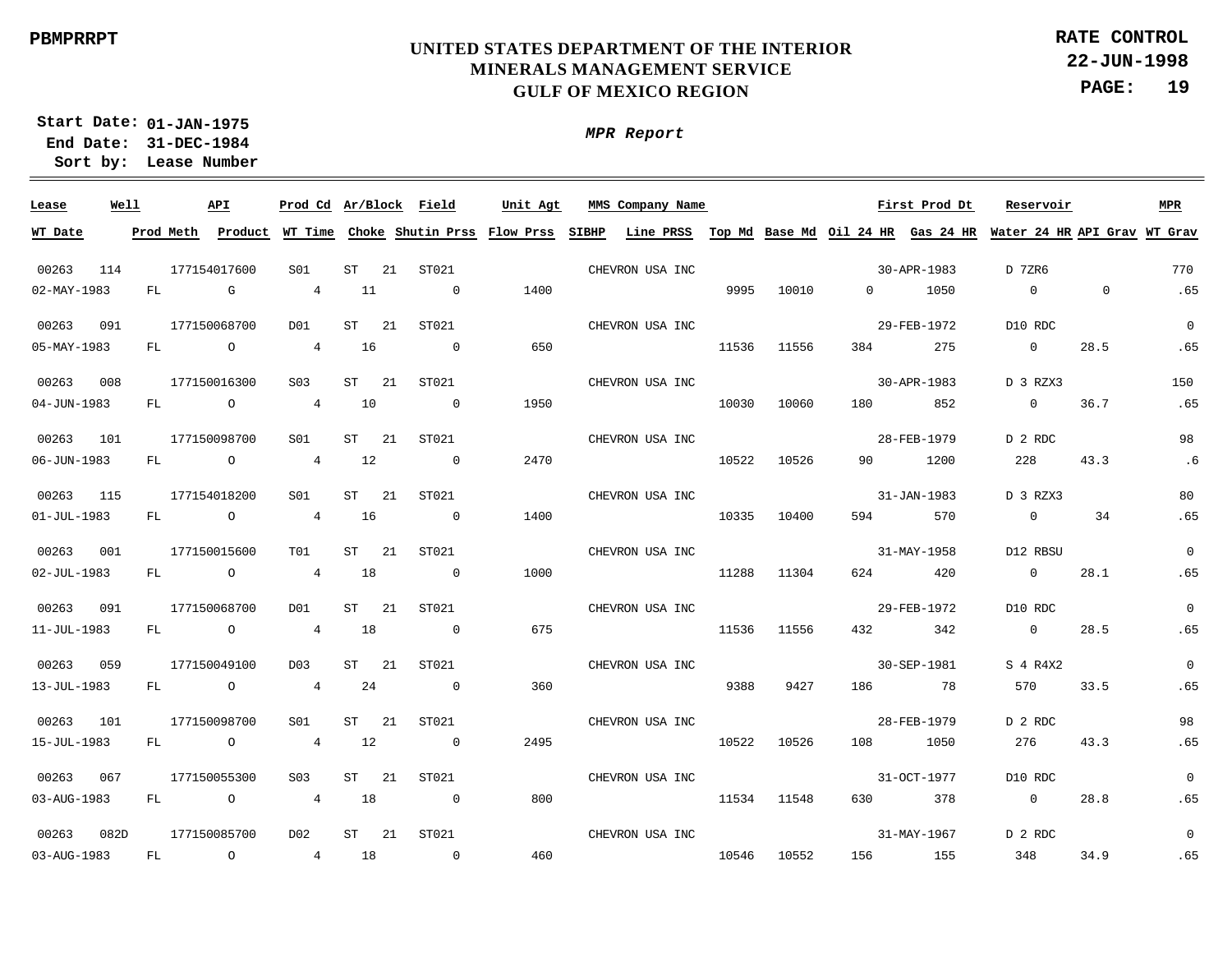PBMPRRPT

# UNITED STATES DEPARTMENT OF THE INTERIOR
## MINERALS MANAGEMENT SERVICE
## GULF OF MEXICO REGION

**RATE CONTROL**
**22-JUN-1998**

**Start Date: 01-JAN-1975**
**End Date: 31-DEC-1984**
**Sort by: Lease Number**

***MPR Report***

| Lease | Well | API | Prod Cd | Ar/Block | | Field | Unit Agt | MMS Company Name | | | | First Prod Dt | Reservoir | | MPR |
|---|---|---|---|---|---|---|---|---|---|---|---|---|---|---|---|
| **WT Date** | **Prod Meth** | **Product** | **WT Time** | **Choke** | | **Shutin Prss** | **Flow Prss** | **SIBHP** | **Line PRSS** | **Top Md** | **Base Md** | **Oil 24 HR** | **Gas 24 HR** | **Water 24 HR** / **API Grav** | **WT Grav** |
| 00263 | 114 | 177154017600 | S01 | ST | 21 | ST021 | | CHEVRON USA INC | | | | 30-APR-1983 | D 7ZR6 | | 770 |
| 02-MAY-1983 | FL | G | 4 | 11 | | 0 | 1400 | | | 9995 | 10010 | 0 | 1050 | 0 / 0 | .65 |
| 00263 | 091 | 177150068700 | D01 | ST | 21 | ST021 | | CHEVRON USA INC | | | | 29-FEB-1972 | D10 RDC | | 0 |
| 05-MAY-1983 | FL | O | 4 | 16 | | 0 | 650 | | | 11536 | 11556 | 384 | 275 | 0 / 28.5 | .65 |
| 00263 | 008 | 177150016300 | S03 | ST | 21 | ST021 | | CHEVRON USA INC | | | | 30-APR-1983 | D 3 RZX3 | | 150 |
| 04-JUN-1983 | FL | O | 4 | 10 | | 0 | 1950 | | | 10030 | 10060 | 180 | 852 | 0 / 36.7 | .65 |
| 00263 | 101 | 177150098700 | S01 | ST | 21 | ST021 | | CHEVRON USA INC | | | | 28-FEB-1979 | D 2 RDC | | 98 |
| 06-JUN-1983 | FL | O | 4 | 12 | | 0 | 2470 | | | 10522 | 10526 | 90 | 1200 | 228 / 43.3 | .6 |
| 00263 | 115 | 177154018200 | S01 | ST | 21 | ST021 | | CHEVRON USA INC | | | | 31-JAN-1983 | D 3 RZX3 | | 80 |
| 01-JUL-1983 | FL | O | 4 | 16 | | 0 | 1400 | | | 10335 | 10400 | 594 | 570 | 0 / 34 | .65 |
| 00263 | 001 | 177150015600 | T01 | ST | 21 | ST021 | | CHEVRON USA INC | | | | 31-MAY-1958 | D12 RBSU | | 0 |
| 02-JUL-1983 | FL | O | 4 | 18 | | 0 | 1000 | | | 11288 | 11304 | 624 | 420 | 0 / 28.1 | .65 |
| 00263 | 091 | 177150068700 | D01 | ST | 21 | ST021 | | CHEVRON USA INC | | | | 29-FEB-1972 | D10 RDC | | 0 |
| 11-JUL-1983 | FL | O | 4 | 18 | | 0 | 675 | | | 11536 | 11556 | 432 | 342 | 0 / 28.5 | .65 |
| 00263 | 059 | 177150049100 | D03 | ST | 21 | ST021 | | CHEVRON USA INC | | | | 30-SEP-1981 | S 4 R4X2 | | 0 |
| 13-JUL-1983 | FL | O | 4 | 24 | | 0 | 360 | | | 9388 | 9427 | 186 | 78 | 570 / 33.5 | .65 |
| 00263 | 101 | 177150098700 | S01 | ST | 21 | ST021 | | CHEVRON USA INC | | | | 28-FEB-1979 | D 2 RDC | | 98 |
| 15-JUL-1983 | FL | O | 4 | 12 | | 0 | 2495 | | | 10522 | 10526 | 108 | 1050 | 276 / 43.3 | .65 |
| 00263 | 067 | 177150055300 | S03 | ST | 21 | ST021 | | CHEVRON USA INC | | | | 31-OCT-1977 | D10 RDC | | 0 |
| 03-AUG-1983 | FL | O | 4 | 18 | | 0 | 800 | | | 11534 | 11548 | 630 | 378 | 0 / 28.8 | .65 |
| 00263 | 082D | 177150085700 | D02 | ST | 21 | ST021 | | CHEVRON USA INC | | | | 31-MAY-1967 | D 2 RDC | | 0 |
| 03-AUG-1983 | FL | O | 4 | 18 | | 0 | 460 | | | 10546 | 10552 | 156 | 155 | 348 / 34.9 | .65 |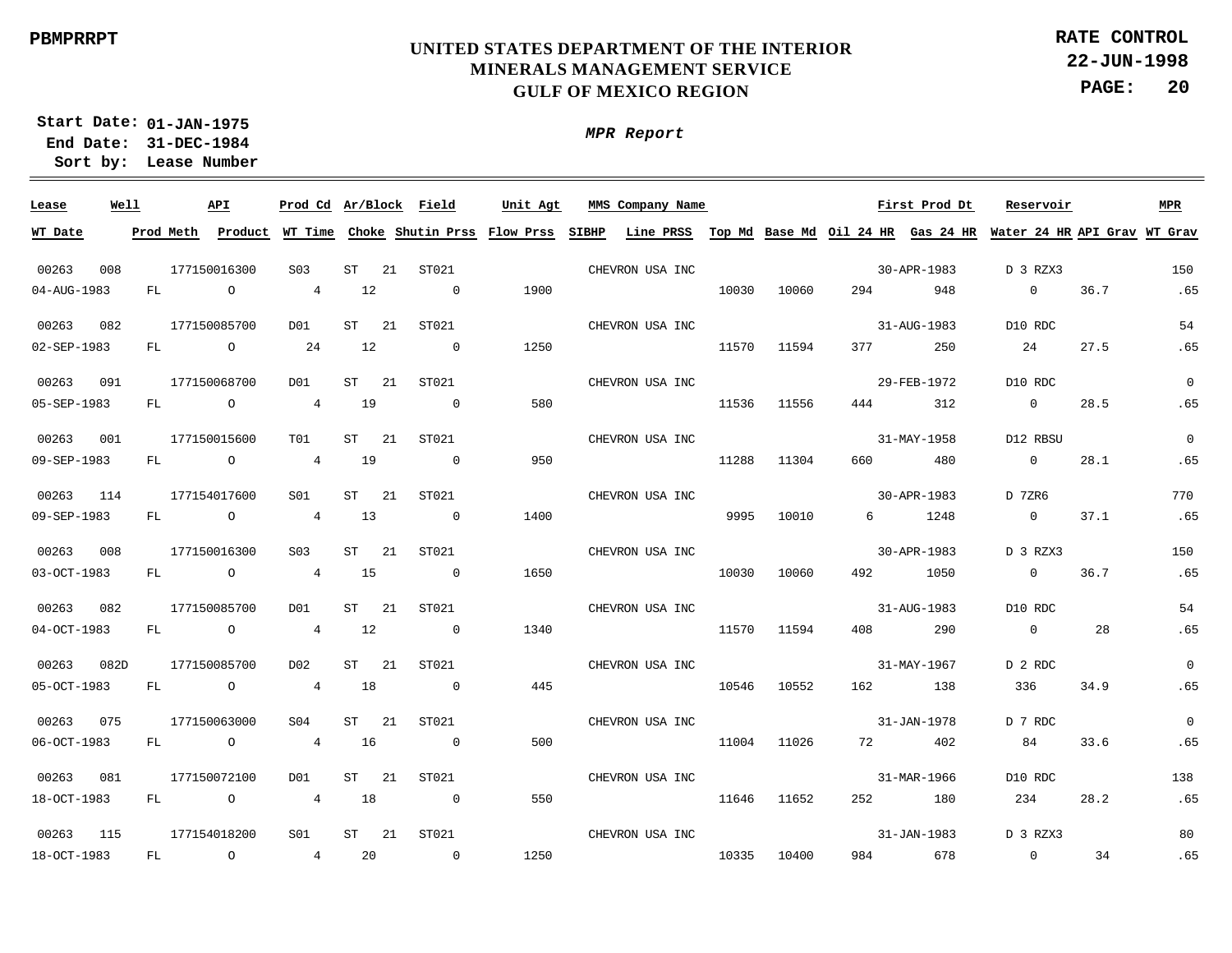PBMPRRPT

# UNITED STATES DEPARTMENT OF THE INTERIOR
## MINERALS MANAGEMENT SERVICE
## GULF OF MEXICO REGION

**RATE CONTROL**
**22-JUN-1998**

**Start Date:** 01-JAN-1975
**End Date:** 31-DEC-1984
**Sort by:** Lease Number

***MPR Report***

| Lease | Well | API | Prod Cd | Ar/Block | | Field | Unit Agt | | MMS Company Name | | | | First Prod Dt | Reservoir | | MPR |
|---|---|---|---|---|---|---|---|---|---|---|---|---|---|---|---|---|
| **WT Date** | **Prod Meth** | **Product** | **WT Time** | **Choke** | | **Shutin Prss** | **Flow Prss** | **SIBHP** | **Line PRSS** | **Top Md** | **Base Md** | **Oil 24 HR** | **Gas 24 HR** | **Water 24 HR** | **API Grav** | **WT Grav** |
| 00263 | 008 | 177150016300 | S03 | ST | 21 | ST021 | | | CHEVRON USA INC | | | | 30-APR-1983 | D 3 RZX3 | | 150 |
| 04-AUG-1983 | FL | O | 4 | 12 | | 0 | 1900 | | | 10030 | 10060 | 294 | 948 | 0 | 36.7 | .65 |
| 00263 | 082 | 177150085700 | D01 | ST | 21 | ST021 | | | CHEVRON USA INC | | | | 31-AUG-1983 | D10 RDC | | 54 |
| 02-SEP-1983 | FL | O | 24 | 12 | | 0 | 1250 | | | 11570 | 11594 | 377 | 250 | 24 | 27.5 | .65 |
| 00263 | 091 | 177150068700 | D01 | ST | 21 | ST021 | | | CHEVRON USA INC | | | | 29-FEB-1972 | D10 RDC | | 0 |
| 05-SEP-1983 | FL | O | 4 | 19 | | 0 | 580 | | | 11536 | 11556 | 444 | 312 | 0 | 28.5 | .65 |
| 00263 | 001 | 177150015600 | T01 | ST | 21 | ST021 | | | CHEVRON USA INC | | | | 31-MAY-1958 | D12 RBSU | | 0 |
| 09-SEP-1983 | FL | O | 4 | 19 | | 0 | 950 | | | 11288 | 11304 | 660 | 480 | 0 | 28.1 | .65 |
| 00263 | 114 | 177154017600 | S01 | ST | 21 | ST021 | | | CHEVRON USA INC | | | | 30-APR-1983 | D 7ZR6 | | 770 |
| 09-SEP-1983 | FL | O | 4 | 13 | | 0 | 1400 | | | 9995 | 10010 | 6 | 1248 | 0 | 37.1 | .65 |
| 00263 | 008 | 177150016300 | S03 | ST | 21 | ST021 | | | CHEVRON USA INC | | | | 30-APR-1983 | D 3 RZX3 | | 150 |
| 03-OCT-1983 | FL | O | 4 | 15 | | 0 | 1650 | | | 10030 | 10060 | 492 | 1050 | 0 | 36.7 | .65 |
| 00263 | 082 | 177150085700 | D01 | ST | 21 | ST021 | | | CHEVRON USA INC | | | | 31-AUG-1983 | D10 RDC | | 54 |
| 04-OCT-1983 | FL | O | 4 | 12 | | 0 | 1340 | | | 11570 | 11594 | 408 | 290 | 0 | 28 | .65 |
| 00263 | 082D | 177150085700 | D02 | ST | 21 | ST021 | | | CHEVRON USA INC | | | | 31-MAY-1967 | D 2 RDC | | 0 |
| 05-OCT-1983 | FL | O | 4 | 18 | | 0 | 445 | | | 10546 | 10552 | 162 | 138 | 336 | 34.9 | .65 |
| 00263 | 075 | 177150063000 | S04 | ST | 21 | ST021 | | | CHEVRON USA INC | | | | 31-JAN-1978 | D 7 RDC | | 0 |
| 06-OCT-1983 | FL | O | 4 | 16 | | 0 | 500 | | | 11004 | 11026 | 72 | 402 | 84 | 33.6 | .65 |
| 00263 | 081 | 177150072100 | D01 | ST | 21 | ST021 | | | CHEVRON USA INC | | | | 31-MAR-1966 | D10 RDC | | 138 |
| 18-OCT-1983 | FL | O | 4 | 18 | | 0 | 550 | | | 11646 | 11652 | 252 | 180 | 234 | 28.2 | .65 |
| 00263 | 115 | 177154018200 | S01 | ST | 21 | ST021 | | | CHEVRON USA INC | | | | 31-JAN-1983 | D 3 RZX3 | | 80 |
| 18-OCT-1983 | FL | O | 4 | 20 | | 0 | 1250 | | | 10335 | 10400 | 984 | 678 | 0 | 34 | .65 |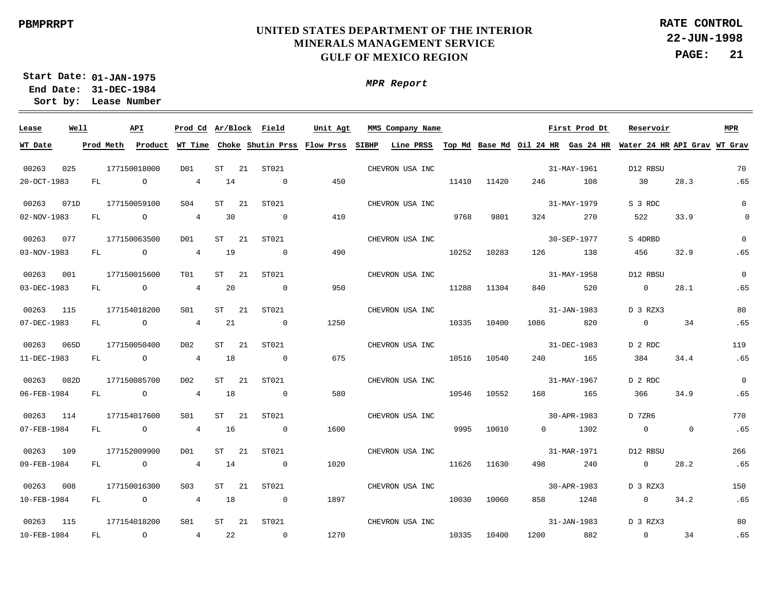UNITED STATES DEPARTMENT OF THE INTERIOR
MINERALS MANAGEMENT SERVICE
GULF OF MEXICO REGION

PBMPRRPT

RATE CONTROL
22-JUN-1998

Start Date: 01-JAN-1975
End Date: 31-DEC-1984
Sort by: Lease Number

*MPR Report*

| Lease | Well | API | Prod Cd | Ar/Block | | Field | Unit Agt | MMS Company Name | | | | First Prod Dt | | Reservoir | | MPR |
|---|---|---|---|---|---|---|---|---|---|---|---|---|---|---|---|---|
| **WT Date** | **Prod Meth** | **Product** | **WT Time** | **Choke** | | **Shutin Prss** | **Flow Prss** | **SIBHP** | **Line PRSS** | **Top Md** | **Base Md** | **Oil 24 HR** | **Gas 24 HR** | **Water 24 HR** | **API Grav** | **WT Grav** |
| 00263 | 025 | 177150018000 | D01 | ST | 21 | ST021 | | CHEVRON USA INC | | | | 31-MAY-1961 | | D12 RBSU | | 70 |
| 20-OCT-1983 | FL | O | 4 | 14 | | 0 | 450 | | | 11410 | 11420 | 246 | 108 | 30 | 28.3 | .65 |
| 00263 | 071D | 177150059100 | S04 | ST | 21 | ST021 | | CHEVRON USA INC | | | | 31-MAY-1979 | | S 3 RDC | | 0 |
| 02-NOV-1983 | FL | O | 4 | 30 | | 0 | 410 | | | 9768 | 9801 | 324 | 270 | 522 | 33.9 | 0 |
| 00263 | 077 | 177150063500 | D01 | ST | 21 | ST021 | | CHEVRON USA INC | | | | 30-SEP-1977 | | S 4DRBD | | 0 |
| 03-NOV-1983 | FL | O | 4 | 19 | | 0 | 490 | | | 10252 | 10283 | 126 | 138 | 456 | 32.9 | .65 |
| 00263 | 001 | 177150015600 | T01 | ST | 21 | ST021 | | CHEVRON USA INC | | | | 31-MAY-1958 | | D12 RBSU | | 0 |
| 03-DEC-1983 | FL | O | 4 | 20 | | 0 | 950 | | | 11288 | 11304 | 840 | 520 | 0 | 28.1 | .65 |
| 00263 | 115 | 177154018200 | S01 | ST | 21 | ST021 | | CHEVRON USA INC | | | | 31-JAN-1983 | | D 3 RZX3 | | 80 |
| 07-DEC-1983 | FL | O | 4 | 21 | | 0 | 1250 | | | 10335 | 10400 | 1086 | 820 | 0 | 34 | .65 |
| 00263 | 065D | 177150050400 | D02 | ST | 21 | ST021 | | CHEVRON USA INC | | | | 31-DEC-1983 | | D 2 RDC | | 119 |
| 11-DEC-1983 | FL | O | 4 | 18 | | 0 | 675 | | | 10516 | 10540 | 240 | 165 | 384 | 34.4 | .65 |
| 00263 | 082D | 177150085700 | D02 | ST | 21 | ST021 | | CHEVRON USA INC | | | | 31-MAY-1967 | | D 2 RDC | | 0 |
| 06-FEB-1984 | FL | O | 4 | 18 | | 0 | 580 | | | 10546 | 10552 | 168 | 165 | 366 | 34.9 | .65 |
| 00263 | 114 | 177154017600 | S01 | ST | 21 | ST021 | | CHEVRON USA INC | | | | 30-APR-1983 | | D 7ZR6 | | 770 |
| 07-FEB-1984 | FL | O | 4 | 16 | | 0 | 1600 | | | 9995 | 10010 | 0 | 1302 | 0 | 0 | .65 |
| 00263 | 109 | 177152009900 | D01 | ST | 21 | ST021 | | CHEVRON USA INC | | | | 31-MAR-1971 | | D12 RBSU | | 266 |
| 09-FEB-1984 | FL | O | 4 | 14 | | 0 | 1020 | | | 11626 | 11630 | 498 | 240 | 0 | 28.2 | .65 |
| 00263 | 008 | 177150016300 | S03 | ST | 21 | ST021 | | CHEVRON USA INC | | | | 30-APR-1983 | | D 3 RZX3 | | 150 |
| 10-FEB-1984 | FL | O | 4 | 18 | | 0 | 1897 | | | 10030 | 10060 | 858 | 1248 | 0 | 34.2 | .65 |
| 00263 | 115 | 177154018200 | S01 | ST | 21 | ST021 | | CHEVRON USA INC | | | | 31-JAN-1983 | | D 3 RZX3 | | 80 |
| 10-FEB-1984 | FL | O | 4 | 22 | | 0 | 1270 | | | 10335 | 10400 | 1200 | 882 | 0 | 34 | .65 |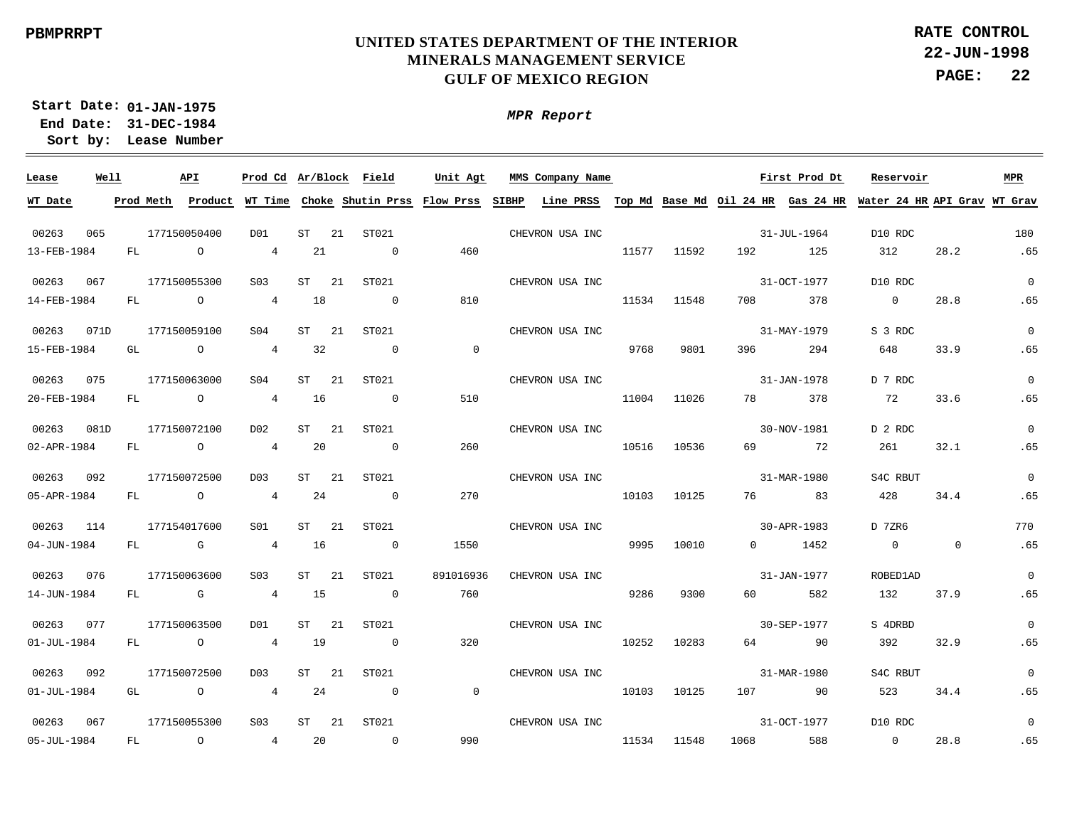PBMPRRPT

**UNITED STATES DEPARTMENT OF THE INTERIOR**
**MINERALS MANAGEMENT SERVICE**
**GULF OF MEXICO REGION**

**RATE CONTROL**
**22-JUN-1998**

**Start Date: 01-JAN-1975**
**End Date: 31-DEC-1984**
**Sort by: Lease Number**

***MPR Report***

| Lease | Well | API | Prod Cd | Ar/Block | | Field | Unit Agt | MMS Company Name | | | | | First Prod Dt | Reservoir | | MPR |
|---|---|---|---|---|---|---|---|---|---|---|---|---|---|---|---|---|
| WT Date | Prod Meth | Product | WT Time | Choke | | Shutin Prss | Flow Prss | SIBHP | Line PRSS | Top Md | Base Md | Oil 24 HR | Gas 24 HR | Water 24 HR | API Grav | WT Grav |
| 00263 | 065 | 177150050400 | D01 | ST | 21 | ST021 | | CHEVRON USA INC | | | | | 31-JUL-1964 | D10 RDC | | 180 |
| 13-FEB-1984 | FL | O | 4 | 21 | | 0 | 460 | | | 11577 | 11592 | 192 | 125 | 312 | 28.2 | .65 |
| 00263 | 067 | 177150055300 | S03 | ST | 21 | ST021 | | CHEVRON USA INC | | | | | 31-OCT-1977 | D10 RDC | | 0 |
| 14-FEB-1984 | FL | O | 4 | 18 | | 0 | 810 | | | 11534 | 11548 | 708 | 378 | 0 | 28.8 | .65 |
| 00263 | 071D | 177150059100 | S04 | ST | 21 | ST021 | | CHEVRON USA INC | | | | | 31-MAY-1979 | S 3 RDC | | 0 |
| 15-FEB-1984 | GL | O | 4 | 32 | | 0 | 0 | | | 9768 | 9801 | 396 | 294 | 648 | 33.9 | .65 |
| 00263 | 075 | 177150063000 | S04 | ST | 21 | ST021 | | CHEVRON USA INC | | | | | 31-JAN-1978 | D 7 RDC | | 0 |
| 20-FEB-1984 | FL | O | 4 | 16 | | 0 | 510 | | | 11004 | 11026 | 78 | 378 | 72 | 33.6 | .65 |
| 00263 | 081D | 177150072100 | D02 | ST | 21 | ST021 | | CHEVRON USA INC | | | | | 30-NOV-1981 | D 2 RDC | | 0 |
| 02-APR-1984 | FL | O | 4 | 20 | | 0 | 260 | | | 10516 | 10536 | 69 | 72 | 261 | 32.1 | .65 |
| 00263 | 092 | 177150072500 | D03 | ST | 21 | ST021 | | CHEVRON USA INC | | | | | 31-MAR-1980 | S4C RBUT | | 0 |
| 05-APR-1984 | FL | O | 4 | 24 | | 0 | 270 | | | 10103 | 10125 | 76 | 83 | 428 | 34.4 | .65 |
| 00263 | 114 | 177154017600 | S01 | ST | 21 | ST021 | | CHEVRON USA INC | | | | | 30-APR-1983 | D 7ZR6 | | 770 |
| 04-JUN-1984 | FL | G | 4 | 16 | | 0 | 1550 | | | 9995 | 10010 | 0 | 1452 | 0 | 0 | .65 |
| 00263 | 076 | 177150063600 | S03 | ST | 21 | ST021 | 891016936 | CHEVRON USA INC | | | | | 31-JAN-1977 | ROBED1AD | | 0 |
| 14-JUN-1984 | FL | G | 4 | 15 | | 0 | 760 | | | 9286 | 9300 | 60 | 582 | 132 | 37.9 | .65 |
| 00263 | 077 | 177150063500 | D01 | ST | 21 | ST021 | | CHEVRON USA INC | | | | | 30-SEP-1977 | S 4DRBD | | 0 |
| 01-JUL-1984 | FL | O | 4 | 19 | | 0 | 320 | | | 10252 | 10283 | 64 | 90 | 392 | 32.9 | .65 |
| 00263 | 092 | 177150072500 | D03 | ST | 21 | ST021 | | CHEVRON USA INC | | | | | 31-MAR-1980 | S4C RBUT | | 0 |
| 01-JUL-1984 | GL | O | 4 | 24 | | 0 | 0 | | | 10103 | 10125 | 107 | 90 | 523 | 34.4 | .65 |
| 00263 | 067 | 177150055300 | S03 | ST | 21 | ST021 | | CHEVRON USA INC | | | | | 31-OCT-1977 | D10 RDC | | 0 |
| 05-JUL-1984 | FL | O | 4 | 20 | | 0 | 990 | | | 11534 | 11548 | 1068 | 588 | 0 | 28.8 | .65 |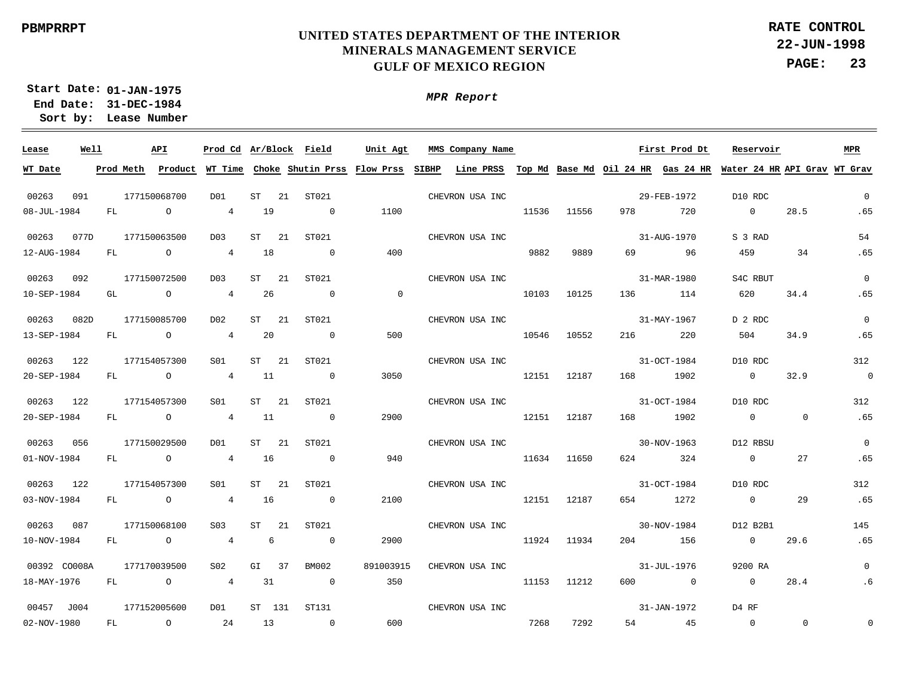**PBMPRRPT**

# UNITED STATES DEPARTMENT OF THE INTERIOR
## MINERALS MANAGEMENT SERVICE
## GULF OF MEXICO REGION

**RATE CONTROL**
**22-JUN-1998**

**Start Date: 01-JAN-1975**
**End Date: 31-DEC-1984**
**Sort by: Lease Number**

***MPR Report***

| Lease | Well | API | Prod Cd | Ar/Block | Field | Unit Agt | MMS Company Name | | | | First Prod Dt | Reservoir | | MPR |
|---|---|---|---|---|---|---|---|---|---|---|---|---|---|---|
| **WT Date** | **Prod Meth** | **Product** | **WT Time** | **Choke** | **Shutin Prss** | **Flow Prss** | **SIBHP** | **Line PRSS** | **Top Md** | **Base Md** | **Oil 24 HR** | **Gas 24 HR** | **Water 24 HR** | **API Grav** | **WT Grav** |
| 00263 | 091 | 177150068700 | D01 | ST 21 | ST021 | | CHEVRON USA INC | | | | 29-FEB-1972 | D10 RDC | | 0 |
| 08-JUL-1984 | FL | O | 4 | 19 | 0 | 1100 | | | 11536 | 11556 | 978 | 720 | 0 | 28.5 | .65 |
| 00263 | 077D | 177150063500 | D03 | ST 21 | ST021 | | CHEVRON USA INC | | | | 31-AUG-1970 | S 3 RAD | | 54 |
| 12-AUG-1984 | FL | O | 4 | 18 | 0 | 400 | | | 9882 | 9889 | 69 | 96 | 459 | 34 | .65 |
| 00263 | 092 | 177150072500 | D03 | ST 21 | ST021 | | CHEVRON USA INC | | | | 31-MAR-1980 | S4C RBUT | | 0 |
| 10-SEP-1984 | GL | O | 4 | 26 | 0 | 0 | | | 10103 | 10125 | 136 | 114 | 620 | 34.4 | .65 |
| 00263 | 082D | 177150085700 | D02 | ST 21 | ST021 | | CHEVRON USA INC | | | | 31-MAY-1967 | D 2 RDC | | 0 |
| 13-SEP-1984 | FL | O | 4 | 20 | 0 | 500 | | | 10546 | 10552 | 216 | 220 | 504 | 34.9 | .65 |
| 00263 | 122 | 177154057300 | S01 | ST 21 | ST021 | | CHEVRON USA INC | | | | 31-OCT-1984 | D10 RDC | | 312 |
| 20-SEP-1984 | FL | O | 4 | 11 | 0 | 3050 | | | 12151 | 12187 | 168 | 1902 | 0 | 32.9 | 0 |
| 00263 | 122 | 177154057300 | S01 | ST 21 | ST021 | | CHEVRON USA INC | | | | 31-OCT-1984 | D10 RDC | | 312 |
| 20-SEP-1984 | FL | O | 4 | 11 | 0 | 2900 | | | 12151 | 12187 | 168 | 1902 | 0 | 0 | .65 |
| 00263 | 056 | 177150029500 | D01 | ST 21 | ST021 | | CHEVRON USA INC | | | | 30-NOV-1963 | D12 RBSU | | 0 |
| 01-NOV-1984 | FL | O | 4 | 16 | 0 | 940 | | | 11634 | 11650 | 624 | 324 | 0 | 27 | .65 |
| 00263 | 122 | 177154057300 | S01 | ST 21 | ST021 | | CHEVRON USA INC | | | | 31-OCT-1984 | D10 RDC | | 312 |
| 03-NOV-1984 | FL | O | 4 | 16 | 0 | 2100 | | | 12151 | 12187 | 654 | 1272 | 0 | 29 | .65 |
| 00263 | 087 | 177150068100 | S03 | ST 21 | ST021 | | CHEVRON USA INC | | | | 30-NOV-1984 | D12 B2B1 | | 145 |
| 10-NOV-1984 | FL | O | 4 | 6 | 0 | 2900 | | | 11924 | 11934 | 204 | 156 | 0 | 29.6 | .65 |
| 00392 | CO008A | 177170039500 | S02 | GI 37 | BM002 | 891003915 | CHEVRON USA INC | | | | 31-JUL-1976 | 9200 RA | | 0 |
| 18-MAY-1976 | FL | O | 4 | 31 | 0 | 350 | | | 11153 | 11212 | 600 | 0 | 0 | 28.4 | .6 |
| 00457 | J004 | 177152005600 | D01 | ST 131 | ST131 | | CHEVRON USA INC | | | | 31-JAN-1972 | D4 RF | | |
| 02-NOV-1980 | FL | O | 24 | 13 | 0 | 600 | | | 7268 | 7292 | 54 | 45 | 0 | 0 | 0 |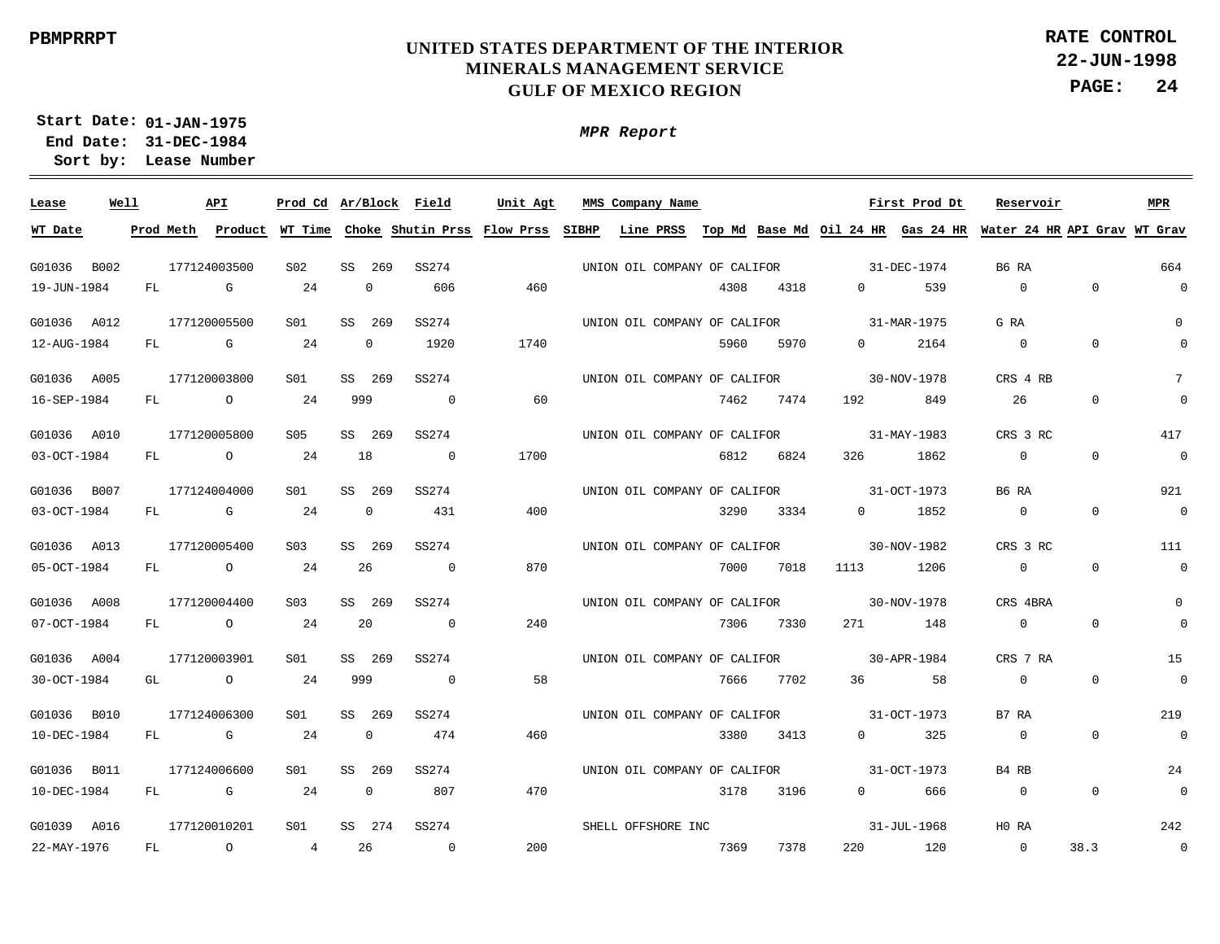PBMPRRPT

# UNITED STATES DEPARTMENT OF THE INTERIOR
## MINERALS MANAGEMENT SERVICE
## GULF OF MEXICO REGION

**RATE CONTROL**
**22-JUN-1998**

**Start Date: 01-JAN-1975**
**End Date: 31-DEC-1984**
**Sort by: Lease Number**

***MPR Report***

| Lease | Well | API | Prod Cd | Ar/Block | Field | Unit Agt | MMS Company Name | | | First Prod Dt | | Reservoir | | MPR |
|---|---|---|---|---|---|---|---|---|---|---|---|---|---|---|
| **WT Date** | **Prod Meth** | **Product** | **WT Time** | **Choke** | **Shutin Prss** | **Flow Prss** | **SIBHP** | **Line PRSS** | **Top Md** | **Base Md** | **Oil 24 HR** | **Gas 24 HR** | **Water 24 HR** | **API Grav** | **WT Grav** |
| G01036 | B002 | 177124003500 | S02 | SS 269 | SS274 | | UNION OIL COMPANY OF CALIFOR | | | 31-DEC-1974 | | B6 RA | | 664 |
| 19-JUN-1984 | FL | G | 24 | 0 | 606 | 460 | | | 4308 | 4318 | 0 | 539 | 0 | 0 | 0 |
| G01036 | A012 | 177120005500 | S01 | SS 269 | SS274 | | UNION OIL COMPANY OF CALIFOR | | | 31-MAR-1975 | | G RA | | 0 |
| 12-AUG-1984 | FL | G | 24 | 0 | 1920 | 1740 | | | 5960 | 5970 | 0 | 2164 | 0 | 0 | 0 |
| G01036 | A005 | 177120003800 | S01 | SS 269 | SS274 | | UNION OIL COMPANY OF CALIFOR | | | 30-NOV-1978 | | CRS 4 RB | | 7 |
| 16-SEP-1984 | FL | O | 24 | 999 | 0 | 60 | | | 7462 | 7474 | 192 | 849 | 26 | 0 | 0 |
| G01036 | A010 | 177120005800 | S05 | SS 269 | SS274 | | UNION OIL COMPANY OF CALIFOR | | | 31-MAY-1983 | | CRS 3 RC | | 417 |
| 03-OCT-1984 | FL | O | 24 | 18 | 0 | 1700 | | | 6812 | 6824 | 326 | 1862 | 0 | 0 | 0 |
| G01036 | B007 | 177124004000 | S01 | SS 269 | SS274 | | UNION OIL COMPANY OF CALIFOR | | | 31-OCT-1973 | | B6 RA | | 921 |
| 03-OCT-1984 | FL | G | 24 | 0 | 431 | 400 | | | 3290 | 3334 | 0 | 1852 | 0 | 0 | 0 |
| G01036 | A013 | 177120005400 | S03 | SS 269 | SS274 | | UNION OIL COMPANY OF CALIFOR | | | 30-NOV-1982 | | CRS 3 RC | | 111 |
| 05-OCT-1984 | FL | O | 24 | 26 | 0 | 870 | | | 7000 | 7018 | 1113 | 1206 | 0 | 0 | 0 |
| G01036 | A008 | 177120004400 | S03 | SS 269 | SS274 | | UNION OIL COMPANY OF CALIFOR | | | 30-NOV-1978 | | CRS 4BRA | | 0 |
| 07-OCT-1984 | FL | O | 24 | 20 | 0 | 240 | | | 7306 | 7330 | 271 | 148 | 0 | 0 | 0 |
| G01036 | A004 | 177120003901 | S01 | SS 269 | SS274 | | UNION OIL COMPANY OF CALIFOR | | | 30-APR-1984 | | CRS 7 RA | | 15 |
| 30-OCT-1984 | GL | O | 24 | 999 | 0 | 58 | | | 7666 | 7702 | 36 | 58 | 0 | 0 | 0 |
| G01036 | B010 | 177124006300 | S01 | SS 269 | SS274 | | UNION OIL COMPANY OF CALIFOR | | | 31-OCT-1973 | | B7 RA | | 219 |
| 10-DEC-1984 | FL | G | 24 | 0 | 474 | 460 | | | 3380 | 3413 | 0 | 325 | 0 | 0 | 0 |
| G01036 | B011 | 177124006600 | S01 | SS 269 | SS274 | | UNION OIL COMPANY OF CALIFOR | | | 31-OCT-1973 | | B4 RB | | 24 |
| 10-DEC-1984 | FL | G | 24 | 0 | 807 | 470 | | | 3178 | 3196 | 0 | 666 | 0 | 0 | 0 |
| G01039 | A016 | 177120010201 | S01 | SS 274 | SS274 | | SHELL OFFSHORE INC | | | 31-JUL-1968 | | H0 RA | | 242 |
| 22-MAY-1976 | FL | O | 4 | 26 | 0 | 200 | | | 7369 | 7378 | 220 | 120 | 0 | 38.3 | 0 |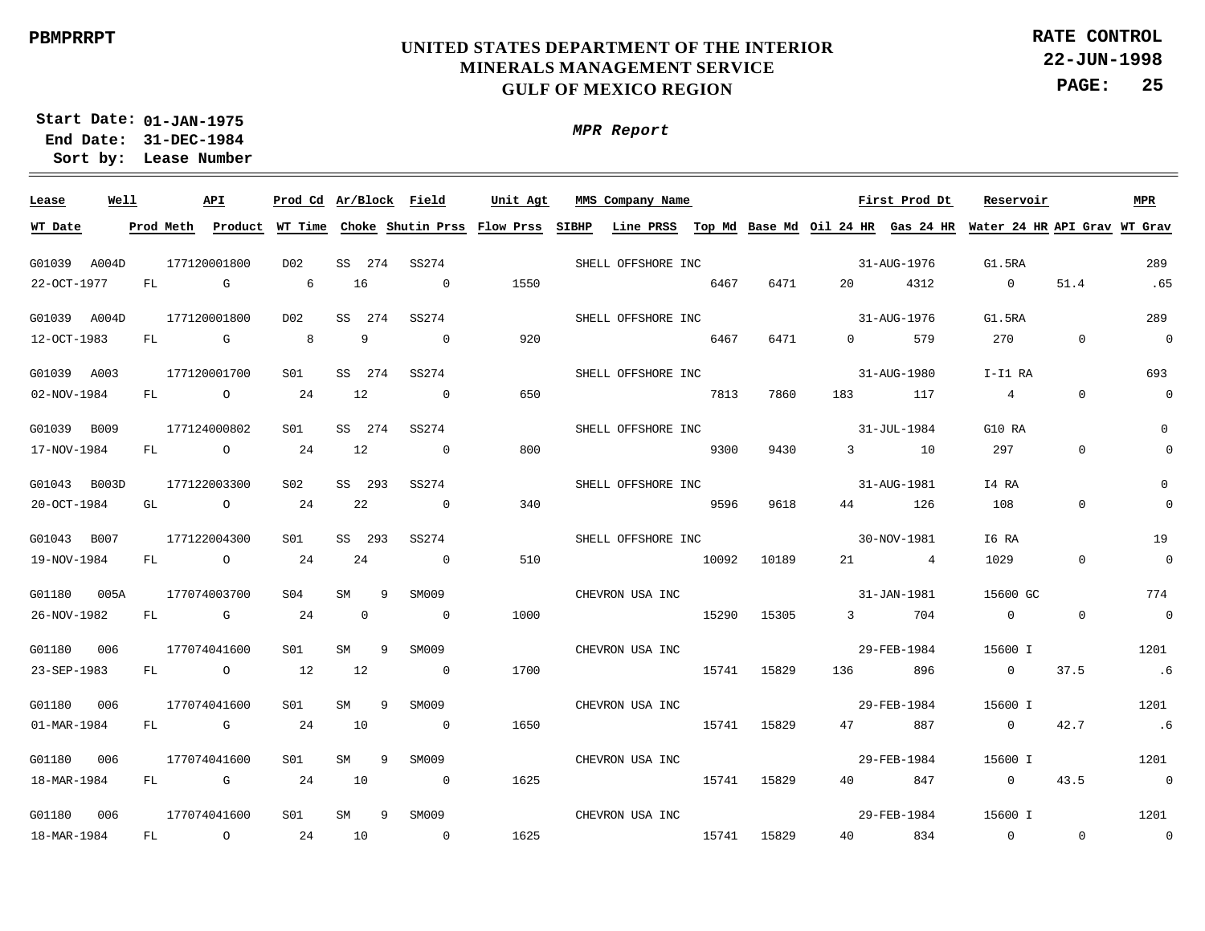PBMPRRPT

# UNITED STATES DEPARTMENT OF THE INTERIOR
## MINERALS MANAGEMENT SERVICE
## GULF OF MEXICO REGION

**RATE CONTROL**
**22-JUN-1998**

**Start Date:** 01-JAN-1975
**End Date:** 31-DEC-1984
**Sort by:** Lease Number

***MPR Report***

| Lease | Well | API | Prod Cd | Ar/Block | Field | Unit Agt | MMS Company Name | | | First Prod Dt | Reservoir | | MPR |
|---|---|---|---|---|---|---|---|---|---|---|---|---|---|
| WT Date | Prod Meth | Product | WT Time | Choke | Shutin Prss | Flow Prss | SIBHP / Line PRSS | Top Md | Base Md | Oil 24 HR | Gas 24 HR | Water 24 HR / API Grav | WT Grav |
| G01039 | A004D | 177120001800 | D02 | SS 274 | SS274 | | SHELL OFFSHORE INC | | | 31-AUG-1976 | G1.5RA | | 289 |
| 22-OCT-1977 | FL | G | 6 | 16 | 0 | 1550 | | 6467 | 6471 | 20 | 4312 | 0 / 51.4 | .65 |
| G01039 | A004D | 177120001800 | D02 | SS 274 | SS274 | | SHELL OFFSHORE INC | | | 31-AUG-1976 | G1.5RA | | 289 |
| 12-OCT-1983 | FL | G | 8 | 9 | 0 | 920 | | 6467 | 6471 | 0 | 579 | 270 / 0 | 0 |
| G01039 | A003 | 177120001700 | S01 | SS 274 | SS274 | | SHELL OFFSHORE INC | | | 31-AUG-1980 | I-I1 RA | | 693 |
| 02-NOV-1984 | FL | O | 24 | 12 | 0 | 650 | | 7813 | 7860 | 183 | 117 | 4 / 0 | 0 |
| G01039 | B009 | 177124000802 | S01 | SS 274 | SS274 | | SHELL OFFSHORE INC | | | 31-JUL-1984 | G10 RA | | 0 |
| 17-NOV-1984 | FL | O | 24 | 12 | 0 | 800 | | 9300 | 9430 | 3 | 10 | 297 / 0 | 0 |
| G01043 | B003D | 177122003300 | S02 | SS 293 | SS274 | | SHELL OFFSHORE INC | | | 31-AUG-1981 | I4 RA | | 0 |
| 20-OCT-1984 | GL | O | 24 | 22 | 0 | 340 | | 9596 | 9618 | 44 | 126 | 108 / 0 | 0 |
| G01043 | B007 | 177122004300 | S01 | SS 293 | SS274 | | SHELL OFFSHORE INC | | | 30-NOV-1981 | I6 RA | | 19 |
| 19-NOV-1984 | FL | O | 24 | 24 | 0 | 510 | | 10092 | 10189 | 21 | 4 | 1029 / 0 | 0 |
| G01180 | 005A | 177074003700 | S04 | SM 9 | SM009 | | CHEVRON USA INC | | | 31-JAN-1981 | 15600 GC | | 774 |
| 26-NOV-1982 | FL | G | 24 | 0 | 0 | 1000 | | 15290 | 15305 | 3 | 704 | 0 / 0 | 0 |
| G01180 | 006 | 177074041600 | S01 | SM 9 | SM009 | | CHEVRON USA INC | | | 29-FEB-1984 | 15600 I | | 1201 |
| 23-SEP-1983 | FL | O | 12 | 12 | 0 | 1700 | | 15741 | 15829 | 136 | 896 | 0 / 37.5 | .6 |
| G01180 | 006 | 177074041600 | S01 | SM 9 | SM009 | | CHEVRON USA INC | | | 29-FEB-1984 | 15600 I | | 1201 |
| 01-MAR-1984 | FL | G | 24 | 10 | 0 | 1650 | | 15741 | 15829 | 47 | 887 | 0 / 42.7 | .6 |
| G01180 | 006 | 177074041600 | S01 | SM 9 | SM009 | | CHEVRON USA INC | | | 29-FEB-1984 | 15600 I | | 1201 |
| 18-MAR-1984 | FL | G | 24 | 10 | 0 | 1625 | | 15741 | 15829 | 40 | 847 | 0 / 43.5 | 0 |
| G01180 | 006 | 177074041600 | S01 | SM 9 | SM009 | | CHEVRON USA INC | | | 29-FEB-1984 | 15600 I | | 1201 |
| 18-MAR-1984 | FL | O | 24 | 10 | 0 | 1625 | | 15741 | 15829 | 40 | 834 | 0 / 0 | 0 |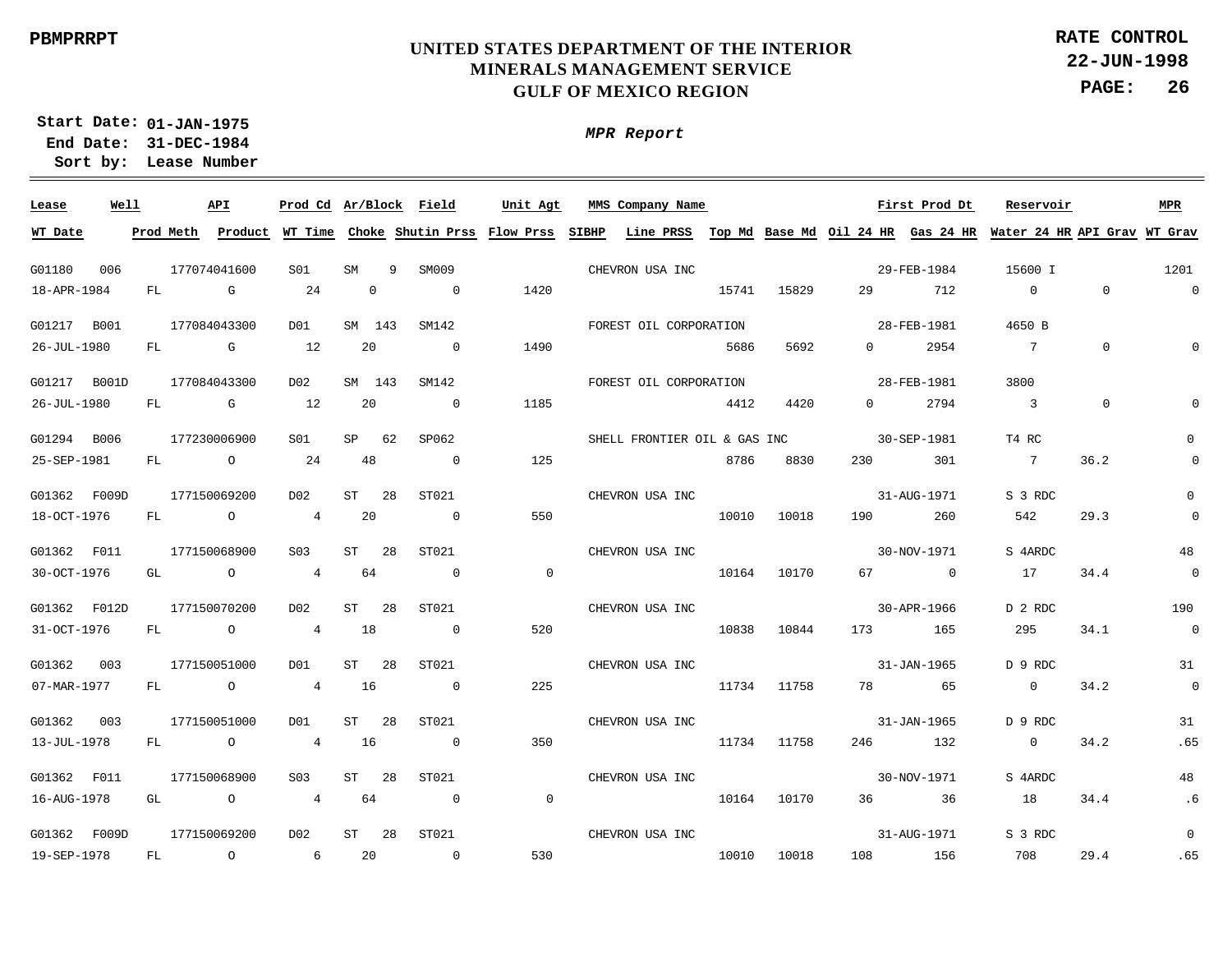PBMPRRPT

# UNITED STATES DEPARTMENT OF THE INTERIOR
## MINERALS MANAGEMENT SERVICE
## GULF OF MEXICO REGION

**RATE CONTROL**
**22-JUN-1998**

**Start Date:** 01-JAN-1975
**End Date:** 31-DEC-1984
**Sort by:** Lease Number

***MPR Report***

| Lease | Well | API | Prod Cd | Ar/Block | Field | Unit Agt | MMS Company Name | | | First Prod Dt | | Reservoir | | MPR |
|---|---|---|---|---|---|---|---|---|---|---|---|---|---|---|
| **WT Date** | **Prod Meth** | **Product** | **WT Time** | **Choke** | **Shutin Prss** | **Flow Prss** | **SIBHP** | **Line PRSS** | **Top Md** | **Base Md** | **Oil 24 HR** | **Gas 24 HR** | **Water 24 HR** | **API Grav** | **WT Grav** |
| G01180 | 006 | 177074041600 | S01 | SM 9 | SM009 | | CHEVRON USA INC | | | 29-FEB-1984 | | 15600 I | | 1201 |
| 18-APR-1984 | FL | G | 24 | 0 | 0 | 1420 | | | 15741 | 15829 | 29 | 712 | 0 | 0 | 0 |
| G01217 | B001 | 177084043300 | D01 | SM 143 | SM142 | | FOREST OIL CORPORATION | | | 28-FEB-1981 | | 4650 B | | |
| 26-JUL-1980 | FL | G | 12 | 20 | 0 | 1490 | | | 5686 | 5692 | 0 | 2954 | 7 | 0 | 0 |
| G01217 | B001D | 177084043300 | D02 | SM 143 | SM142 | | FOREST OIL CORPORATION | | | 28-FEB-1981 | | 3800 | | |
| 26-JUL-1980 | FL | G | 12 | 20 | 0 | 1185 | | | 4412 | 4420 | 0 | 2794 | 3 | 0 | 0 |
| G01294 | B006 | 177230006900 | S01 | SP 62 | SP062 | | SHELL FRONTIER OIL & GAS INC | | | 30-SEP-1981 | | T4 RC | | 0 |
| 25-SEP-1981 | FL | O | 24 | 48 | 0 | 125 | | | 8786 | 8830 | 230 | 301 | 7 | 36.2 | 0 |
| G01362 | F009D | 177150069200 | D02 | ST 28 | ST021 | | CHEVRON USA INC | | | 31-AUG-1971 | | S 3 RDC | | 0 |
| 18-OCT-1976 | FL | O | 4 | 20 | 0 | 550 | | | 10010 | 10018 | 190 | 260 | 542 | 29.3 | 0 |
| G01362 | F011 | 177150068900 | S03 | ST 28 | ST021 | | CHEVRON USA INC | | | 30-NOV-1971 | | S 4ARDC | | 48 |
| 30-OCT-1976 | GL | O | 4 | 64 | 0 | 0 | | | 10164 | 10170 | 67 | 0 | 17 | 34.4 | 0 |
| G01362 | F012D | 177150070200 | D02 | ST 28 | ST021 | | CHEVRON USA INC | | | 30-APR-1966 | | D 2 RDC | | 190 |
| 31-OCT-1976 | FL | O | 4 | 18 | 0 | 520 | | | 10838 | 10844 | 173 | 165 | 295 | 34.1 | 0 |
| G01362 | 003 | 177150051000 | D01 | ST 28 | ST021 | | CHEVRON USA INC | | | 31-JAN-1965 | | D 9 RDC | | 31 |
| 07-MAR-1977 | FL | O | 4 | 16 | 0 | 225 | | | 11734 | 11758 | 78 | 65 | 0 | 34.2 | 0 |
| G01362 | 003 | 177150051000 | D01 | ST 28 | ST021 | | CHEVRON USA INC | | | 31-JAN-1965 | | D 9 RDC | | 31 |
| 13-JUL-1978 | FL | O | 4 | 16 | 0 | 350 | | | 11734 | 11758 | 246 | 132 | 0 | 34.2 | .65 |
| G01362 | F011 | 177150068900 | S03 | ST 28 | ST021 | | CHEVRON USA INC | | | 30-NOV-1971 | | S 4ARDC | | 48 |
| 16-AUG-1978 | GL | O | 4 | 64 | 0 | 0 | | | 10164 | 10170 | 36 | 36 | 18 | 34.4 | .6 |
| G01362 | F009D | 177150069200 | D02 | ST 28 | ST021 | | CHEVRON USA INC | | | 31-AUG-1971 | | S 3 RDC | | 0 |
| 19-SEP-1978 | FL | O | 6 | 20 | 0 | 530 | | | 10010 | 10018 | 108 | 156 | 708 | 29.4 | .65 |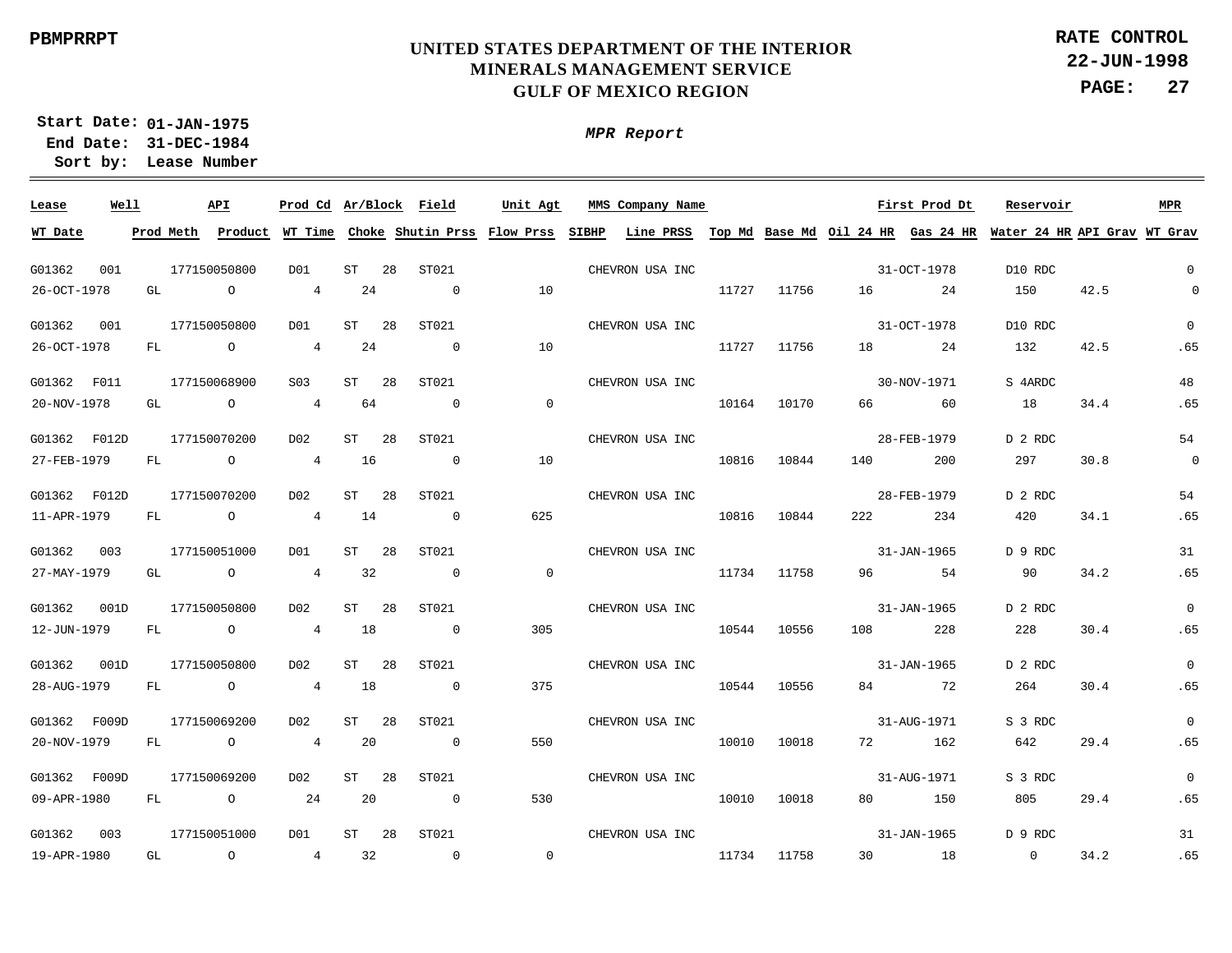PBMPRRPT

# UNITED STATES DEPARTMENT OF THE INTERIOR
## MINERALS MANAGEMENT SERVICE
## GULF OF MEXICO REGION

**RATE CONTROL**
**22-JUN-1998**

**Start Date: 01-JAN-1975**
**End Date: 31-DEC-1984**
**Sort by: Lease Number**

*MPR Report*

| Lease | Well | API | Prod Cd | Ar/Block | | Field | Unit Agt | MMS Company Name | | | | First Prod Dt | | Reservoir | | MPR |
|---|---|---|---|---|---|---|---|---|---|---|---|---|---|---|---|---|
| WT Date | Prod Meth | Product | WT Time | Choke | | Shutin Prss | Flow Prss | SIBHP | Line PRSS | Top Md | Base Md | Oil 24 HR | Gas 24 HR | Water 24 HR | API Grav | WT Grav |
| G01362 | 001 | 177150050800 | D01 | ST | 28 | ST021 | | CHEVRON USA INC | | | | 31-OCT-1978 | | D10 RDC | | 0 |
| 26-OCT-1978 | GL | O | 4 | 24 | | 0 | 10 | | | 11727 | 11756 | 16 | 24 | 150 | 42.5 | 0 |
| G01362 | 001 | 177150050800 | D01 | ST | 28 | ST021 | | CHEVRON USA INC | | | | 31-OCT-1978 | | D10 RDC | | 0 |
| 26-OCT-1978 | FL | O | 4 | 24 | | 0 | 10 | | | 11727 | 11756 | 18 | 24 | 132 | 42.5 | .65 |
| G01362 | F011 | 177150068900 | S03 | ST | 28 | ST021 | | CHEVRON USA INC | | | | 30-NOV-1971 | | S 4ARDC | | 48 |
| 20-NOV-1978 | GL | O | 4 | 64 | | 0 | 0 | | | 10164 | 10170 | 66 | 60 | 18 | 34.4 | .65 |
| G01362 | F012D | 177150070200 | D02 | ST | 28 | ST021 | | CHEVRON USA INC | | | | 28-FEB-1979 | | D 2 RDC | | 54 |
| 27-FEB-1979 | FL | O | 4 | 16 | | 0 | 10 | | | 10816 | 10844 | 140 | 200 | 297 | 30.8 | 0 |
| G01362 | F012D | 177150070200 | D02 | ST | 28 | ST021 | | CHEVRON USA INC | | | | 28-FEB-1979 | | D 2 RDC | | 54 |
| 11-APR-1979 | FL | O | 4 | 14 | | 0 | 625 | | | 10816 | 10844 | 222 | 234 | 420 | 34.1 | .65 |
| G01362 | 003 | 177150051000 | D01 | ST | 28 | ST021 | | CHEVRON USA INC | | | | 31-JAN-1965 | | D 9 RDC | | 31 |
| 27-MAY-1979 | GL | O | 4 | 32 | | 0 | 0 | | | 11734 | 11758 | 96 | 54 | 90 | 34.2 | .65 |
| G01362 | 001D | 177150050800 | D02 | ST | 28 | ST021 | | CHEVRON USA INC | | | | 31-JAN-1965 | | D 2 RDC | | 0 |
| 12-JUN-1979 | FL | O | 4 | 18 | | 0 | 305 | | | 10544 | 10556 | 108 | 228 | 228 | 30.4 | .65 |
| G01362 | 001D | 177150050800 | D02 | ST | 28 | ST021 | | CHEVRON USA INC | | | | 31-JAN-1965 | | D 2 RDC | | 0 |
| 28-AUG-1979 | FL | O | 4 | 18 | | 0 | 375 | | | 10544 | 10556 | 84 | 72 | 264 | 30.4 | .65 |
| G01362 | F009D | 177150069200 | D02 | ST | 28 | ST021 | | CHEVRON USA INC | | | | 31-AUG-1971 | | S 3 RDC | | 0 |
| 20-NOV-1979 | FL | O | 4 | 20 | | 0 | 550 | | | 10010 | 10018 | 72 | 162 | 642 | 29.4 | .65 |
| G01362 | F009D | 177150069200 | D02 | ST | 28 | ST021 | | CHEVRON USA INC | | | | 31-AUG-1971 | | S 3 RDC | | 0 |
| 09-APR-1980 | FL | O | 24 | 20 | | 0 | 530 | | | 10010 | 10018 | 80 | 150 | 805 | 29.4 | .65 |
| G01362 | 003 | 177150051000 | D01 | ST | 28 | ST021 | | CHEVRON USA INC | | | | 31-JAN-1965 | | D 9 RDC | | 31 |
| 19-APR-1980 | GL | O | 4 | 32 | | 0 | 0 | | | 11734 | 11758 | 30 | 18 | 0 | 34.2 | .65 |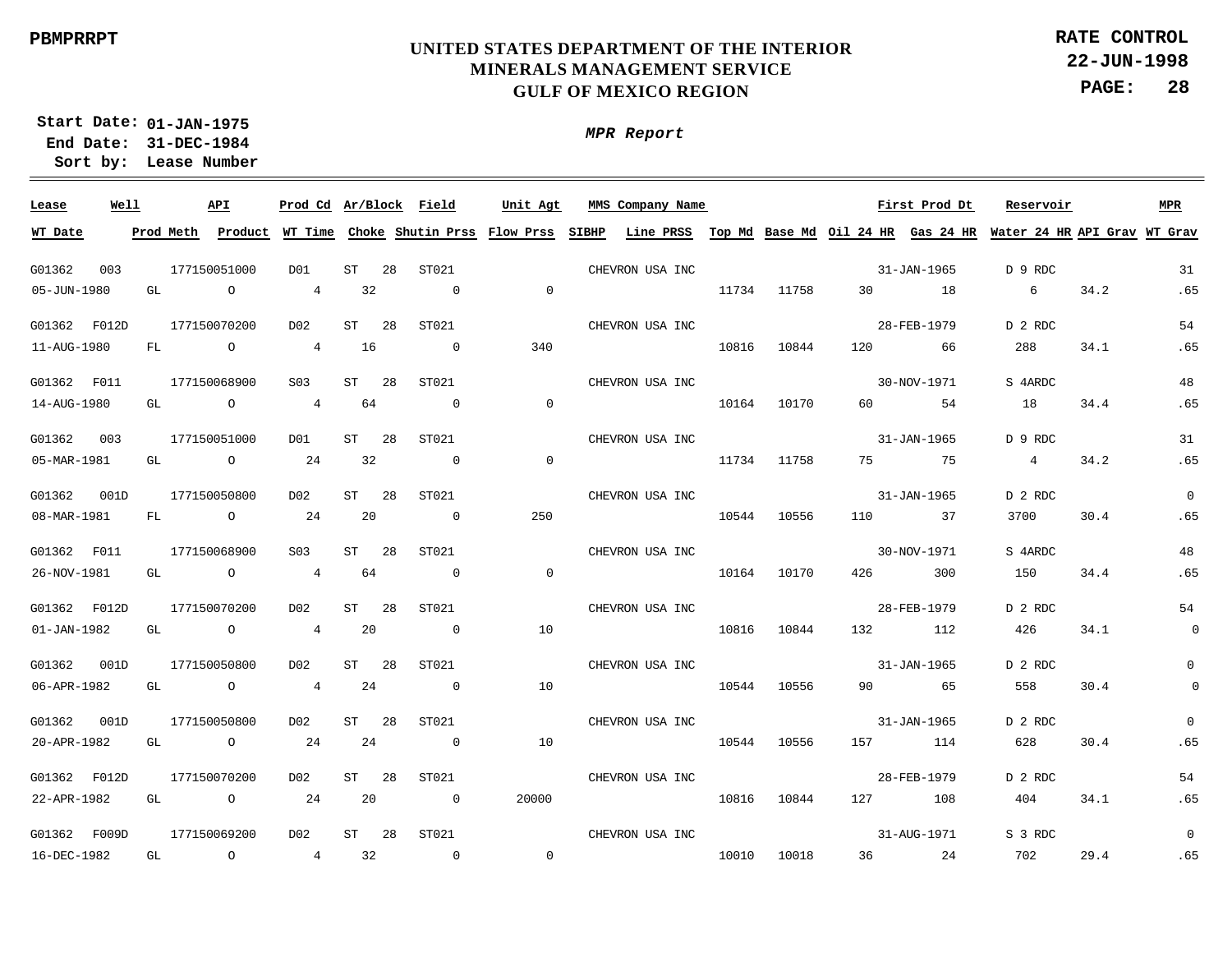PBMPRRPT

# UNITED STATES DEPARTMENT OF THE INTERIOR
## MINERALS MANAGEMENT SERVICE
## GULF OF MEXICO REGION

**RATE CONTROL**
**22-JUN-1998**

**Start Date: 01-JAN-1975**
**End Date: 31-DEC-1984**
**Sort by: Lease Number**

***MPR Report***

| Lease | Well | API | Prod Cd | Ar/Block | | Field | Unit Agt | MMS Company Name | | | | First Prod Dt | Reservoir | | MPR |
|---|---|---|---|---|---|---|---|---|---|---|---|---|---|---|---|
| WT Date | Prod Meth | Product | WT Time | Choke | Shutin Prss | Flow Prss | SIBHP | Line PRSS | Top Md | Base Md | Oil 24 HR | Gas 24 HR | Water 24 HR | API Grav | WT Grav |
| G01362 | 003 | 177150051000 | D01 | ST | 28 | ST021 | | CHEVRON USA INC | | | | 31-JAN-1965 | D 9 RDC | | 31 |
| 05-JUN-1980 | GL | O | 4 | 32 | 0 | 0 | | | 11734 | 11758 | 30 | 18 | 6 | 34.2 | .65 |
| G01362 | F012D | 177150070200 | D02 | ST | 28 | ST021 | | CHEVRON USA INC | | | | 28-FEB-1979 | D 2 RDC | | 54 |
| 11-AUG-1980 | FL | O | 4 | 16 | 0 | 340 | | | 10816 | 10844 | 120 | 66 | 288 | 34.1 | .65 |
| G01362 | F011 | 177150068900 | S03 | ST | 28 | ST021 | | CHEVRON USA INC | | | | 30-NOV-1971 | S 4ARDC | | 48 |
| 14-AUG-1980 | GL | O | 4 | 64 | 0 | 0 | | | 10164 | 10170 | 60 | 54 | 18 | 34.4 | .65 |
| G01362 | 003 | 177150051000 | D01 | ST | 28 | ST021 | | CHEVRON USA INC | | | | 31-JAN-1965 | D 9 RDC | | 31 |
| 05-MAR-1981 | GL | O | 24 | 32 | 0 | 0 | | | 11734 | 11758 | 75 | 75 | 4 | 34.2 | .65 |
| G01362 | 001D | 177150050800 | D02 | ST | 28 | ST021 | | CHEVRON USA INC | | | | 31-JAN-1965 | D 2 RDC | | 0 |
| 08-MAR-1981 | FL | O | 24 | 20 | 0 | 250 | | | 10544 | 10556 | 110 | 37 | 3700 | 30.4 | .65 |
| G01362 | F011 | 177150068900 | S03 | ST | 28 | ST021 | | CHEVRON USA INC | | | | 30-NOV-1971 | S 4ARDC | | 48 |
| 26-NOV-1981 | GL | O | 4 | 64 | 0 | 0 | | | 10164 | 10170 | 426 | 300 | 150 | 34.4 | .65 |
| G01362 | F012D | 177150070200 | D02 | ST | 28 | ST021 | | CHEVRON USA INC | | | | 28-FEB-1979 | D 2 RDC | | 54 |
| 01-JAN-1982 | GL | O | 4 | 20 | 0 | 10 | | | 10816 | 10844 | 132 | 112 | 426 | 34.1 | 0 |
| G01362 | 001D | 177150050800 | D02 | ST | 28 | ST021 | | CHEVRON USA INC | | | | 31-JAN-1965 | D 2 RDC | | 0 |
| 06-APR-1982 | GL | O | 4 | 24 | 0 | 10 | | | 10544 | 10556 | 90 | 65 | 558 | 30.4 | 0 |
| G01362 | 001D | 177150050800 | D02 | ST | 28 | ST021 | | CHEVRON USA INC | | | | 31-JAN-1965 | D 2 RDC | | 0 |
| 20-APR-1982 | GL | O | 24 | 24 | 0 | 10 | | | 10544 | 10556 | 157 | 114 | 628 | 30.4 | .65 |
| G01362 | F012D | 177150070200 | D02 | ST | 28 | ST021 | | CHEVRON USA INC | | | | 28-FEB-1979 | D 2 RDC | | 54 |
| 22-APR-1982 | GL | O | 24 | 20 | 0 | 20000 | | | 10816 | 10844 | 127 | 108 | 404 | 34.1 | .65 |
| G01362 | F009D | 177150069200 | D02 | ST | 28 | ST021 | | CHEVRON USA INC | | | | 31-AUG-1971 | S 3 RDC | | 0 |
| 16-DEC-1982 | GL | O | 4 | 32 | 0 | 0 | | | 10010 | 10018 | 36 | 24 | 702 | 29.4 | .65 |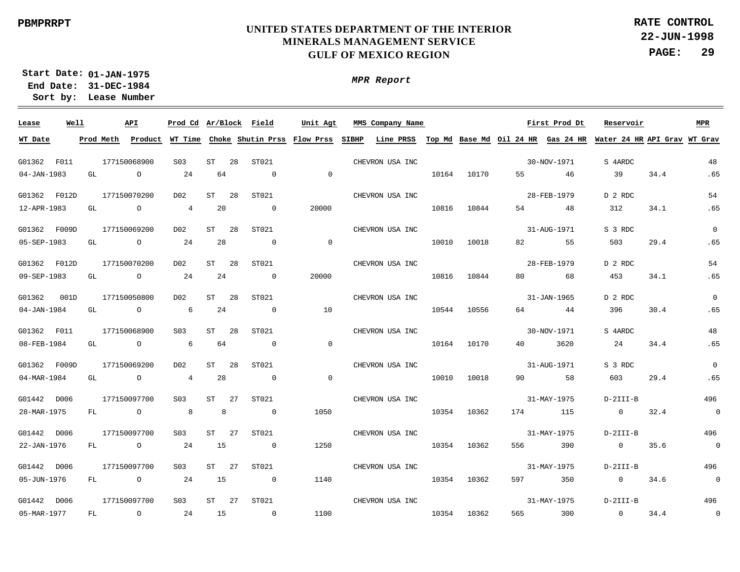**PBMPRRPT**

# UNITED STATES DEPARTMENT OF THE INTERIOR
## MINERALS MANAGEMENT SERVICE
## GULF OF MEXICO REGION

**RATE CONTROL**
**22-JUN-1998**

**Start Date: 01-JAN-1975**
**End Date: 31-DEC-1984**
**Sort by: Lease Number**

***MPR Report***

| Lease | Well | API | Prod Cd | Ar/Block | | Field | Unit Agt | MMS Company Name | | | | First Prod Dt | Reservoir | | MPR |
|---|---|---|---|---|---|---|---|---|---|---|---|---|---|---|---|
| **WT Date** | **Prod Meth** | **Product** | **WT Time** | **Choke** | **Shutin Prss** | **Flow Prss** | **SIBHP** | **Line PRSS** | **Top Md** | **Base Md** | **Oil 24 HR** | **Gas 24 HR** | **Water 24 HR** | **API Grav** | **WT Grav** |
| G01362 | F011 | 177150068900 | S03 | ST | 28 | ST021 | | CHEVRON USA INC | | | | 30-NOV-1971 | S 4ARDC | | 48 |
| 04-JAN-1983 | GL | O | 24 | 64 | 0 | 0 | | | 10164 | 10170 | 55 | 46 | 39 | 34.4 | .65 |
| G01362 | F012D | 177150070200 | D02 | ST | 28 | ST021 | | CHEVRON USA INC | | | | 28-FEB-1979 | D 2 RDC | | 54 |
| 12-APR-1983 | GL | O | 4 | 20 | 0 | 20000 | | | 10816 | 10844 | 54 | 48 | 312 | 34.1 | .65 |
| G01362 | F009D | 177150069200 | D02 | ST | 28 | ST021 | | CHEVRON USA INC | | | | 31-AUG-1971 | S 3 RDC | | 0 |
| 05-SEP-1983 | GL | O | 24 | 28 | 0 | 0 | | | 10010 | 10018 | 82 | 55 | 503 | 29.4 | .65 |
| G01362 | F012D | 177150070200 | D02 | ST | 28 | ST021 | | CHEVRON USA INC | | | | 28-FEB-1979 | D 2 RDC | | 54 |
| 09-SEP-1983 | GL | O | 24 | 24 | 0 | 20000 | | | 10816 | 10844 | 80 | 68 | 453 | 34.1 | .65 |
| G01362 | 001D | 177150050800 | D02 | ST | 28 | ST021 | | CHEVRON USA INC | | | | 31-JAN-1965 | D 2 RDC | | 0 |
| 04-JAN-1984 | GL | O | 6 | 24 | 0 | 10 | | | 10544 | 10556 | 64 | 44 | 396 | 30.4 | .65 |
| G01362 | F011 | 177150068900 | S03 | ST | 28 | ST021 | | CHEVRON USA INC | | | | 30-NOV-1971 | S 4ARDC | | 48 |
| 08-FEB-1984 | GL | O | 6 | 64 | 0 | 0 | | | 10164 | 10170 | 40 | 3620 | 24 | 34.4 | .65 |
| G01362 | F009D | 177150069200 | D02 | ST | 28 | ST021 | | CHEVRON USA INC | | | | 31-AUG-1971 | S 3 RDC | | 0 |
| 04-MAR-1984 | GL | O | 4 | 28 | 0 | 0 | | | 10010 | 10018 | 90 | 58 | 603 | 29.4 | .65 |
| G01442 | D006 | 177150097700 | S03 | ST | 27 | ST021 | | CHEVRON USA INC | | | | 31-MAY-1975 | D-2III-B | | 496 |
| 28-MAR-1975 | FL | O | 8 | 8 | 0 | 1050 | | | 10354 | 10362 | 174 | 115 | 0 | 32.4 | 0 |
| G01442 | D006 | 177150097700 | S03 | ST | 27 | ST021 | | CHEVRON USA INC | | | | 31-MAY-1975 | D-2III-B | | 496 |
| 22-JAN-1976 | FL | O | 24 | 15 | 0 | 1250 | | | 10354 | 10362 | 556 | 390 | 0 | 35.6 | 0 |
| G01442 | D006 | 177150097700 | S03 | ST | 27 | ST021 | | CHEVRON USA INC | | | | 31-MAY-1975 | D-2III-B | | 496 |
| 05-JUN-1976 | FL | O | 24 | 15 | 0 | 1140 | | | 10354 | 10362 | 597 | 350 | 0 | 34.6 | 0 |
| G01442 | D006 | 177150097700 | S03 | ST | 27 | ST021 | | CHEVRON USA INC | | | | 31-MAY-1975 | D-2III-B | | 496 |
| 05-MAR-1977 | FL | O | 24 | 15 | 0 | 1100 | | | 10354 | 10362 | 565 | 300 | 0 | 34.4 | 0 |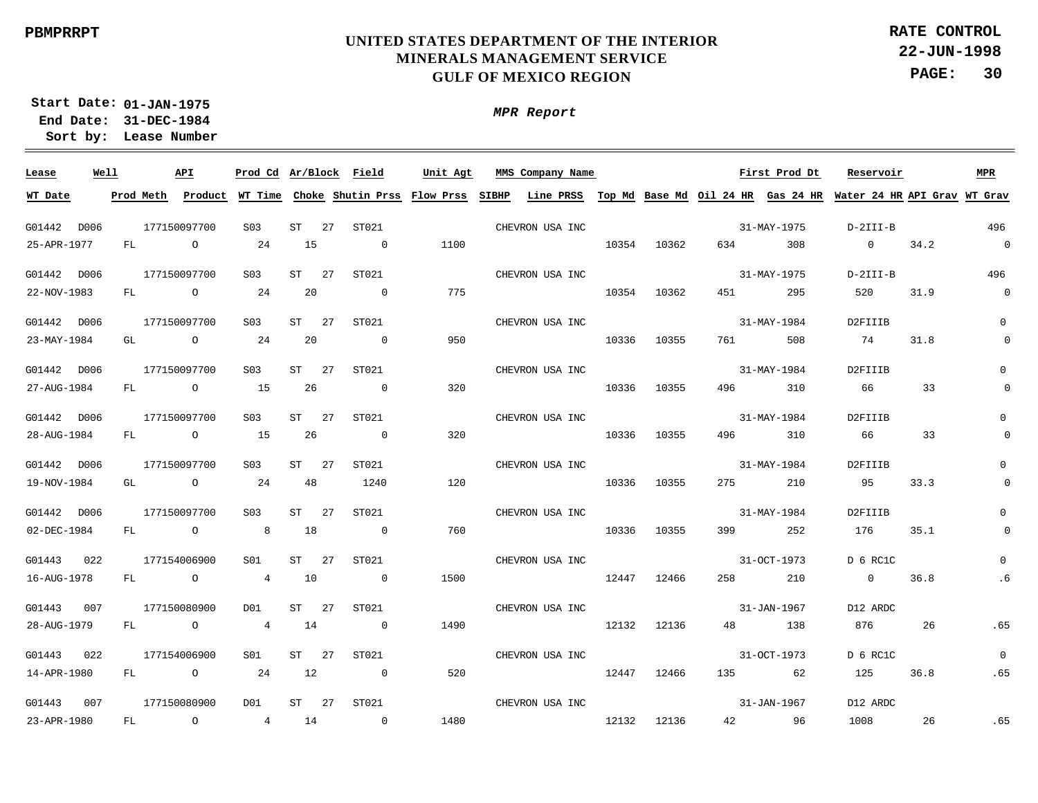PBMPRRPT

# UNITED STATES DEPARTMENT OF THE INTERIOR
## MINERALS MANAGEMENT SERVICE
## GULF OF MEXICO REGION

**RATE CONTROL**
**22-JUN-1998**
**PAGE: 30**

**Start Date: 01-JAN-1975**
**End Date: 31-DEC-1984**
**Sort by: Lease Number**

***MPR Report***

| Lease | Well | API | Prod Cd | Ar/Block | | Field | Unit Agt | MMS Company Name | | | | | First Prod Dt | Reservoir | | MPR |
|---|---|---|---|---|---|---|---|---|---|---|---|---|---|---|---|---|
| **WT Date** | **Prod Meth** | **Product** | **WT Time** | **Choke** | | **Shutin Prss** | **Flow Prss** | **SIBHP** | **Line PRSS** | **Top Md** | **Base Md** | **Oil 24 HR** | **Gas 24 HR** | **Water 24 HR** | **API Grav** | **WT Grav** |
| G01442 | D006 | 177150097700 | S03 | ST | 27 | ST021 | | CHEVRON USA INC | | | | | 31-MAY-1975 | D-2III-B | | 496 |
| 25-APR-1977 | FL | O | 24 | 15 | | 0 | 1100 | | | 10354 | 10362 | 634 | 308 | 0 | 34.2 | 0 |
| G01442 | D006 | 177150097700 | S03 | ST | 27 | ST021 | | CHEVRON USA INC | | | | | 31-MAY-1975 | D-2III-B | | 496 |
| 22-NOV-1983 | FL | O | 24 | 20 | | 0 | 775 | | | 10354 | 10362 | 451 | 295 | 520 | 31.9 | 0 |
| G01442 | D006 | 177150097700 | S03 | ST | 27 | ST021 | | CHEVRON USA INC | | | | | 31-MAY-1984 | D2FIIIB | | 0 |
| 23-MAY-1984 | GL | O | 24 | 20 | | 0 | 950 | | | 10336 | 10355 | 761 | 508 | 74 | 31.8 | 0 |
| G01442 | D006 | 177150097700 | S03 | ST | 27 | ST021 | | CHEVRON USA INC | | | | | 31-MAY-1984 | D2FIIIB | | 0 |
| 27-AUG-1984 | FL | O | 15 | 26 | | 0 | 320 | | | 10336 | 10355 | 496 | 310 | 66 | 33 | 0 |
| G01442 | D006 | 177150097700 | S03 | ST | 27 | ST021 | | CHEVRON USA INC | | | | | 31-MAY-1984 | D2FIIIB | | 0 |
| 28-AUG-1984 | FL | O | 15 | 26 | | 0 | 320 | | | 10336 | 10355 | 496 | 310 | 66 | 33 | 0 |
| G01442 | D006 | 177150097700 | S03 | ST | 27 | ST021 | | CHEVRON USA INC | | | | | 31-MAY-1984 | D2FIIIB | | 0 |
| 19-NOV-1984 | GL | O | 24 | 48 | | 1240 | 120 | | | 10336 | 10355 | 275 | 210 | 95 | 33.3 | 0 |
| G01442 | D006 | 177150097700 | S03 | ST | 27 | ST021 | | CHEVRON USA INC | | | | | 31-MAY-1984 | D2FIIIB | | 0 |
| 02-DEC-1984 | FL | O | 8 | 18 | | 0 | 760 | | | 10336 | 10355 | 399 | 252 | 176 | 35.1 | 0 |
| G01443 | 022 | 177154006900 | S01 | ST | 27 | ST021 | | CHEVRON USA INC | | | | | 31-OCT-1973 | D 6 RC1C | | 0 |
| 16-AUG-1978 | FL | O | 4 | 10 | | 0 | 1500 | | | 12447 | 12466 | 258 | 210 | 0 | 36.8 | .6 |
| G01443 | 007 | 177150080900 | D01 | ST | 27 | ST021 | | CHEVRON USA INC | | | | | 31-JAN-1967 | D12 ARDC | | |
| 28-AUG-1979 | FL | O | 4 | 14 | | 0 | 1490 | | | 12132 | 12136 | 48 | 138 | 876 | 26 | .65 |
| G01443 | 022 | 177154006900 | S01 | ST | 27 | ST021 | | CHEVRON USA INC | | | | | 31-OCT-1973 | D 6 RC1C | | 0 |
| 14-APR-1980 | FL | O | 24 | 12 | | 0 | 520 | | | 12447 | 12466 | 135 | 62 | 125 | 36.8 | .65 |
| G01443 | 007 | 177150080900 | D01 | ST | 27 | ST021 | | CHEVRON USA INC | | | | | 31-JAN-1967 | D12 ARDC | | |
| 23-APR-1980 | FL | O | 4 | 14 | | 0 | 1480 | | | 12132 | 12136 | 42 | 96 | 1008 | 26 | .65 |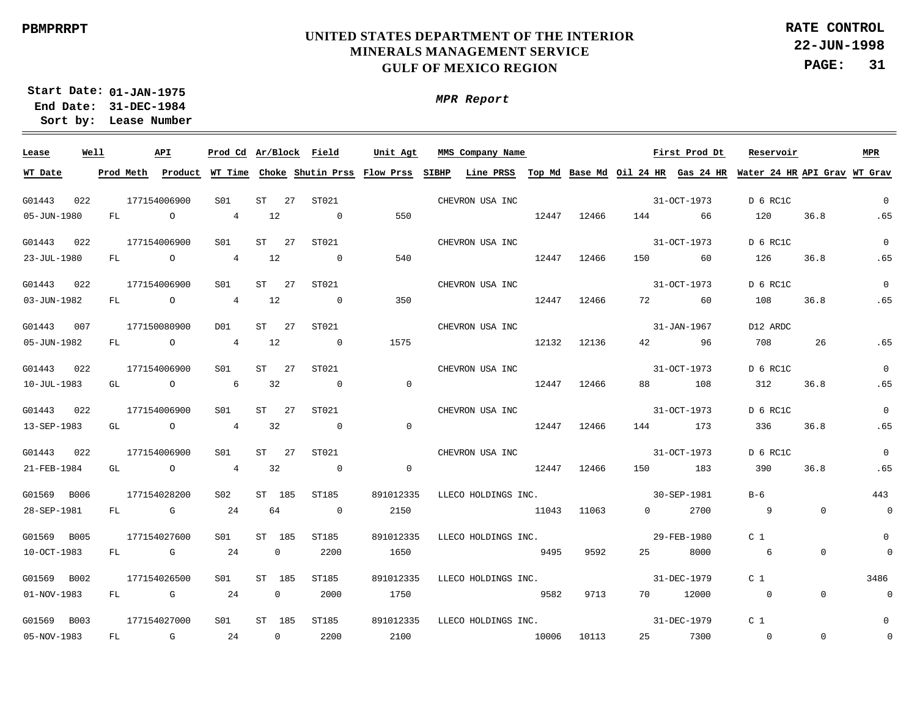PBMPRRPT

# UNITED STATES DEPARTMENT OF THE INTERIOR
## MINERALS MANAGEMENT SERVICE
## GULF OF MEXICO REGION

**RATE CONTROL**
**22-JUN-1998**

Start Date: 01-JAN-1975
End Date: 31-DEC-1984
Sort by: Lease Number

*MPR Report*

| Lease | Well | API | Prod Cd | Ar/Block | Field | Unit Agt | MMS Company Name | | | | First Prod Dt | | Reservoir | | MPR |
|---|---|---|---|---|---|---|---|---|---|---|---|---|---|---|---|
| WT Date | Prod Meth | Product | WT Time | Choke | Shutin Prss | Flow Prss | SIBHP | Line PRSS | Top Md | Base Md | Oil 24 HR | Gas 24 HR | Water 24 HR | API Grav | WT Grav |
| G01443 | 022 | 177154006900 | S01 | ST 27 | ST021 | | CHEVRON USA INC | | | | 31-OCT-1973 | | D 6 RC1C | | 0 |
| 05-JUN-1980 | FL | O | 4 | 12 | 0 | 550 | | | 12447 | 12466 | 144 | 66 | 120 | 36.8 | .65 |
| G01443 | 022 | 177154006900 | S01 | ST 27 | ST021 | | CHEVRON USA INC | | | | 31-OCT-1973 | | D 6 RC1C | | 0 |
| 23-JUL-1980 | FL | O | 4 | 12 | 0 | 540 | | | 12447 | 12466 | 150 | 60 | 126 | 36.8 | .65 |
| G01443 | 022 | 177154006900 | S01 | ST 27 | ST021 | | CHEVRON USA INC | | | | 31-OCT-1973 | | D 6 RC1C | | 0 |
| 03-JUN-1982 | FL | O | 4 | 12 | 0 | 350 | | | 12447 | 12466 | 72 | 60 | 108 | 36.8 | .65 |
| G01443 | 007 | 177150080900 | D01 | ST 27 | ST021 | | CHEVRON USA INC | | | | 31-JAN-1967 | | D12 ARDC | | |
| 05-JUN-1982 | FL | O | 4 | 12 | 0 | 1575 | | | 12132 | 12136 | 42 | 96 | 708 | 26 | .65 |
| G01443 | 022 | 177154006900 | S01 | ST 27 | ST021 | | CHEVRON USA INC | | | | 31-OCT-1973 | | D 6 RC1C | | 0 |
| 10-JUL-1983 | GL | O | 6 | 32 | 0 | 0 | | | 12447 | 12466 | 88 | 108 | 312 | 36.8 | .65 |
| G01443 | 022 | 177154006900 | S01 | ST 27 | ST021 | | CHEVRON USA INC | | | | 31-OCT-1973 | | D 6 RC1C | | 0 |
| 13-SEP-1983 | GL | O | 4 | 32 | 0 | 0 | | | 12447 | 12466 | 144 | 173 | 336 | 36.8 | .65 |
| G01443 | 022 | 177154006900 | S01 | ST 27 | ST021 | | CHEVRON USA INC | | | | 31-OCT-1973 | | D 6 RC1C | | 0 |
| 21-FEB-1984 | GL | O | 4 | 32 | 0 | 0 | | | 12447 | 12466 | 150 | 183 | 390 | 36.8 | .65 |
| G01569 | B006 | 177154028200 | S02 | ST 185 | ST185 | 891012335 | LLECO HOLDINGS INC. | | | | 30-SEP-1981 | | B-6 | | 443 |
| 28-SEP-1981 | FL | G | 24 | 64 | 0 | 2150 | | | 11043 | 11063 | 0 | 2700 | 9 | 0 | 0 |
| G01569 | B005 | 177154027600 | S01 | ST 185 | ST185 | 891012335 | LLECO HOLDINGS INC. | | | | 29-FEB-1980 | | C 1 | | 0 |
| 10-OCT-1983 | FL | G | 24 | 0 | 2200 | 1650 | | | 9495 | 9592 | 25 | 8000 | 6 | 0 | 0 |
| G01569 | B002 | 177154026500 | S01 | ST 185 | ST185 | 891012335 | LLECO HOLDINGS INC. | | | | 31-DEC-1979 | | C 1 | | 3486 |
| 01-NOV-1983 | FL | G | 24 | 0 | 2000 | 1750 | | | 9582 | 9713 | 70 | 12000 | 0 | 0 | 0 |
| G01569 | B003 | 177154027000 | S01 | ST 185 | ST185 | 891012335 | LLECO HOLDINGS INC. | | | | 31-DEC-1979 | | C 1 | | 0 |
| 05-NOV-1983 | FL | G | 24 | 0 | 2200 | 2100 | | | 10006 | 10113 | 25 | 7300 | 0 | 0 | 0 |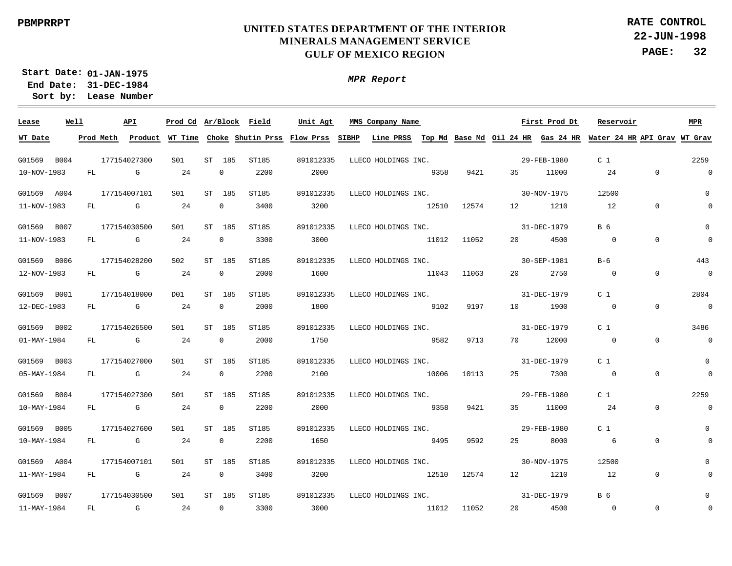PBMPRRPT

# UNITED STATES DEPARTMENT OF THE INTERIOR
## MINERALS MANAGEMENT SERVICE
## GULF OF MEXICO REGION

RATE CONTROL
22-JUN-1998

Start Date: 01-JAN-1975
End Date: 31-DEC-1984
Sort by: Lease Number

*MPR Report*

| Lease | Well | API | Prod Cd | Ar/Block | Field | Unit Agt | MMS Company Name | | | | First Prod Dt | Reservoir | | MPR |
|---|---|---|---|---|---|---|---|---|---|---|---|---|---|---|
| WT Date | Prod Meth | Product | WT Time | Choke | Shutin Prss | Flow Prss | SIBHP | Line PRSS | Top Md | Base Md | Oil 24 HR | Gas 24 HR | Water 24 HR | API Grav | WT Grav |
| G01569 | B004 | 177154027300 | S01 | ST 185 | ST185 | 891012335 | LLECO HOLDINGS INC. | | | | 29-FEB-1980 | C 1 | | 2259 |
| 10-NOV-1983 | FL | G | 24 | 0 | 2200 | 2000 | | | 9358 | 9421 | 35 | 11000 | 24 | 0 | 0 |
| G01569 | A004 | 177154007101 | S01 | ST 185 | ST185 | 891012335 | LLECO HOLDINGS INC. | | | | 30-NOV-1975 | 12500 | | 0 |
| 11-NOV-1983 | FL | G | 24 | 0 | 3400 | 3200 | | | 12510 | 12574 | 12 | 1210 | 12 | 0 | 0 |
| G01569 | B007 | 177154030500 | S01 | ST 185 | ST185 | 891012335 | LLECO HOLDINGS INC. | | | | 31-DEC-1979 | B 6 | | 0 |
| 11-NOV-1983 | FL | G | 24 | 0 | 3300 | 3000 | | | 11012 | 11052 | 20 | 4500 | 0 | 0 | 0 |
| G01569 | B006 | 177154028200 | S02 | ST 185 | ST185 | 891012335 | LLECO HOLDINGS INC. | | | | 30-SEP-1981 | B-6 | | 443 |
| 12-NOV-1983 | FL | G | 24 | 0 | 2000 | 1600 | | | 11043 | 11063 | 20 | 2750 | 0 | 0 | 0 |
| G01569 | B001 | 177154018000 | D01 | ST 185 | ST185 | 891012335 | LLECO HOLDINGS INC. | | | | 31-DEC-1979 | C 1 | | 2804 |
| 12-DEC-1983 | FL | G | 24 | 0 | 2000 | 1800 | | | 9102 | 9197 | 10 | 1900 | 0 | 0 | 0 |
| G01569 | B002 | 177154026500 | S01 | ST 185 | ST185 | 891012335 | LLECO HOLDINGS INC. | | | | 31-DEC-1979 | C 1 | | 3486 |
| 01-MAY-1984 | FL | G | 24 | 0 | 2000 | 1750 | | | 9582 | 9713 | 70 | 12000 | 0 | 0 | 0 |
| G01569 | B003 | 177154027000 | S01 | ST 185 | ST185 | 891012335 | LLECO HOLDINGS INC. | | | | 31-DEC-1979 | C 1 | | 0 |
| 05-MAY-1984 | FL | G | 24 | 0 | 2200 | 2100 | | | 10006 | 10113 | 25 | 7300 | 0 | 0 | 0 |
| G01569 | B004 | 177154027300 | S01 | ST 185 | ST185 | 891012335 | LLECO HOLDINGS INC. | | | | 29-FEB-1980 | C 1 | | 2259 |
| 10-MAY-1984 | FL | G | 24 | 0 | 2200 | 2000 | | | 9358 | 9421 | 35 | 11000 | 24 | 0 | 0 |
| G01569 | B005 | 177154027600 | S01 | ST 185 | ST185 | 891012335 | LLECO HOLDINGS INC. | | | | 29-FEB-1980 | C 1 | | 0 |
| 10-MAY-1984 | FL | G | 24 | 0 | 2200 | 1650 | | | 9495 | 9592 | 25 | 8000 | 6 | 0 | 0 |
| G01569 | A004 | 177154007101 | S01 | ST 185 | ST185 | 891012335 | LLECO HOLDINGS INC. | | | | 30-NOV-1975 | 12500 | | 0 |
| 11-MAY-1984 | FL | G | 24 | 0 | 3400 | 3200 | | | 12510 | 12574 | 12 | 1210 | 12 | 0 | 0 |
| G01569 | B007 | 177154030500 | S01 | ST 185 | ST185 | 891012335 | LLECO HOLDINGS INC. | | | | 31-DEC-1979 | B 6 | | 0 |
| 11-MAY-1984 | FL | G | 24 | 0 | 3300 | 3000 | | | 11012 | 11052 | 20 | 4500 | 0 | 0 | 0 |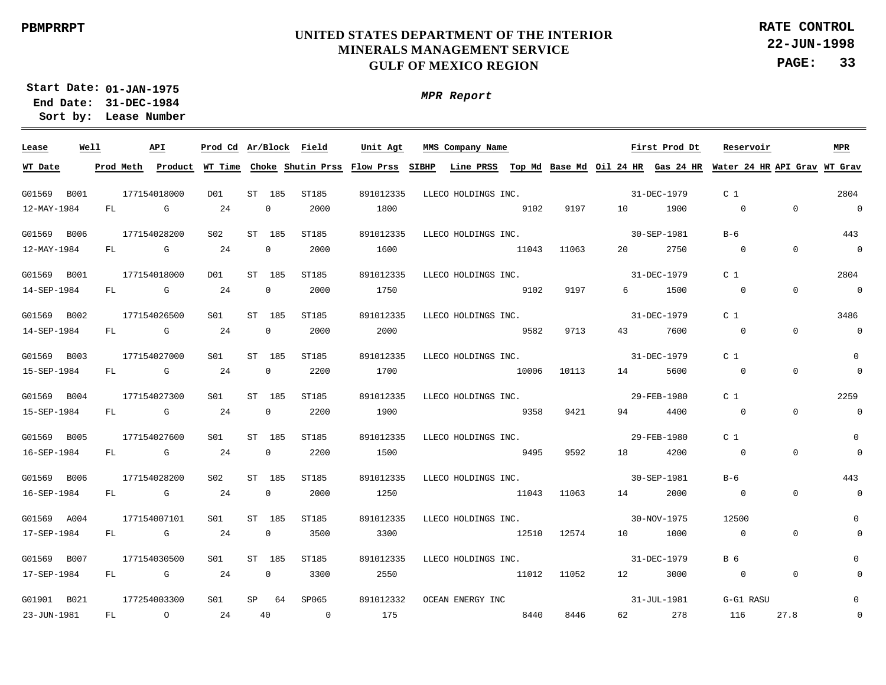PBMPRRPT

**UNITED STATES DEPARTMENT OF THE INTERIOR**
**MINERALS MANAGEMENT SERVICE**
**GULF OF MEXICO REGION**

**RATE CONTROL**
**22-JUN-1998**
**PAGE: 33**

**Start Date: 01-JAN-1975**
**End Date: 31-DEC-1984**
**Sort by: Lease Number**

*MPR Report*

| Lease | Well | API | Prod Cd | Ar/Block | | Field | Unit Agt | MMS Company Name | | | | First Prod Dt | Reservoir | | MPR |
|---|---|---|---|---|---|---|---|---|---|---|---|---|---|---|---|
| WT Date | Prod Meth | Product | WT Time | Choke | | Shutin Prss | Flow Prss | SIBHP | Line PRSS | Top Md | Base Md | Oil 24 HR | Gas 24 HR | Water 24 HR | API Grav | WT Grav |
| G01569 | B001 | 177154018000 | D01 | ST | 185 | ST185 | 891012335 | LLECO HOLDINGS INC. | | | | 31-DEC-1979 | C 1 | | 2804 |
| 12-MAY-1984 | FL | G | 24 | 0 | | 2000 | 1800 | | | 9102 | 9197 | 10 | 1900 | 0 | 0 | 0 |
| G01569 | B006 | 177154028200 | S02 | ST | 185 | ST185 | 891012335 | LLECO HOLDINGS INC. | | | | 30-SEP-1981 | B-6 | | 443 |
| 12-MAY-1984 | FL | G | 24 | 0 | | 2000 | 1600 | | | 11043 | 11063 | 20 | 2750 | 0 | 0 | 0 |
| G01569 | B001 | 177154018000 | D01 | ST | 185 | ST185 | 891012335 | LLECO HOLDINGS INC. | | | | 31-DEC-1979 | C 1 | | 2804 |
| 14-SEP-1984 | FL | G | 24 | 0 | | 2000 | 1750 | | | 9102 | 9197 | 6 | 1500 | 0 | 0 | 0 |
| G01569 | B002 | 177154026500 | S01 | ST | 185 | ST185 | 891012335 | LLECO HOLDINGS INC. | | | | 31-DEC-1979 | C 1 | | 3486 |
| 14-SEP-1984 | FL | G | 24 | 0 | | 2000 | 2000 | | | 9582 | 9713 | 43 | 7600 | 0 | 0 | 0 |
| G01569 | B003 | 177154027000 | S01 | ST | 185 | ST185 | 891012335 | LLECO HOLDINGS INC. | | | | 31-DEC-1979 | C 1 | | 0 |
| 15-SEP-1984 | FL | G | 24 | 0 | | 2200 | 1700 | | | 10006 | 10113 | 14 | 5600 | 0 | 0 | 0 |
| G01569 | B004 | 177154027300 | S01 | ST | 185 | ST185 | 891012335 | LLECO HOLDINGS INC. | | | | 29-FEB-1980 | C 1 | | 2259 |
| 15-SEP-1984 | FL | G | 24 | 0 | | 2200 | 1900 | | | 9358 | 9421 | 94 | 4400 | 0 | 0 | 0 |
| G01569 | B005 | 177154027600 | S01 | ST | 185 | ST185 | 891012335 | LLECO HOLDINGS INC. | | | | 29-FEB-1980 | C 1 | | 0 |
| 16-SEP-1984 | FL | G | 24 | 0 | | 2200 | 1500 | | | 9495 | 9592 | 18 | 4200 | 0 | 0 | 0 |
| G01569 | B006 | 177154028200 | S02 | ST | 185 | ST185 | 891012335 | LLECO HOLDINGS INC. | | | | 30-SEP-1981 | B-6 | | 443 |
| 16-SEP-1984 | FL | G | 24 | 0 | | 2000 | 1250 | | | 11043 | 11063 | 14 | 2000 | 0 | 0 | 0 |
| G01569 | A004 | 177154007101 | S01 | ST | 185 | ST185 | 891012335 | LLECO HOLDINGS INC. | | | | 30-NOV-1975 | 12500 | | 0 |
| 17-SEP-1984 | FL | G | 24 | 0 | | 3500 | 3300 | | | 12510 | 12574 | 10 | 1000 | 0 | 0 | 0 |
| G01569 | B007 | 177154030500 | S01 | ST | 185 | ST185 | 891012335 | LLECO HOLDINGS INC. | | | | 31-DEC-1979 | B 6 | | 0 |
| 17-SEP-1984 | FL | G | 24 | 0 | | 3300 | 2550 | | | 11012 | 11052 | 12 | 3000 | 0 | 0 | 0 |
| G01901 | B021 | 177254003300 | S01 | SP | 64 | SP065 | 891012332 | OCEAN ENERGY INC | | | | 31-JUL-1981 | G-G1 RASU | | 0 |
| 23-JUN-1981 | FL | O | 24 | 40 | | 0 | 175 | | | 8440 | 8446 | 62 | 278 | 116 | 27.8 | 0 |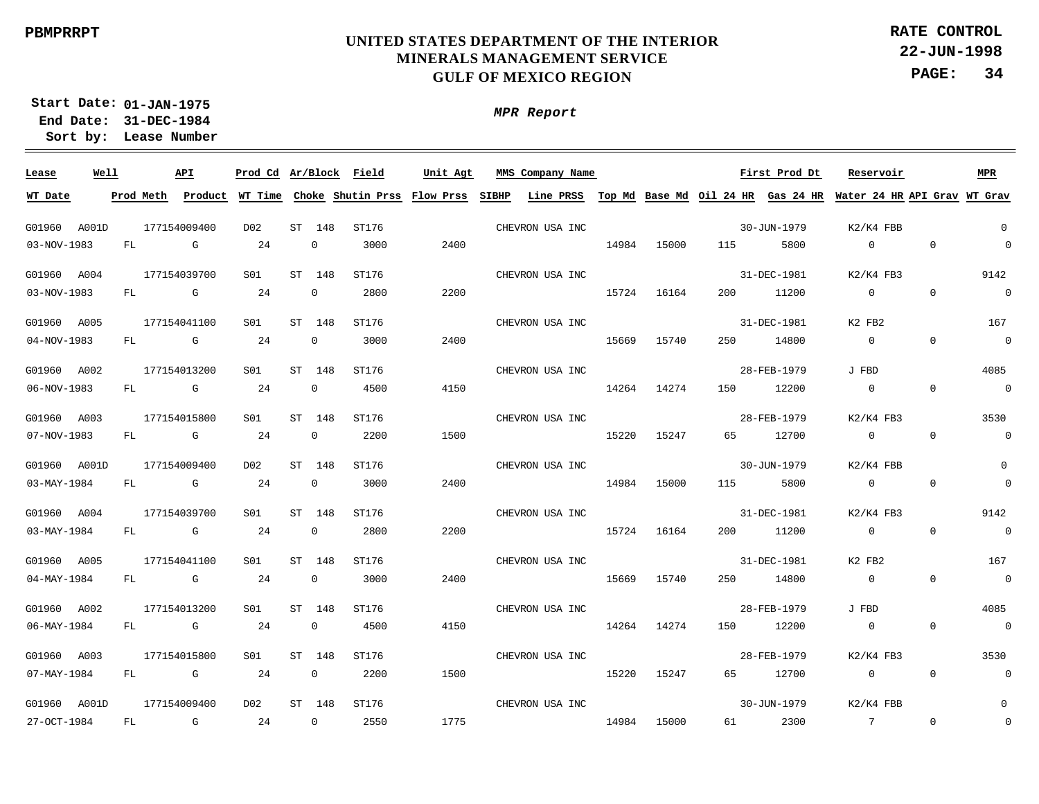PBMPRRPT

# UNITED STATES DEPARTMENT OF THE INTERIOR
## MINERALS MANAGEMENT SERVICE
## GULF OF MEXICO REGION

**RATE CONTROL**
**22-JUN-1998**

**Start Date: 01-JAN-1975**
**End Date: 31-DEC-1984**
**Sort by: Lease Number**

***MPR Report***

| Lease | Well | API | Prod Cd | Ar/Block | Field | Unit Agt | MMS Company Name | | | | First Prod Dt | Reservoir | | MPR |
|---|---|---|---|---|---|---|---|---|---|---|---|---|---|---|
| **WT Date** | **Prod Meth** | **Product** | **WT Time** | **Choke** | **Shutin Prss** | **Flow Prss** | **SIBHP** | **Line PRSS** | **Top Md** | **Base Md** | **Oil 24 HR** | **Gas 24 HR** | **Water 24 HR** | **API Grav** | **WT Grav** |
| G01960 | A001D | 177154009400 | D02 | ST 148 | ST176 | | CHEVRON USA INC | | | | 30-JUN-1979 | K2/K4 FBB | | 0 |
| 03-NOV-1983 | FL | G | 24 | 0 | 3000 | 2400 | | | 14984 | 15000 | 115 | 5800 | 0 | 0 | 0 |
| G01960 | A004 | 177154039700 | S01 | ST 148 | ST176 | | CHEVRON USA INC | | | | 31-DEC-1981 | K2/K4 FB3 | | 9142 |
| 03-NOV-1983 | FL | G | 24 | 0 | 2800 | 2200 | | | 15724 | 16164 | 200 | 11200 | 0 | 0 | 0 |
| G01960 | A005 | 177154041100 | S01 | ST 148 | ST176 | | CHEVRON USA INC | | | | 31-DEC-1981 | K2 FB2 | | 167 |
| 04-NOV-1983 | FL | G | 24 | 0 | 3000 | 2400 | | | 15669 | 15740 | 250 | 14800 | 0 | 0 | 0 |
| G01960 | A002 | 177154013200 | S01 | ST 148 | ST176 | | CHEVRON USA INC | | | | 28-FEB-1979 | J FBD | | 4085 |
| 06-NOV-1983 | FL | G | 24 | 0 | 4500 | 4150 | | | 14264 | 14274 | 150 | 12200 | 0 | 0 | 0 |
| G01960 | A003 | 177154015800 | S01 | ST 148 | ST176 | | CHEVRON USA INC | | | | 28-FEB-1979 | K2/K4 FB3 | | 3530 |
| 07-NOV-1983 | FL | G | 24 | 0 | 2200 | 1500 | | | 15220 | 15247 | 65 | 12700 | 0 | 0 | 0 |
| G01960 | A001D | 177154009400 | D02 | ST 148 | ST176 | | CHEVRON USA INC | | | | 30-JUN-1979 | K2/K4 FBB | | 0 |
| 03-MAY-1984 | FL | G | 24 | 0 | 3000 | 2400 | | | 14984 | 15000 | 115 | 5800 | 0 | 0 | 0 |
| G01960 | A004 | 177154039700 | S01 | ST 148 | ST176 | | CHEVRON USA INC | | | | 31-DEC-1981 | K2/K4 FB3 | | 9142 |
| 03-MAY-1984 | FL | G | 24 | 0 | 2800 | 2200 | | | 15724 | 16164 | 200 | 11200 | 0 | 0 | 0 |
| G01960 | A005 | 177154041100 | S01 | ST 148 | ST176 | | CHEVRON USA INC | | | | 31-DEC-1981 | K2 FB2 | | 167 |
| 04-MAY-1984 | FL | G | 24 | 0 | 3000 | 2400 | | | 15669 | 15740 | 250 | 14800 | 0 | 0 | 0 |
| G01960 | A002 | 177154013200 | S01 | ST 148 | ST176 | | CHEVRON USA INC | | | | 28-FEB-1979 | J FBD | | 4085 |
| 06-MAY-1984 | FL | G | 24 | 0 | 4500 | 4150 | | | 14264 | 14274 | 150 | 12200 | 0 | 0 | 0 |
| G01960 | A003 | 177154015800 | S01 | ST 148 | ST176 | | CHEVRON USA INC | | | | 28-FEB-1979 | K2/K4 FB3 | | 3530 |
| 07-MAY-1984 | FL | G | 24 | 0 | 2200 | 1500 | | | 15220 | 15247 | 65 | 12700 | 0 | 0 | 0 |
| G01960 | A001D | 177154009400 | D02 | ST 148 | ST176 | | CHEVRON USA INC | | | | 30-JUN-1979 | K2/K4 FBB | | 0 |
| 27-OCT-1984 | FL | G | 24 | 0 | 2550 | 1775 | | | 14984 | 15000 | 61 | 2300 | 7 | 0 | 0 |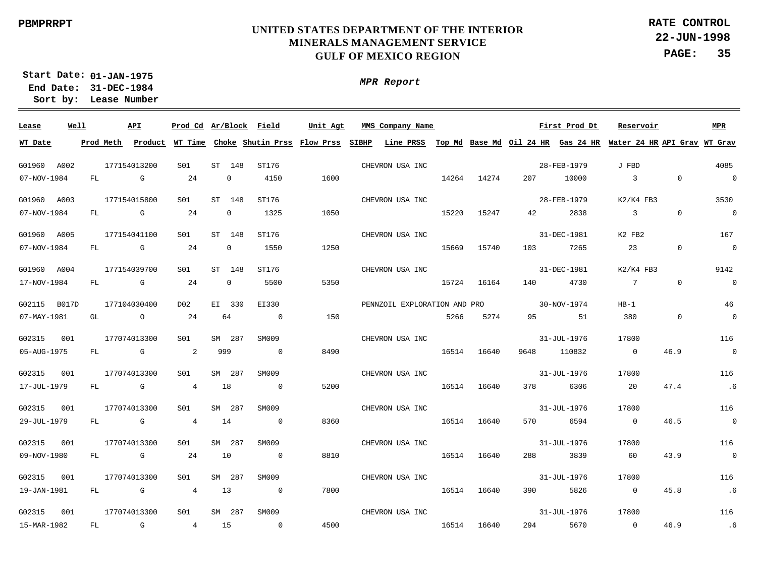PBMPRRPT

**UNITED STATES DEPARTMENT OF THE INTERIOR**
**MINERALS MANAGEMENT SERVICE**
**GULF OF MEXICO REGION**

**RATE CONTROL**
**22-JUN-1998**
**PAGE: 35**

**Start Date: 01-JAN-1975**
**End Date: 31-DEC-1984**
**Sort by: Lease Number**

***MPR Report***

| Lease | Well | API | Prod Cd | Ar/Block | Field | Unit Agt | MMS Company Name | | | | First Prod Dt | | Reservoir | | MPR |
|---|---|---|---|---|---|---|---|---|---|---|---|---|---|---|---|
| **WT Date** | **Prod Meth** | **Product** | **WT Time** | **Choke** | **Shutin Prss** | **Flow Prss** | **SIBHP** | **Line PRSS** | **Top Md** | **Base Md** | **Oil 24 HR** | **Gas 24 HR** | **Water 24 HR** | **API Grav** | **WT Grav** |
| G01960 | A002 | 177154013200 | S01 | ST 148 | ST176 | | CHEVRON USA INC | | | | 28-FEB-1979 | | J FBD | | 4085 |
| 07-NOV-1984 | FL | G | 24 | 0 | 4150 | 1600 | | | 14264 | 14274 | 207 | 10000 | 3 | 0 | 0 |
| G01960 | A003 | 177154015800 | S01 | ST 148 | ST176 | | CHEVRON USA INC | | | | 28-FEB-1979 | | K2/K4 FB3 | | 3530 |
| 07-NOV-1984 | FL | G | 24 | 0 | 1325 | 1050 | | | 15220 | 15247 | 42 | 2838 | 3 | 0 | 0 |
| G01960 | A005 | 177154041100 | S01 | ST 148 | ST176 | | CHEVRON USA INC | | | | 31-DEC-1981 | | K2 FB2 | | 167 |
| 07-NOV-1984 | FL | G | 24 | 0 | 1550 | 1250 | | | 15669 | 15740 | 103 | 7265 | 23 | 0 | 0 |
| G01960 | A004 | 177154039700 | S01 | ST 148 | ST176 | | CHEVRON USA INC | | | | 31-DEC-1981 | | K2/K4 FB3 | | 9142 |
| 17-NOV-1984 | FL | G | 24 | 0 | 5500 | 5350 | | | 15724 | 16164 | 140 | 4730 | 7 | 0 | 0 |
| G02115 | B017D | 177104030400 | D02 | EI 330 | EI330 | | PENNZOIL EXPLORATION AND PRO | | | | 30-NOV-1974 | | HB-1 | | 46 |
| 07-MAY-1981 | GL | O | 24 | 64 | 0 | 150 | | | 5266 | 5274 | 95 | 51 | 380 | 0 | 0 |
| G02315 | 001 | 177074013300 | S01 | SM 287 | SM009 | | CHEVRON USA INC | | | | 31-JUL-1976 | | 17800 | | 116 |
| 05-AUG-1975 | FL | G | 2 | 999 | 0 | 8490 | | | 16514 | 16640 | 9648 | 110832 | 0 | 46.9 | 0 |
| G02315 | 001 | 177074013300 | S01 | SM 287 | SM009 | | CHEVRON USA INC | | | | 31-JUL-1976 | | 17800 | | 116 |
| 17-JUL-1979 | FL | G | 4 | 18 | 0 | 5200 | | | 16514 | 16640 | 378 | 6306 | 20 | 47.4 | .6 |
| G02315 | 001 | 177074013300 | S01 | SM 287 | SM009 | | CHEVRON USA INC | | | | 31-JUL-1976 | | 17800 | | 116 |
| 29-JUL-1979 | FL | G | 4 | 14 | 0 | 8360 | | | 16514 | 16640 | 570 | 6594 | 0 | 46.5 | 0 |
| G02315 | 001 | 177074013300 | S01 | SM 287 | SM009 | | CHEVRON USA INC | | | | 31-JUL-1976 | | 17800 | | 116 |
| 09-NOV-1980 | FL | G | 24 | 10 | 0 | 8810 | | | 16514 | 16640 | 288 | 3839 | 60 | 43.9 | 0 |
| G02315 | 001 | 177074013300 | S01 | SM 287 | SM009 | | CHEVRON USA INC | | | | 31-JUL-1976 | | 17800 | | 116 |
| 19-JAN-1981 | FL | G | 4 | 13 | 0 | 7800 | | | 16514 | 16640 | 390 | 5826 | 0 | 45.8 | .6 |
| G02315 | 001 | 177074013300 | S01 | SM 287 | SM009 | | CHEVRON USA INC | | | | 31-JUL-1976 | | 17800 | | 116 |
| 15-MAR-1982 | FL | G | 4 | 15 | 0 | 4500 | | | 16514 | 16640 | 294 | 5670 | 0 | 46.9 | .6 |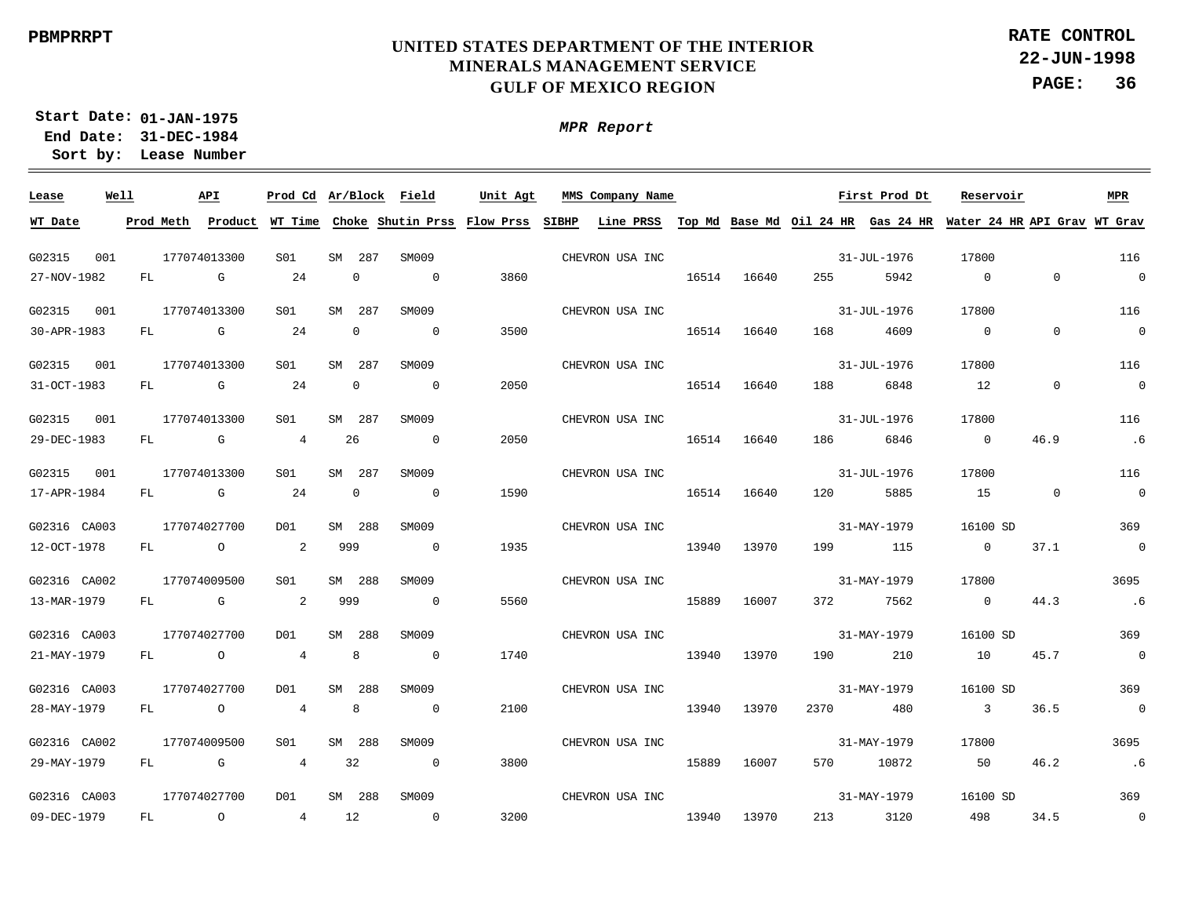PBMPRRPT

**UNITED STATES DEPARTMENT OF THE INTERIOR**
**MINERALS MANAGEMENT SERVICE**
**GULF OF MEXICO REGION**

**RATE CONTROL**
**22-JUN-1998**

**Start Date: 01-JAN-1975**
**End Date: 31-DEC-1984**
**Sort by: Lease Number**

***MPR Report***

| Lease | Well | API | Prod Cd | Ar/Block | Field | Unit Agt | MMS Company Name | | | | | First Prod Dt | Reservoir | | MPR |
|---|---|---|---|---|---|---|---|---|---|---|---|---|---|---|---|
| **WT Date** | **Prod Meth** | **Product** | **WT Time** | **Choke** | **Shutin Prss** | **Flow Prss** | **SIBHP** | **Line PRSS** | **Top Md** | **Base Md** | **Oil 24 HR** | **Gas 24 HR** | **Water 24 HR** | **API Grav** | **WT Grav** |
| G02315 | 001 | 177074013300 | S01 | SM 287 | SM009 | | CHEVRON USA INC | | | | | 31-JUL-1976 | 17800 | | 116 |
| 27-NOV-1982 | FL | G | 24 | 0 | 0 | 3860 | | | 16514 | 16640 | 255 | 5942 | 0 | 0 | 0 |
| G02315 | 001 | 177074013300 | S01 | SM 287 | SM009 | | CHEVRON USA INC | | | | | 31-JUL-1976 | 17800 | | 116 |
| 30-APR-1983 | FL | G | 24 | 0 | 0 | 3500 | | | 16514 | 16640 | 168 | 4609 | 0 | 0 | 0 |
| G02315 | 001 | 177074013300 | S01 | SM 287 | SM009 | | CHEVRON USA INC | | | | | 31-JUL-1976 | 17800 | | 116 |
| 31-OCT-1983 | FL | G | 24 | 0 | 0 | 2050 | | | 16514 | 16640 | 188 | 6848 | 12 | 0 | 0 |
| G02315 | 001 | 177074013300 | S01 | SM 287 | SM009 | | CHEVRON USA INC | | | | | 31-JUL-1976 | 17800 | | 116 |
| 29-DEC-1983 | FL | G | 4 | 26 | 0 | 2050 | | | 16514 | 16640 | 186 | 6846 | 0 | 46.9 | .6 |
| G02315 | 001 | 177074013300 | S01 | SM 287 | SM009 | | CHEVRON USA INC | | | | | 31-JUL-1976 | 17800 | | 116 |
| 17-APR-1984 | FL | G | 24 | 0 | 0 | 1590 | | | 16514 | 16640 | 120 | 5885 | 15 | 0 | 0 |
| G02316 | CA003 | 177074027700 | D01 | SM 288 | SM009 | | CHEVRON USA INC | | | | | 31-MAY-1979 | 16100 SD | | 369 |
| 12-OCT-1978 | FL | O | 2 | 999 | 0 | 1935 | | | 13940 | 13970 | 199 | 115 | 0 | 37.1 | 0 |
| G02316 | CA002 | 177074009500 | S01 | SM 288 | SM009 | | CHEVRON USA INC | | | | | 31-MAY-1979 | 17800 | | 3695 |
| 13-MAR-1979 | FL | G | 2 | 999 | 0 | 5560 | | | 15889 | 16007 | 372 | 7562 | 0 | 44.3 | .6 |
| G02316 | CA003 | 177074027700 | D01 | SM 288 | SM009 | | CHEVRON USA INC | | | | | 31-MAY-1979 | 16100 SD | | 369 |
| 21-MAY-1979 | FL | O | 4 | 8 | 0 | 1740 | | | 13940 | 13970 | 190 | 210 | 10 | 45.7 | 0 |
| G02316 | CA003 | 177074027700 | D01 | SM 288 | SM009 | | CHEVRON USA INC | | | | | 31-MAY-1979 | 16100 SD | | 369 |
| 28-MAY-1979 | FL | O | 4 | 8 | 0 | 2100 | | | 13940 | 13970 | 2370 | 480 | 3 | 36.5 | 0 |
| G02316 | CA002 | 177074009500 | S01 | SM 288 | SM009 | | CHEVRON USA INC | | | | | 31-MAY-1979 | 17800 | | 3695 |
| 29-MAY-1979 | FL | G | 4 | 32 | 0 | 3800 | | | 15889 | 16007 | 570 | 10872 | 50 | 46.2 | .6 |
| G02316 | CA003 | 177074027700 | D01 | SM 288 | SM009 | | CHEVRON USA INC | | | | | 31-MAY-1979 | 16100 SD | | 369 |
| 09-DEC-1979 | FL | O | 4 | 12 | 0 | 3200 | | | 13940 | 13970 | 213 | 3120 | 498 | 34.5 | 0 |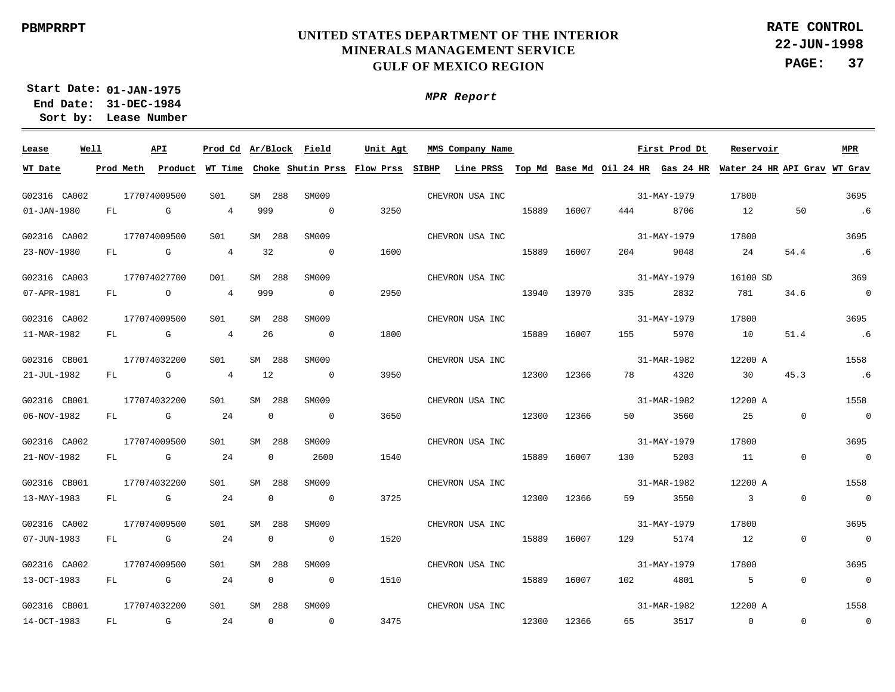**PBMPRRPT**

**UNITED STATES DEPARTMENT OF THE INTERIOR**
**MINERALS MANAGEMENT SERVICE**
**GULF OF MEXICO REGION**

**RATE CONTROL**
**22-JUN-1998**

**Start Date: 01-JAN-1975**
**End Date: 31-DEC-1984**
**Sort by: Lease Number**

***MPR Report***

| Lease | Well | API | Prod Cd | Ar/Block | Field | Unit Agt | MMS Company Name | | | | | First Prod Dt | Reservoir | | MPR |
|---|---|---|---|---|---|---|---|---|---|---|---|---|---|---|---|
| **WT Date** | **Prod Meth** | **Product** | **WT Time** | **Choke** | **Shutin Prss** | **Flow Prss** | **SIBHP** | **Line PRSS** | **Top Md** | **Base Md** | **Oil 24 HR** | **Gas 24 HR** | **Water 24 HR** | **API Grav** | **WT Grav** |
| G02316 | CA002 | 177074009500 | S01 | SM 288 | SM009 | | CHEVRON USA INC | | | | | 31-MAY-1979 | 17800 | | 3695 |
| 01-JAN-1980 | FL | G | 4 | 999 | 0 | 3250 | | | 15889 | 16007 | 444 | 8706 | 12 | 50 | .6 |
| G02316 | CA002 | 177074009500 | S01 | SM 288 | SM009 | | CHEVRON USA INC | | | | | 31-MAY-1979 | 17800 | | 3695 |
| 23-NOV-1980 | FL | G | 4 | 32 | 0 | 1600 | | | 15889 | 16007 | 204 | 9048 | 24 | 54.4 | .6 |
| G02316 | CA003 | 177074027700 | D01 | SM 288 | SM009 | | CHEVRON USA INC | | | | | 31-MAY-1979 | 16100 SD | | 369 |
| 07-APR-1981 | FL | O | 4 | 999 | 0 | 2950 | | | 13940 | 13970 | 335 | 2832 | 781 | 34.6 | 0 |
| G02316 | CA002 | 177074009500 | S01 | SM 288 | SM009 | | CHEVRON USA INC | | | | | 31-MAY-1979 | 17800 | | 3695 |
| 11-MAR-1982 | FL | G | 4 | 26 | 0 | 1800 | | | 15889 | 16007 | 155 | 5970 | 10 | 51.4 | .6 |
| G02316 | CB001 | 177074032200 | S01 | SM 288 | SM009 | | CHEVRON USA INC | | | | | 31-MAR-1982 | 12200 A | | 1558 |
| 21-JUL-1982 | FL | G | 4 | 12 | 0 | 3950 | | | 12300 | 12366 | 78 | 4320 | 30 | 45.3 | .6 |
| G02316 | CB001 | 177074032200 | S01 | SM 288 | SM009 | | CHEVRON USA INC | | | | | 31-MAR-1982 | 12200 A | | 1558 |
| 06-NOV-1982 | FL | G | 24 | 0 | 0 | 3650 | | | 12300 | 12366 | 50 | 3560 | 25 | 0 | 0 |
| G02316 | CA002 | 177074009500 | S01 | SM 288 | SM009 | | CHEVRON USA INC | | | | | 31-MAY-1979 | 17800 | | 3695 |
| 21-NOV-1982 | FL | G | 24 | 0 | 2600 | 1540 | | | 15889 | 16007 | 130 | 5203 | 11 | 0 | 0 |
| G02316 | CB001 | 177074032200 | S01 | SM 288 | SM009 | | CHEVRON USA INC | | | | | 31-MAR-1982 | 12200 A | | 1558 |
| 13-MAY-1983 | FL | G | 24 | 0 | 0 | 3725 | | | 12300 | 12366 | 59 | 3550 | 3 | 0 | 0 |
| G02316 | CA002 | 177074009500 | S01 | SM 288 | SM009 | | CHEVRON USA INC | | | | | 31-MAY-1979 | 17800 | | 3695 |
| 07-JUN-1983 | FL | G | 24 | 0 | 0 | 1520 | | | 15889 | 16007 | 129 | 5174 | 12 | 0 | 0 |
| G02316 | CA002 | 177074009500 | S01 | SM 288 | SM009 | | CHEVRON USA INC | | | | | 31-MAY-1979 | 17800 | | 3695 |
| 13-OCT-1983 | FL | G | 24 | 0 | 0 | 1510 | | | 15889 | 16007 | 102 | 4801 | 5 | 0 | 0 |
| G02316 | CB001 | 177074032200 | S01 | SM 288 | SM009 | | CHEVRON USA INC | | | | | 31-MAR-1982 | 12200 A | | 1558 |
| 14-OCT-1983 | FL | G | 24 | 0 | 0 | 3475 | | | 12300 | 12366 | 65 | 3517 | 0 | 0 | 0 |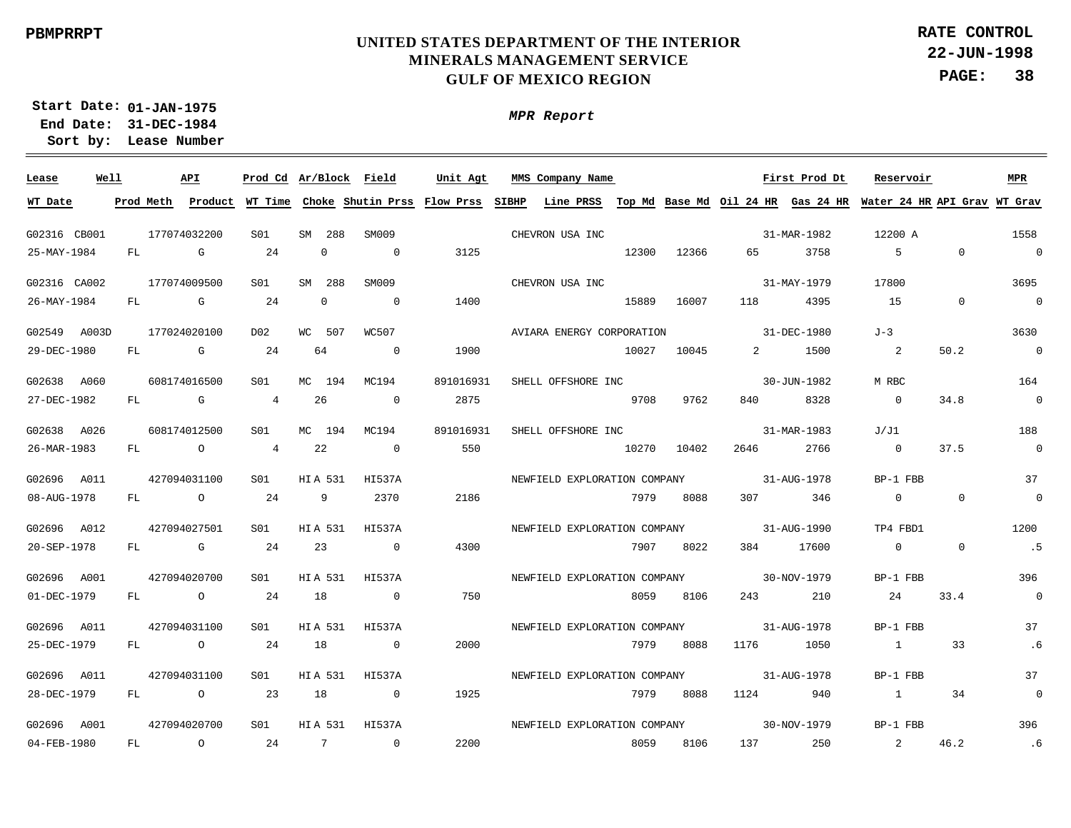PBMPRRPT

# UNITED STATES DEPARTMENT OF THE INTERIOR
## MINERALS MANAGEMENT SERVICE
## GULF OF MEXICO REGION

**RATE CONTROL**
**22-JUN-1998**

**Start Date: 01-JAN-1975**
**End Date: 31-DEC-1984**
**Sort by: Lease Number**

*MPR Report*

| Lease | Well | API | Prod Cd | Ar/Block | Field | Unit Agt | MMS Company Name | | | | First Prod Dt | Reservoir | | MPR |
|---|---|---|---|---|---|---|---|---|---|---|---|---|---|---|
| **WT Date** | **Prod Meth** | **Product** | **WT Time** | **Choke** | **Shutin Prss** | **Flow Prss** | **SIBHP** | **Line PRSS** | **Top Md** | **Base Md** | **Oil 24 HR** | **Gas 24 HR** | **Water 24 HR** | **API Grav** | **WT Grav** |
| G02316 | CB001 | 177074032200 | S01 | SM 288 | SM009 | | CHEVRON USA INC | | | | 31-MAR-1982 | 12200 A | | 1558 |
| 25-MAY-1984 | FL | G | 24 | 0 | 0 | 3125 | | | 12300 | 12366 | 65 | 3758 | 5 | 0 | 0 |
| G02316 | CA002 | 177074009500 | S01 | SM 288 | SM009 | | CHEVRON USA INC | | | | 31-MAY-1979 | 17800 | | 3695 |
| 26-MAY-1984 | FL | G | 24 | 0 | 0 | 1400 | | | 15889 | 16007 | 118 | 4395 | 15 | 0 | 0 |
| G02549 | A003D | 177024020100 | D02 | WC 507 | WC507 | | AVIARA ENERGY CORPORATION | | | | 31-DEC-1980 | J-3 | | 3630 |
| 29-DEC-1980 | FL | G | 24 | 64 | 0 | 1900 | | | 10027 | 10045 | 2 | 1500 | 2 | 50.2 | 0 |
| G02638 | A060 | 608174016500 | S01 | MC 194 | MC194 | 891016931 | SHELL OFFSHORE INC | | | | 30-JUN-1982 | M RBC | | 164 |
| 27-DEC-1982 | FL | G | 4 | 26 | 0 | 2875 | | | 9708 | 9762 | 840 | 8328 | 0 | 34.8 | 0 |
| G02638 | A026 | 608174012500 | S01 | MC 194 | MC194 | 891016931 | SHELL OFFSHORE INC | | | | 31-MAR-1983 | J/J1 | | 188 |
| 26-MAR-1983 | FL | O | 4 | 22 | 0 | 550 | | | 10270 | 10402 | 2646 | 2766 | 0 | 37.5 | 0 |
| G02696 | A011 | 427094031100 | S01 | HIA 531 | HI537A | | NEWFIELD EXPLORATION COMPANY | | | | 31-AUG-1978 | BP-1 FBB | | 37 |
| 08-AUG-1978 | FL | O | 24 | 9 | 2370 | 2186 | | | 7979 | 8088 | 307 | 346 | 0 | 0 | 0 |
| G02696 | A012 | 427094027501 | S01 | HIA 531 | HI537A | | NEWFIELD EXPLORATION COMPANY | | | | 31-AUG-1990 | TP4 FBD1 | | 1200 |
| 20-SEP-1978 | FL | G | 24 | 23 | 0 | 4300 | | | 7907 | 8022 | 384 | 17600 | 0 | 0 | .5 |
| G02696 | A001 | 427094020700 | S01 | HIA 531 | HI537A | | NEWFIELD EXPLORATION COMPANY | | | | 30-NOV-1979 | BP-1 FBB | | 396 |
| 01-DEC-1979 | FL | O | 24 | 18 | 0 | 750 | | | 8059 | 8106 | 243 | 210 | 24 | 33.4 | 0 |
| G02696 | A011 | 427094031100 | S01 | HIA 531 | HI537A | | NEWFIELD EXPLORATION COMPANY | | | | 31-AUG-1978 | BP-1 FBB | | 37 |
| 25-DEC-1979 | FL | O | 24 | 18 | 0 | 2000 | | | 7979 | 8088 | 1176 | 1050 | 1 | 33 | .6 |
| G02696 | A011 | 427094031100 | S01 | HIA 531 | HI537A | | NEWFIELD EXPLORATION COMPANY | | | | 31-AUG-1978 | BP-1 FBB | | 37 |
| 28-DEC-1979 | FL | O | 23 | 18 | 0 | 1925 | | | 7979 | 8088 | 1124 | 940 | 1 | 34 | 0 |
| G02696 | A001 | 427094020700 | S01 | HIA 531 | HI537A | | NEWFIELD EXPLORATION COMPANY | | | | 30-NOV-1979 | BP-1 FBB | | 396 |
| 04-FEB-1980 | FL | O | 24 | 7 | 0 | 2200 | | | 8059 | 8106 | 137 | 250 | 2 | 46.2 | .6 |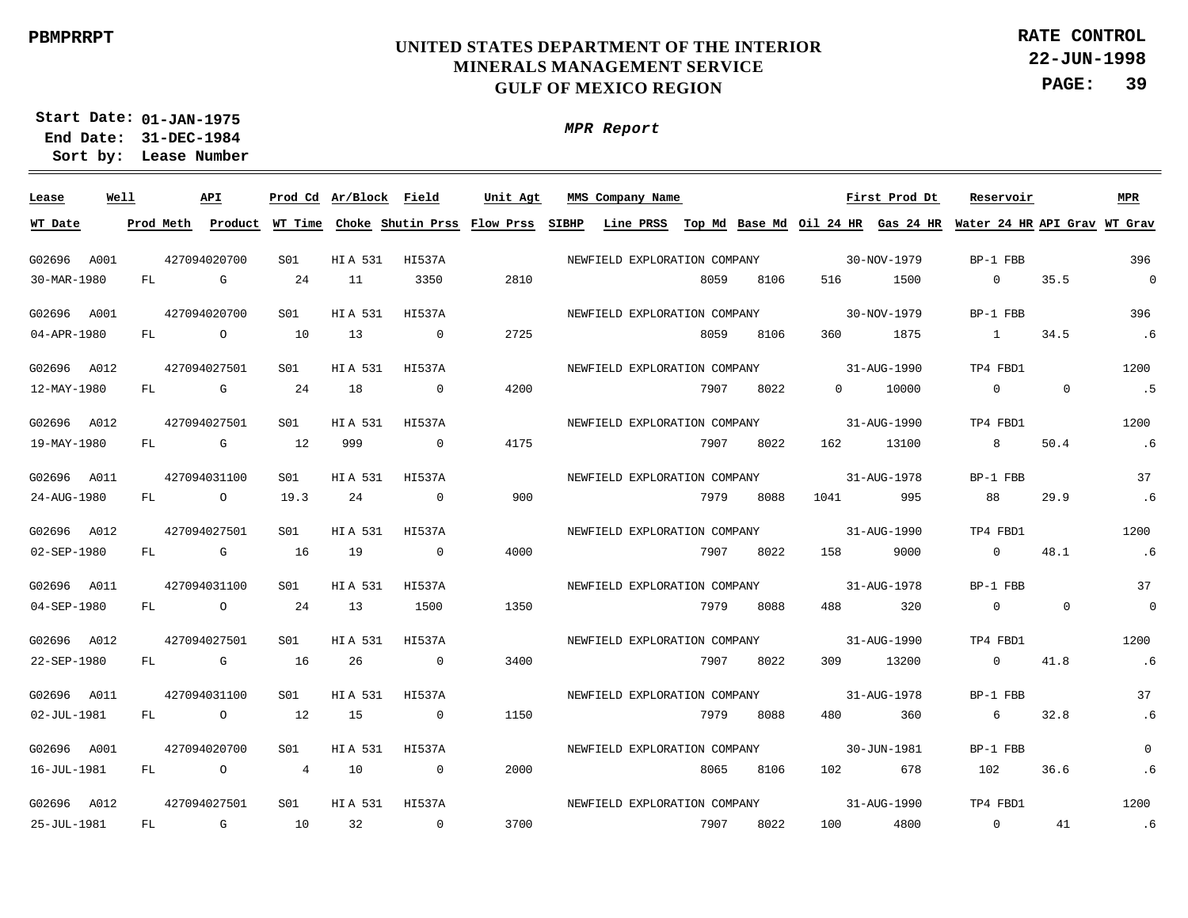PBMPRRPT

**UNITED STATES DEPARTMENT OF THE INTERIOR**
**MINERALS MANAGEMENT SERVICE**
**GULF OF MEXICO REGION**

**RATE CONTROL**
**22-JUN-1998**

**Start Date: 01-JAN-1975**
**End Date: 31-DEC-1984**
**Sort by: Lease Number**

***MPR Report***

| Lease | Well | API | Prod Cd | Ar/Block | Field | Unit Agt | MMS Company Name | | | | | First Prod Dt | Reservoir | | MPR |
|---|---|---|---|---|---|---|---|---|---|---|---|---|---|---|---|
| WT Date | Prod Meth | Product | WT Time | Choke | Shutin Prss | Flow Prss | SIBHP | Line PRSS | Top Md | Base Md | Oil 24 HR | Gas 24 HR | Water 24 HR | API Grav | WT Grav |
| G02696 | A001 | 427094020700 | S01 | HI A 531 | HI537A | | NEWFIELD EXPLORATION COMPANY | | | | | 30-NOV-1979 | BP-1 FBB | | 396 |
| 30-MAR-1980 | FL | G | 24 | 11 | 3350 | 2810 | | | 8059 | 8106 | 516 | 1500 | 0 | 35.5 | 0 |
| G02696 | A001 | 427094020700 | S01 | HI A 531 | HI537A | | NEWFIELD EXPLORATION COMPANY | | | | | 30-NOV-1979 | BP-1 FBB | | 396 |
| 04-APR-1980 | FL | O | 10 | 13 | 0 | 2725 | | | 8059 | 8106 | 360 | 1875 | 1 | 34.5 | .6 |
| G02696 | A012 | 427094027501 | S01 | HI A 531 | HI537A | | NEWFIELD EXPLORATION COMPANY | | | | | 31-AUG-1990 | TP4 FBD1 | | 1200 |
| 12-MAY-1980 | FL | G | 24 | 18 | 0 | 4200 | | | 7907 | 8022 | 0 | 10000 | 0 | 0 | .5 |
| G02696 | A012 | 427094027501 | S01 | HI A 531 | HI537A | | NEWFIELD EXPLORATION COMPANY | | | | | 31-AUG-1990 | TP4 FBD1 | | 1200 |
| 19-MAY-1980 | FL | G | 12 | 999 | 0 | 4175 | | | 7907 | 8022 | 162 | 13100 | 8 | 50.4 | .6 |
| G02696 | A011 | 427094031100 | S01 | HI A 531 | HI537A | | NEWFIELD EXPLORATION COMPANY | | | | | 31-AUG-1978 | BP-1 FBB | | 37 |
| 24-AUG-1980 | FL | O | 19.3 | 24 | 0 | 900 | | | 7979 | 8088 | 1041 | 995 | 88 | 29.9 | .6 |
| G02696 | A012 | 427094027501 | S01 | HI A 531 | HI537A | | NEWFIELD EXPLORATION COMPANY | | | | | 31-AUG-1990 | TP4 FBD1 | | 1200 |
| 02-SEP-1980 | FL | G | 16 | 19 | 0 | 4000 | | | 7907 | 8022 | 158 | 9000 | 0 | 48.1 | .6 |
| G02696 | A011 | 427094031100 | S01 | HI A 531 | HI537A | | NEWFIELD EXPLORATION COMPANY | | | | | 31-AUG-1978 | BP-1 FBB | | 37 |
| 04-SEP-1980 | FL | O | 24 | 13 | 1500 | 1350 | | | 7979 | 8088 | 488 | 320 | 0 | 0 | 0 |
| G02696 | A012 | 427094027501 | S01 | HI A 531 | HI537A | | NEWFIELD EXPLORATION COMPANY | | | | | 31-AUG-1990 | TP4 FBD1 | | 1200 |
| 22-SEP-1980 | FL | G | 16 | 26 | 0 | 3400 | | | 7907 | 8022 | 309 | 13200 | 0 | 41.8 | .6 |
| G02696 | A011 | 427094031100 | S01 | HI A 531 | HI537A | | NEWFIELD EXPLORATION COMPANY | | | | | 31-AUG-1978 | BP-1 FBB | | 37 |
| 02-JUL-1981 | FL | O | 12 | 15 | 0 | 1150 | | | 7979 | 8088 | 480 | 360 | 6 | 32.8 | .6 |
| G02696 | A001 | 427094020700 | S01 | HI A 531 | HI537A | | NEWFIELD EXPLORATION COMPANY | | | | | 30-JUN-1981 | BP-1 FBB | | 0 |
| 16-JUL-1981 | FL | O | 4 | 10 | 0 | 2000 | | | 8065 | 8106 | 102 | 678 | 102 | 36.6 | .6 |
| G02696 | A012 | 427094027501 | S01 | HI A 531 | HI537A | | NEWFIELD EXPLORATION COMPANY | | | | | 31-AUG-1990 | TP4 FBD1 | | 1200 |
| 25-JUL-1981 | FL | G | 10 | 32 | 0 | 3700 | | | 7907 | 8022 | 100 | 4800 | 0 | 41 | .6 |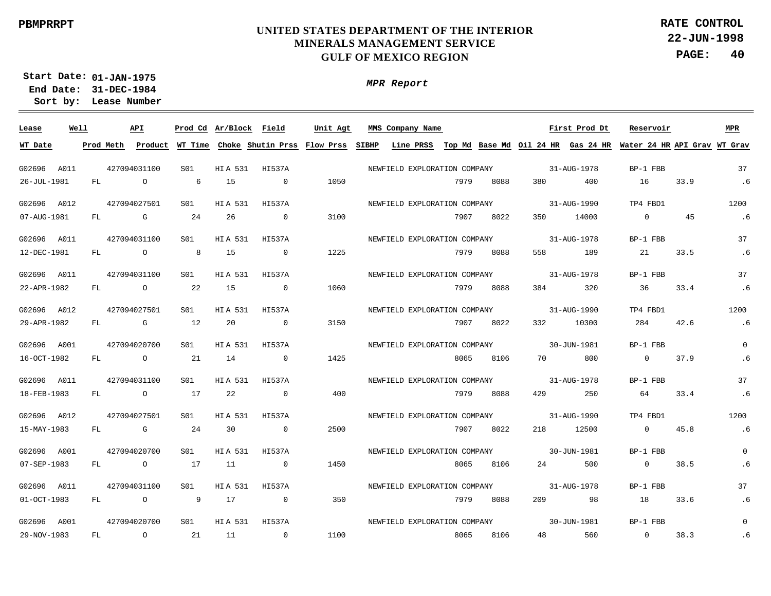PBMPRRPT

# UNITED STATES DEPARTMENT OF THE INTERIOR
## MINERALS MANAGEMENT SERVICE
## GULF OF MEXICO REGION

**RATE CONTROL**
**22-JUN-1998**

**Start Date: 01-JAN-1975**
**End Date: 31-DEC-1984**
**Sort by: Lease Number**

***MPR Report***

| Lease | Well | API | Prod Cd | Ar/Block | Field | Unit Agt | MMS Company Name | | | | | First Prod Dt | | Reservoir | | MPR |
|---|---|---|---|---|---|---|---|---|---|---|---|---|---|---|---|---|
| WT Date | Prod Meth | Product | WT Time | Choke | Shutin Prss | Flow Prss | SIBHP | Line PRSS | Top Md | Base Md | Oil 24 HR | Gas 24 HR | | Water 24 HR | API Grav | WT Grav |
| G02696 | A011 | 427094031100 | S01 | HI A 531 | HI537A | | NEWFIELD EXPLORATION COMPANY | | | | | 31-AUG-1978 | | BP-1 FBB | | 37 |
| 26-JUL-1981 | FL | O | 6 | 15 | 0 | 1050 | | | 7979 | 8088 | 380 | 400 | | 16 | 33.9 | .6 |
| G02696 | A012 | 427094027501 | S01 | HI A 531 | HI537A | | NEWFIELD EXPLORATION COMPANY | | | | | 31-AUG-1990 | | TP4 FBD1 | | 1200 |
| 07-AUG-1981 | FL | G | 24 | 26 | 0 | 3100 | | | 7907 | 8022 | 350 | 14000 | | 0 | 45 | .6 |
| G02696 | A011 | 427094031100 | S01 | HI A 531 | HI537A | | NEWFIELD EXPLORATION COMPANY | | | | | 31-AUG-1978 | | BP-1 FBB | | 37 |
| 12-DEC-1981 | FL | O | 8 | 15 | 0 | 1225 | | | 7979 | 8088 | 558 | 189 | | 21 | 33.5 | .6 |
| G02696 | A011 | 427094031100 | S01 | HI A 531 | HI537A | | NEWFIELD EXPLORATION COMPANY | | | | | 31-AUG-1978 | | BP-1 FBB | | 37 |
| 22-APR-1982 | FL | O | 22 | 15 | 0 | 1060 | | | 7979 | 8088 | 384 | 320 | | 36 | 33.4 | .6 |
| G02696 | A012 | 427094027501 | S01 | HI A 531 | HI537A | | NEWFIELD EXPLORATION COMPANY | | | | | 31-AUG-1990 | | TP4 FBD1 | | 1200 |
| 29-APR-1982 | FL | G | 12 | 20 | 0 | 3150 | | | 7907 | 8022 | 332 | 10300 | | 284 | 42.6 | .6 |
| G02696 | A001 | 427094020700 | S01 | HI A 531 | HI537A | | NEWFIELD EXPLORATION COMPANY | | | | | 30-JUN-1981 | | BP-1 FBB | | 0 |
| 16-OCT-1982 | FL | O | 21 | 14 | 0 | 1425 | | | 8065 | 8106 | 70 | 800 | | 0 | 37.9 | .6 |
| G02696 | A011 | 427094031100 | S01 | HI A 531 | HI537A | | NEWFIELD EXPLORATION COMPANY | | | | | 31-AUG-1978 | | BP-1 FBB | | 37 |
| 18-FEB-1983 | FL | O | 17 | 22 | 0 | 400 | | | 7979 | 8088 | 429 | 250 | | 64 | 33.4 | .6 |
| G02696 | A012 | 427094027501 | S01 | HI A 531 | HI537A | | NEWFIELD EXPLORATION COMPANY | | | | | 31-AUG-1990 | | TP4 FBD1 | | 1200 |
| 15-MAY-1983 | FL | G | 24 | 30 | 0 | 2500 | | | 7907 | 8022 | 218 | 12500 | | 0 | 45.8 | .6 |
| G02696 | A001 | 427094020700 | S01 | HI A 531 | HI537A | | NEWFIELD EXPLORATION COMPANY | | | | | 30-JUN-1981 | | BP-1 FBB | | 0 |
| 07-SEP-1983 | FL | O | 17 | 11 | 0 | 1450 | | | 8065 | 8106 | 24 | 500 | | 0 | 38.5 | .6 |
| G02696 | A011 | 427094031100 | S01 | HI A 531 | HI537A | | NEWFIELD EXPLORATION COMPANY | | | | | 31-AUG-1978 | | BP-1 FBB | | 37 |
| 01-OCT-1983 | FL | O | 9 | 17 | 0 | 350 | | | 7979 | 8088 | 209 | 98 | | 18 | 33.6 | .6 |
| G02696 | A001 | 427094020700 | S01 | HI A 531 | HI537A | | NEWFIELD EXPLORATION COMPANY | | | | | 30-JUN-1981 | | BP-1 FBB | | 0 |
| 29-NOV-1983 | FL | O | 21 | 11 | 0 | 1100 | | | 8065 | 8106 | 48 | 560 | | 0 | 38.3 | .6 |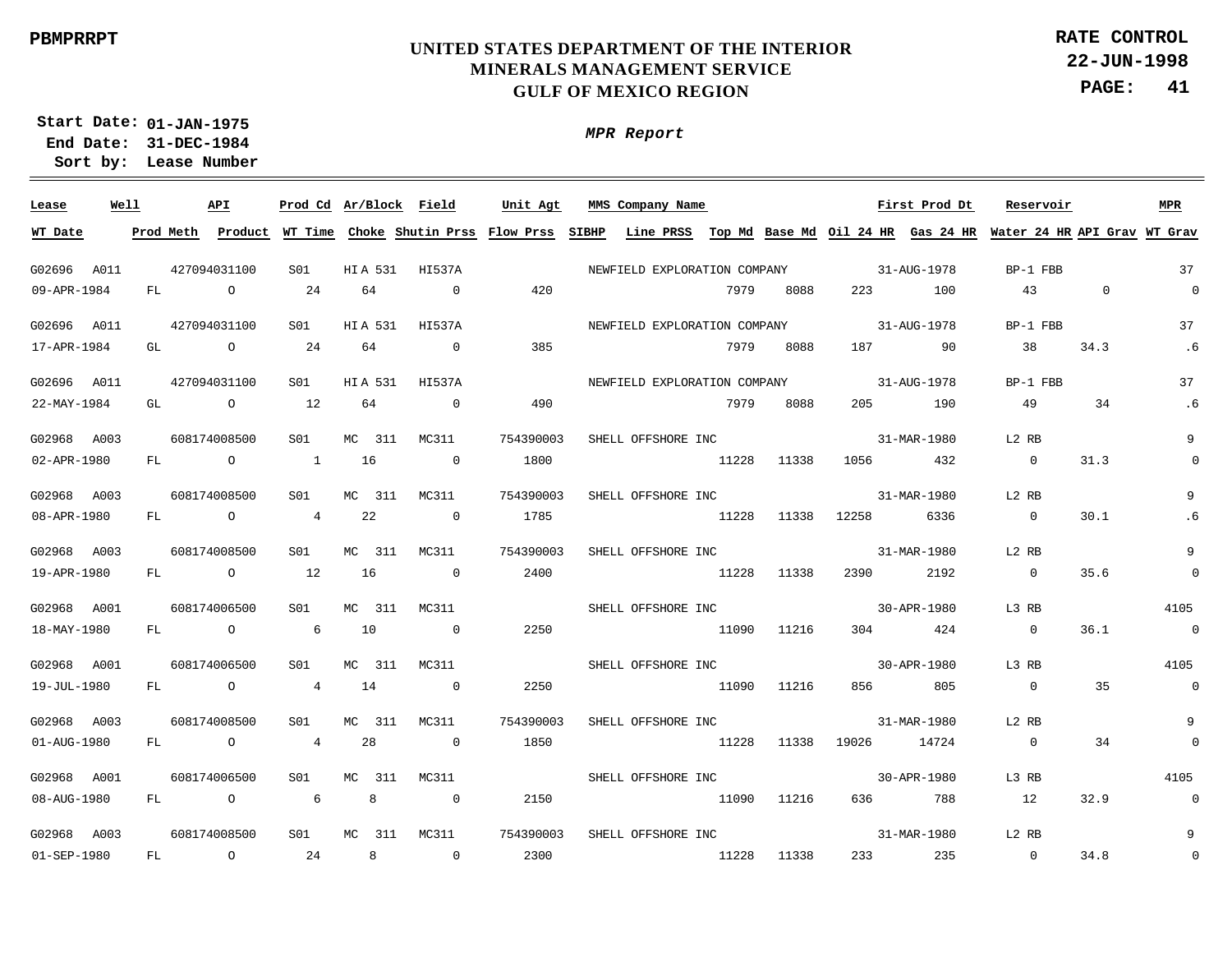PBMPRRPT

# UNITED STATES DEPARTMENT OF THE INTERIOR
## MINERALS MANAGEMENT SERVICE
## GULF OF MEXICO REGION

**RATE CONTROL**
**22-JUN-1998**

**Start Date:** 01-JAN-1975
**End Date:** 31-DEC-1984
**Sort by:** Lease Number

*MPR Report*

| Lease | Well | API | Prod Cd | Ar/Block | Field | Unit Agt | MMS Company Name | | | | | First Prod Dt | Reservoir | | MPR |
|---|---|---|---|---|---|---|---|---|---|---|---|---|---|---|---|
| **WT Date** | **Prod Meth** | **Product** | **WT Time** | **Choke** | **Shutin Prss** | **Flow Prss** | **SIBHP** | **Line PRSS** | **Top Md** | **Base Md** | **Oil 24 HR** | **Gas 24 HR** | **Water 24 HR** | **API Grav** | **WT Grav** |
| G02696 | A011 | 427094031100 | S01 | HI A 531 | HI537A | | NEWFIELD EXPLORATION COMPANY | | | | | 31-AUG-1978 | BP-1 FBB | | 37 |
| 09-APR-1984 | FL | O | 24 | 64 | 0 | 420 | | | 7979 | 8088 | 223 | 100 | 43 | 0 | 0 |
| G02696 | A011 | 427094031100 | S01 | HI A 531 | HI537A | | NEWFIELD EXPLORATION COMPANY | | | | | 31-AUG-1978 | BP-1 FBB | | 37 |
| 17-APR-1984 | GL | O | 24 | 64 | 0 | 385 | | | 7979 | 8088 | 187 | 90 | 38 | 34.3 | .6 |
| G02696 | A011 | 427094031100 | S01 | HI A 531 | HI537A | | NEWFIELD EXPLORATION COMPANY | | | | | 31-AUG-1978 | BP-1 FBB | | 37 |
| 22-MAY-1984 | GL | O | 12 | 64 | 0 | 490 | | | 7979 | 8088 | 205 | 190 | 49 | 34 | .6 |
| G02968 | A003 | 608174008500 | S01 | MC 311 | MC311 | 754390003 | SHELL OFFSHORE INC | | | | | 31-MAR-1980 | L2 RB | | 9 |
| 02-APR-1980 | FL | O | 1 | 16 | 0 | 1800 | | | 11228 | 11338 | 1056 | 432 | 0 | 31.3 | 0 |
| G02968 | A003 | 608174008500 | S01 | MC 311 | MC311 | 754390003 | SHELL OFFSHORE INC | | | | | 31-MAR-1980 | L2 RB | | 9 |
| 08-APR-1980 | FL | O | 4 | 22 | 0 | 1785 | | | 11228 | 11338 | 12258 | 6336 | 0 | 30.1 | .6 |
| G02968 | A003 | 608174008500 | S01 | MC 311 | MC311 | 754390003 | SHELL OFFSHORE INC | | | | | 31-MAR-1980 | L2 RB | | 9 |
| 19-APR-1980 | FL | O | 12 | 16 | 0 | 2400 | | | 11228 | 11338 | 2390 | 2192 | 0 | 35.6 | 0 |
| G02968 | A001 | 608174006500 | S01 | MC 311 | MC311 | | SHELL OFFSHORE INC | | | | | 30-APR-1980 | L3 RB | | 4105 |
| 18-MAY-1980 | FL | O | 6 | 10 | 0 | 2250 | | | 11090 | 11216 | 304 | 424 | 0 | 36.1 | 0 |
| G02968 | A001 | 608174006500 | S01 | MC 311 | MC311 | | SHELL OFFSHORE INC | | | | | 30-APR-1980 | L3 RB | | 4105 |
| 19-JUL-1980 | FL | O | 4 | 14 | 0 | 2250 | | | 11090 | 11216 | 856 | 805 | 0 | 35 | 0 |
| G02968 | A003 | 608174008500 | S01 | MC 311 | MC311 | 754390003 | SHELL OFFSHORE INC | | | | | 31-MAR-1980 | L2 RB | | 9 |
| 01-AUG-1980 | FL | O | 4 | 28 | 0 | 1850 | | | 11228 | 11338 | 19026 | 14724 | 0 | 34 | 0 |
| G02968 | A001 | 608174006500 | S01 | MC 311 | MC311 | | SHELL OFFSHORE INC | | | | | 30-APR-1980 | L3 RB | | 4105 |
| 08-AUG-1980 | FL | O | 6 | 8 | 0 | 2150 | | | 11090 | 11216 | 636 | 788 | 12 | 32.9 | 0 |
| G02968 | A003 | 608174008500 | S01 | MC 311 | MC311 | 754390003 | SHELL OFFSHORE INC | | | | | 31-MAR-1980 | L2 RB | | 9 |
| 01-SEP-1980 | FL | O | 24 | 8 | 0 | 2300 | | | 11228 | 11338 | 233 | 235 | 0 | 34.8 | 0 |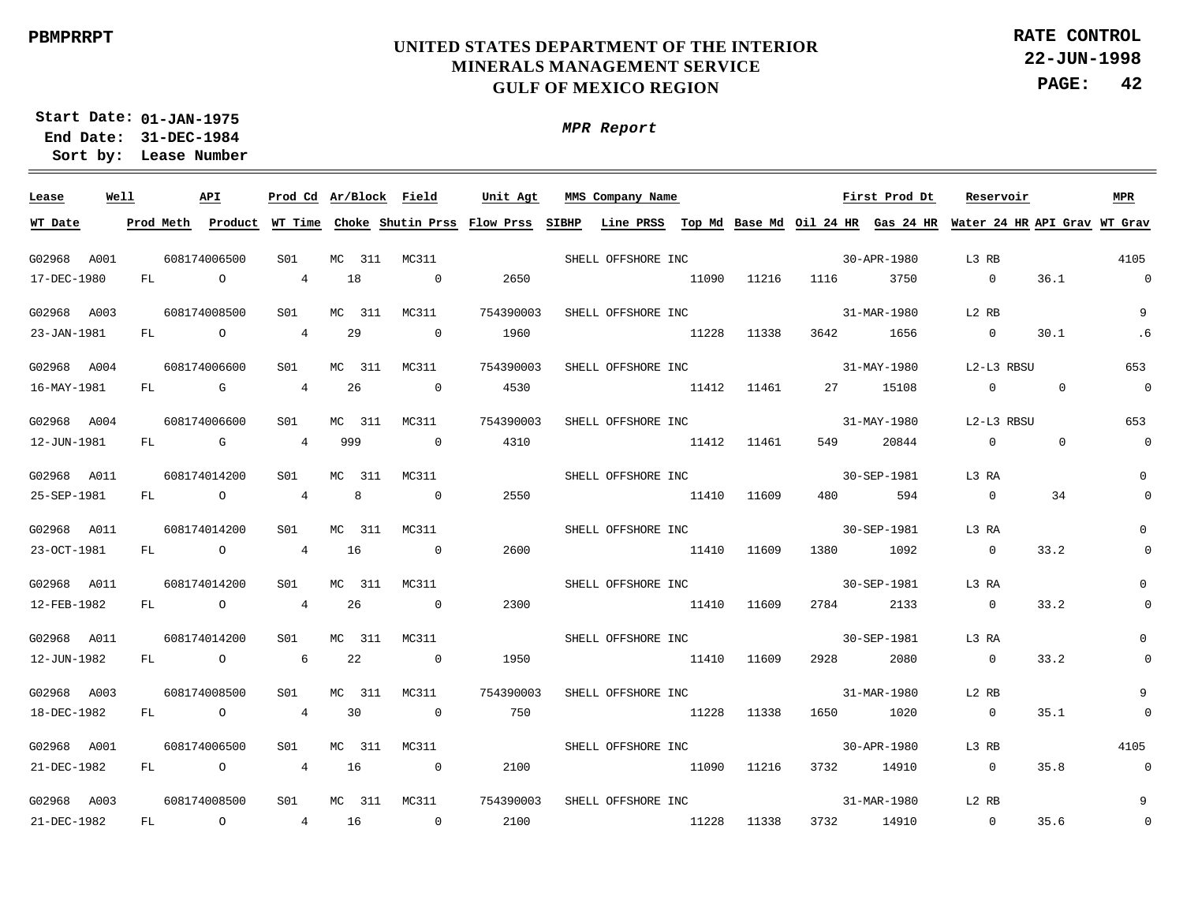PBMPRRPT

# UNITED STATES DEPARTMENT OF THE INTERIOR
## MINERALS MANAGEMENT SERVICE
## GULF OF MEXICO REGION

**RATE CONTROL**
**22-JUN-1998**
**PAGE: 42**

**Start Date:** 01-JAN-1975
**End Date:** 31-DEC-1984
**Sort by:** Lease Number

*MPR Report*

| Lease | Well | API | Prod Cd | Ar/Block | Field | Unit Agt | MMS Company Name | | | | | First Prod Dt | | Reservoir | | MPR |
|---|---|---|---|---|---|---|---|---|---|---|---|---|---|---|---|---|
| WT Date | Prod Meth | Product | WT Time | Choke | Shutin Prss | Flow Prss | SIBHP | Line PRSS | Top Md | Base Md | Oil 24 HR | Gas 24 HR | | Water 24 HR | API Grav | WT Grav |
| G02968 | A001 | 608174006500 | S01 | MC 311 | MC311 | | SHELL OFFSHORE INC | | | | | 30-APR-1980 | | L3 RB | | 4105 |
| 17-DEC-1980 | FL | O | 4 | 18 | 0 | 2650 | | | 11090 | 11216 | 1116 | 3750 | | 0 | 36.1 | 0 |
| G02968 | A003 | 608174008500 | S01 | MC 311 | MC311 | 754390003 | SHELL OFFSHORE INC | | | | | 31-MAR-1980 | | L2 RB | | 9 |
| 23-JAN-1981 | FL | O | 4 | 29 | 0 | 1960 | | | 11228 | 11338 | 3642 | 1656 | | 0 | 30.1 | .6 |
| G02968 | A004 | 608174006600 | S01 | MC 311 | MC311 | 754390003 | SHELL OFFSHORE INC | | | | | 31-MAY-1980 | | L2-L3 RBSU | | 653 |
| 16-MAY-1981 | FL | G | 4 | 26 | 0 | 4530 | | | 11412 | 11461 | 27 | 15108 | | 0 | 0 | 0 |
| G02968 | A004 | 608174006600 | S01 | MC 311 | MC311 | 754390003 | SHELL OFFSHORE INC | | | | | 31-MAY-1980 | | L2-L3 RBSU | | 653 |
| 12-JUN-1981 | FL | G | 4 | 999 | 0 | 4310 | | | 11412 | 11461 | 549 | 20844 | | 0 | 0 | 0 |
| G02968 | A011 | 608174014200 | S01 | MC 311 | MC311 | | SHELL OFFSHORE INC | | | | | 30-SEP-1981 | | L3 RA | | 0 |
| 25-SEP-1981 | FL | O | 4 | 8 | 0 | 2550 | | | 11410 | 11609 | 480 | 594 | | 0 | 34 | 0 |
| G02968 | A011 | 608174014200 | S01 | MC 311 | MC311 | | SHELL OFFSHORE INC | | | | | 30-SEP-1981 | | L3 RA | | 0 |
| 23-OCT-1981 | FL | O | 4 | 16 | 0 | 2600 | | | 11410 | 11609 | 1380 | 1092 | | 0 | 33.2 | 0 |
| G02968 | A011 | 608174014200 | S01 | MC 311 | MC311 | | SHELL OFFSHORE INC | | | | | 30-SEP-1981 | | L3 RA | | 0 |
| 12-FEB-1982 | FL | O | 4 | 26 | 0 | 2300 | | | 11410 | 11609 | 2784 | 2133 | | 0 | 33.2 | 0 |
| G02968 | A011 | 608174014200 | S01 | MC 311 | MC311 | | SHELL OFFSHORE INC | | | | | 30-SEP-1981 | | L3 RA | | 0 |
| 12-JUN-1982 | FL | O | 6 | 22 | 0 | 1950 | | | 11410 | 11609 | 2928 | 2080 | | 0 | 33.2 | 0 |
| G02968 | A003 | 608174008500 | S01 | MC 311 | MC311 | 754390003 | SHELL OFFSHORE INC | | | | | 31-MAR-1980 | | L2 RB | | 9 |
| 18-DEC-1982 | FL | O | 4 | 30 | 0 | 750 | | | 11228 | 11338 | 1650 | 1020 | | 0 | 35.1 | 0 |
| G02968 | A001 | 608174006500 | S01 | MC 311 | MC311 | | SHELL OFFSHORE INC | | | | | 30-APR-1980 | | L3 RB | | 4105 |
| 21-DEC-1982 | FL | O | 4 | 16 | 0 | 2100 | | | 11090 | 11216 | 3732 | 14910 | | 0 | 35.8 | 0 |
| G02968 | A003 | 608174008500 | S01 | MC 311 | MC311 | 754390003 | SHELL OFFSHORE INC | | | | | 31-MAR-1980 | | L2 RB | | 9 |
| 21-DEC-1982 | FL | O | 4 | 16 | 0 | 2100 | | | 11228 | 11338 | 3732 | 14910 | | 0 | 35.6 | 0 |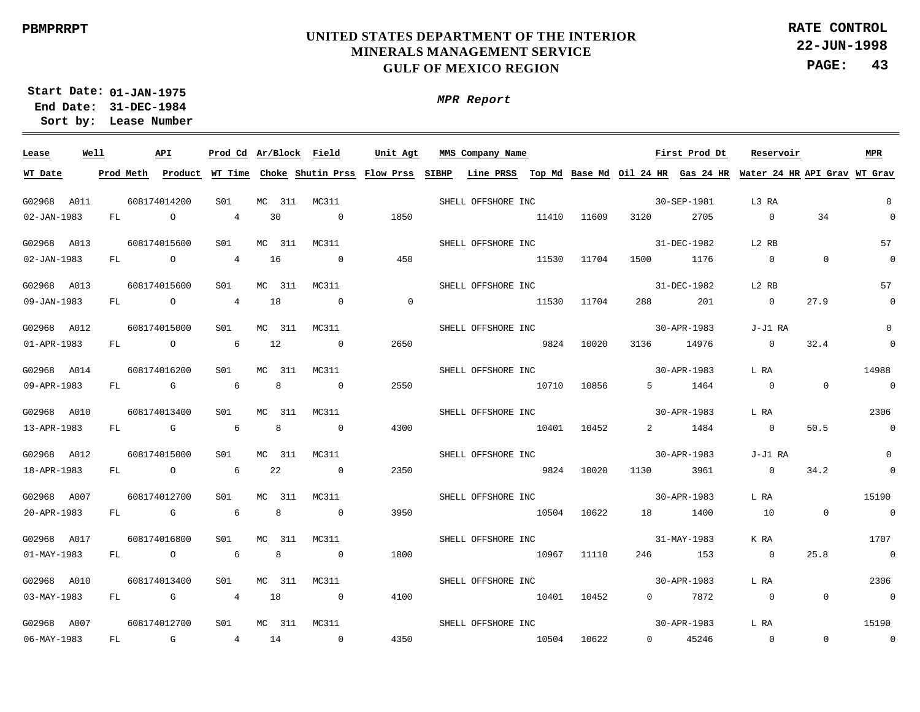PBMPRRPT

**UNITED STATES DEPARTMENT OF THE INTERIOR**
**MINERALS MANAGEMENT SERVICE**
**GULF OF MEXICO REGION**

**RATE CONTROL**
**22-JUN-1998**

**Start Date: 01-JAN-1975**
**End Date: 31-DEC-1984**
**Sort by: Lease Number**

***MPR Report***

| Lease | Well | API | Prod Cd | Ar/Block | Field | Unit Agt | MMS Company Name | | | | | First Prod Dt | Reservoir | | MPR |
|---|---|---|---|---|---|---|---|---|---|---|---|---|---|---|---|
| **WT Date** | **Prod Meth** | **Product** | **WT Time** | **Choke** | **Shutin Prss** | **Flow Prss** | **SIBHP** | **Line PRSS** | **Top Md** | **Base Md** | **Oil 24 HR** | **Gas 24 HR** | **Water 24 HR** | **API Grav** | **WT Grav** |
| G02968 | A011 | 608174014200 | S01 | MC 311 | MC311 | | SHELL OFFSHORE INC | | | | | 30-SEP-1981 | L3 RA | | 0 |
| 02-JAN-1983 | FL | O | 4 | 30 | 0 | 1850 | | | 11410 | 11609 | 3120 | 2705 | 0 | 34 | 0 |
| G02968 | A013 | 608174015600 | S01 | MC 311 | MC311 | | SHELL OFFSHORE INC | | | | | 31-DEC-1982 | L2 RB | | 57 |
| 02-JAN-1983 | FL | O | 4 | 16 | 0 | 450 | | | 11530 | 11704 | 1500 | 1176 | 0 | 0 | 0 |
| G02968 | A013 | 608174015600 | S01 | MC 311 | MC311 | | SHELL OFFSHORE INC | | | | | 31-DEC-1982 | L2 RB | | 57 |
| 09-JAN-1983 | FL | O | 4 | 18 | 0 | 0 | | | 11530 | 11704 | 288 | 201 | 0 | 27.9 | 0 |
| G02968 | A012 | 608174015000 | S01 | MC 311 | MC311 | | SHELL OFFSHORE INC | | | | | 30-APR-1983 | J-J1 RA | | 0 |
| 01-APR-1983 | FL | O | 6 | 12 | 0 | 2650 | | | 9824 | 10020 | 3136 | 14976 | 0 | 32.4 | 0 |
| G02968 | A014 | 608174016200 | S01 | MC 311 | MC311 | | SHELL OFFSHORE INC | | | | | 30-APR-1983 | L RA | | 14988 |
| 09-APR-1983 | FL | G | 6 | 8 | 0 | 2550 | | | 10710 | 10856 | 5 | 1464 | 0 | 0 | 0 |
| G02968 | A010 | 608174013400 | S01 | MC 311 | MC311 | | SHELL OFFSHORE INC | | | | | 30-APR-1983 | L RA | | 2306 |
| 13-APR-1983 | FL | G | 6 | 8 | 0 | 4300 | | | 10401 | 10452 | 2 | 1484 | 0 | 50.5 | 0 |
| G02968 | A012 | 608174015000 | S01 | MC 311 | MC311 | | SHELL OFFSHORE INC | | | | | 30-APR-1983 | J-J1 RA | | 0 |
| 18-APR-1983 | FL | O | 6 | 22 | 0 | 2350 | | | 9824 | 10020 | 1130 | 3961 | 0 | 34.2 | 0 |
| G02968 | A007 | 608174012700 | S01 | MC 311 | MC311 | | SHELL OFFSHORE INC | | | | | 30-APR-1983 | L RA | | 15190 |
| 20-APR-1983 | FL | G | 6 | 8 | 0 | 3950 | | | 10504 | 10622 | 18 | 1400 | 10 | 0 | 0 |
| G02968 | A017 | 608174016800 | S01 | MC 311 | MC311 | | SHELL OFFSHORE INC | | | | | 31-MAY-1983 | K RA | | 1707 |
| 01-MAY-1983 | FL | O | 6 | 8 | 0 | 1800 | | | 10967 | 11110 | 246 | 153 | 0 | 25.8 | 0 |
| G02968 | A010 | 608174013400 | S01 | MC 311 | MC311 | | SHELL OFFSHORE INC | | | | | 30-APR-1983 | L RA | | 2306 |
| 03-MAY-1983 | FL | G | 4 | 18 | 0 | 4100 | | | 10401 | 10452 | 0 | 7872 | 0 | 0 | 0 |
| G02968 | A007 | 608174012700 | S01 | MC 311 | MC311 | | SHELL OFFSHORE INC | | | | | 30-APR-1983 | L RA | | 15190 |
| 06-MAY-1983 | FL | G | 4 | 14 | 0 | 4350 | | | 10504 | 10622 | 0 | 45246 | 0 | 0 | 0 |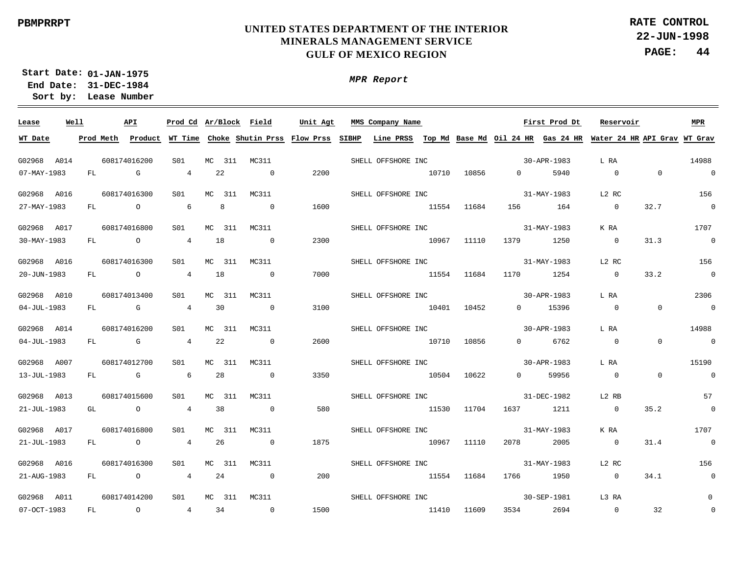PBMPRRPT

# UNITED STATES DEPARTMENT OF THE INTERIOR
## MINERALS MANAGEMENT SERVICE
## GULF OF MEXICO REGION

RATE CONTROL
22-JUN-1998

Start Date: 01-JAN-1975
End Date: 31-DEC-1984
Sort by: Lease Number

*MPR Report*

| Lease | Well | API | Prod Cd | Ar/Block | Field | Unit Agt | MMS Company Name | | | First Prod Dt | | Reservoir | | MPR |
|---|---|---|---|---|---|---|---|---|---|---|---|---|---|---|
| WT Date | Prod Meth | Product | WT Time | Choke | Shutin Prss | Flow Prss | SIBHP | Line PRSS | Top Md | Base Md | Oil 24 HR | Gas 24 HR | Water 24 HR | API Grav | WT Grav |
| G02968 | A014 | 608174016200 | S01 | MC 311 | MC311 | | SHELL OFFSHORE INC | | | 30-APR-1983 | | L RA | | 14988 |
| 07-MAY-1983 | FL | G | 4 | 22 | 0 | 2200 | | | 10710 | 10856 | 0 | 5940 | 0 | 0 | 0 |
| G02968 | A016 | 608174016300 | S01 | MC 311 | MC311 | | SHELL OFFSHORE INC | | | 31-MAY-1983 | | L2 RC | | 156 |
| 27-MAY-1983 | FL | O | 6 | 8 | 0 | 1600 | | | 11554 | 11684 | 156 | 164 | 0 | 32.7 | 0 |
| G02968 | A017 | 608174016800 | S01 | MC 311 | MC311 | | SHELL OFFSHORE INC | | | 31-MAY-1983 | | K RA | | 1707 |
| 30-MAY-1983 | FL | O | 4 | 18 | 0 | 2300 | | | 10967 | 11110 | 1379 | 1250 | 0 | 31.3 | 0 |
| G02968 | A016 | 608174016300 | S01 | MC 311 | MC311 | | SHELL OFFSHORE INC | | | 31-MAY-1983 | | L2 RC | | 156 |
| 20-JUN-1983 | FL | O | 4 | 18 | 0 | 7000 | | | 11554 | 11684 | 1170 | 1254 | 0 | 33.2 | 0 |
| G02968 | A010 | 608174013400 | S01 | MC 311 | MC311 | | SHELL OFFSHORE INC | | | 30-APR-1983 | | L RA | | 2306 |
| 04-JUL-1983 | FL | G | 4 | 30 | 0 | 3100 | | | 10401 | 10452 | 0 | 15396 | 0 | 0 | 0 |
| G02968 | A014 | 608174016200 | S01 | MC 311 | MC311 | | SHELL OFFSHORE INC | | | 30-APR-1983 | | L RA | | 14988 |
| 04-JUL-1983 | FL | G | 4 | 22 | 0 | 2600 | | | 10710 | 10856 | 0 | 6762 | 0 | 0 | 0 |
| G02968 | A007 | 608174012700 | S01 | MC 311 | MC311 | | SHELL OFFSHORE INC | | | 30-APR-1983 | | L RA | | 15190 |
| 13-JUL-1983 | FL | G | 6 | 28 | 0 | 3350 | | | 10504 | 10622 | 0 | 59956 | 0 | 0 | 0 |
| G02968 | A013 | 608174015600 | S01 | MC 311 | MC311 | | SHELL OFFSHORE INC | | | 31-DEC-1982 | | L2 RB | | 57 |
| 21-JUL-1983 | GL | O | 4 | 38 | 0 | 580 | | | 11530 | 11704 | 1637 | 1211 | 0 | 35.2 | 0 |
| G02968 | A017 | 608174016800 | S01 | MC 311 | MC311 | | SHELL OFFSHORE INC | | | 31-MAY-1983 | | K RA | | 1707 |
| 21-JUL-1983 | FL | O | 4 | 26 | 0 | 1875 | | | 10967 | 11110 | 2078 | 2005 | 0 | 31.4 | 0 |
| G02968 | A016 | 608174016300 | S01 | MC 311 | MC311 | | SHELL OFFSHORE INC | | | 31-MAY-1983 | | L2 RC | | 156 |
| 21-AUG-1983 | FL | O | 4 | 24 | 0 | 200 | | | 11554 | 11684 | 1766 | 1950 | 0 | 34.1 | 0 |
| G02968 | A011 | 608174014200 | S01 | MC 311 | MC311 | | SHELL OFFSHORE INC | | | 30-SEP-1981 | | L3 RA | | 0 |
| 07-OCT-1983 | FL | O | 4 | 34 | 0 | 1500 | | | 11410 | 11609 | 3534 | 2694 | 0 | 32 | 0 |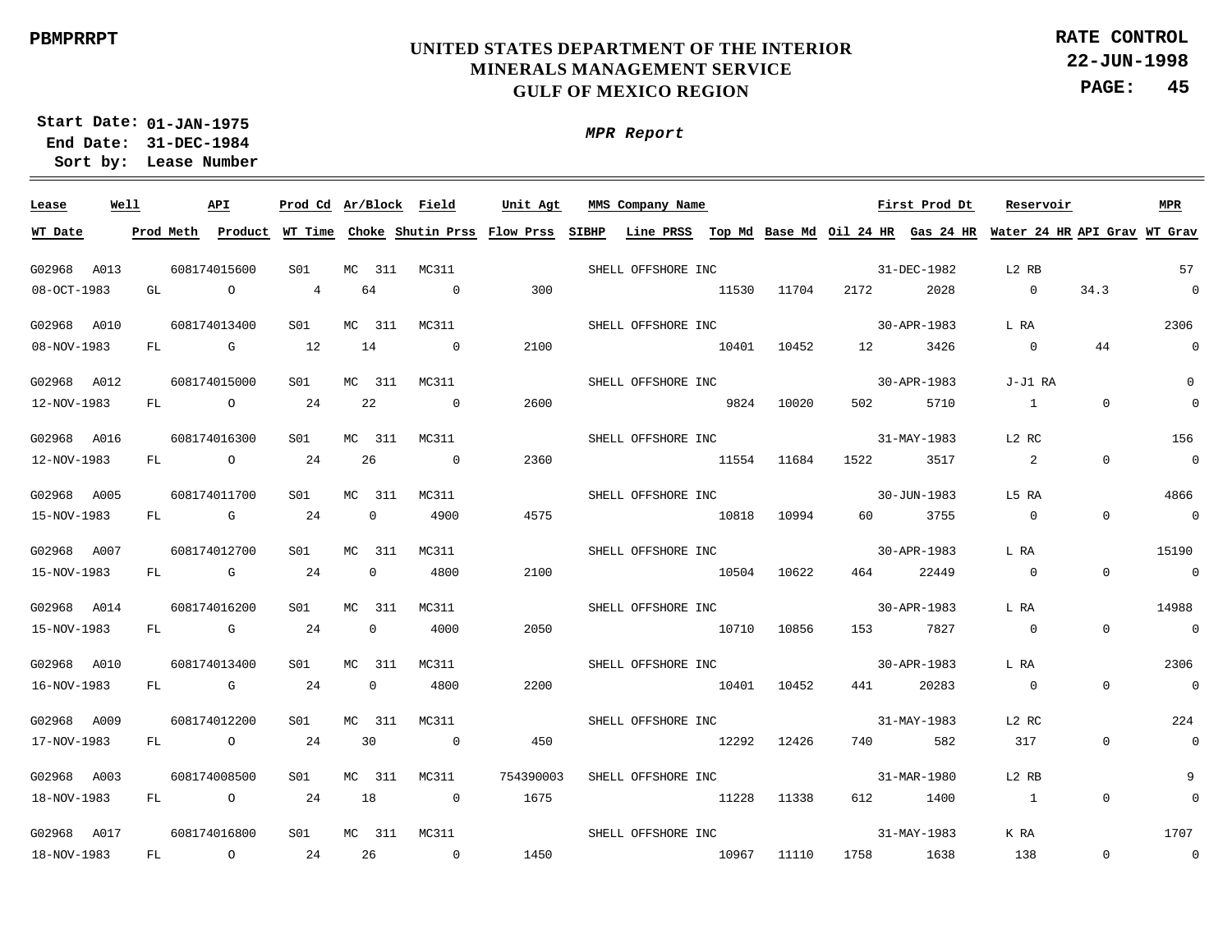PBMPRRPT

# UNITED STATES DEPARTMENT OF THE INTERIOR
## MINERALS MANAGEMENT SERVICE
## GULF OF MEXICO REGION

**RATE CONTROL**
**22-JUN-1998**

**Start Date: 01-JAN-1975**
**End Date: 31-DEC-1984**
**Sort by: Lease Number**

***MPR Report***

| Lease | Well | API | Prod Cd | Ar/Block | Field | Unit Agt | MMS Company Name | | | First Prod Dt | | Reservoir | | MPR |
|---|---|---|---|---|---|---|---|---|---|---|---|---|---|---|
| **WT Date** | **Prod Meth** | **Product** | **WT Time** | **Choke** | **Shutin Prss** | **Flow Prss** | **SIBHP** | **Line PRSS** | **Top Md** | **Base Md** | **Oil 24 HR** | **Gas 24 HR** | **Water 24 HR** | **API Grav** | **WT Grav** |
| G02968 | A013 | 608174015600 | S01 | MC 311 | MC311 | | SHELL OFFSHORE INC | | | 31-DEC-1982 | | L2 RB | | 57 |
| 08-OCT-1983 | GL | O | 4 | 64 | 0 | 300 | | | 11530 | 11704 | 2172 | 2028 | 0 | 34.3 | 0 |
| G02968 | A010 | 608174013400 | S01 | MC 311 | MC311 | | SHELL OFFSHORE INC | | | 30-APR-1983 | | L RA | | 2306 |
| 08-NOV-1983 | FL | G | 12 | 14 | 0 | 2100 | | | 10401 | 10452 | 12 | 3426 | 0 | 44 | 0 |
| G02968 | A012 | 608174015000 | S01 | MC 311 | MC311 | | SHELL OFFSHORE INC | | | 30-APR-1983 | | J-J1 RA | | 0 |
| 12-NOV-1983 | FL | O | 24 | 22 | 0 | 2600 | | | 9824 | 10020 | 502 | 5710 | 1 | 0 | 0 |
| G02968 | A016 | 608174016300 | S01 | MC 311 | MC311 | | SHELL OFFSHORE INC | | | 31-MAY-1983 | | L2 RC | | 156 |
| 12-NOV-1983 | FL | O | 24 | 26 | 0 | 2360 | | | 11554 | 11684 | 1522 | 3517 | 2 | 0 | 0 |
| G02968 | A005 | 608174011700 | S01 | MC 311 | MC311 | | SHELL OFFSHORE INC | | | 30-JUN-1983 | | L5 RA | | 4866 |
| 15-NOV-1983 | FL | G | 24 | 0 | 4900 | 4575 | | | 10818 | 10994 | 60 | 3755 | 0 | 0 | 0 |
| G02968 | A007 | 608174012700 | S01 | MC 311 | MC311 | | SHELL OFFSHORE INC | | | 30-APR-1983 | | L RA | | 15190 |
| 15-NOV-1983 | FL | G | 24 | 0 | 4800 | 2100 | | | 10504 | 10622 | 464 | 22449 | 0 | 0 | 0 |
| G02968 | A014 | 608174016200 | S01 | MC 311 | MC311 | | SHELL OFFSHORE INC | | | 30-APR-1983 | | L RA | | 14988 |
| 15-NOV-1983 | FL | G | 24 | 0 | 4000 | 2050 | | | 10710 | 10856 | 153 | 7827 | 0 | 0 | 0 |
| G02968 | A010 | 608174013400 | S01 | MC 311 | MC311 | | SHELL OFFSHORE INC | | | 30-APR-1983 | | L RA | | 2306 |
| 16-NOV-1983 | FL | G | 24 | 0 | 4800 | 2200 | | | 10401 | 10452 | 441 | 20283 | 0 | 0 | 0 |
| G02968 | A009 | 608174012200 | S01 | MC 311 | MC311 | | SHELL OFFSHORE INC | | | 31-MAY-1983 | | L2 RC | | 224 |
| 17-NOV-1983 | FL | O | 24 | 30 | 0 | 450 | | | 12292 | 12426 | 740 | 582 | 317 | 0 | 0 |
| G02968 | A003 | 608174008500 | S01 | MC 311 | MC311 | 754390003 | SHELL OFFSHORE INC | | | 31-MAR-1980 | | L2 RB | | 9 |
| 18-NOV-1983 | FL | O | 24 | 18 | 0 | 1675 | | | 11228 | 11338 | 612 | 1400 | 1 | 0 | 0 |
| G02968 | A017 | 608174016800 | S01 | MC 311 | MC311 | | SHELL OFFSHORE INC | | | 31-MAY-1983 | | K RA | | 1707 |
| 18-NOV-1983 | FL | O | 24 | 26 | 0 | 1450 | | | 10967 | 11110 | 1758 | 1638 | 138 | 0 | 0 |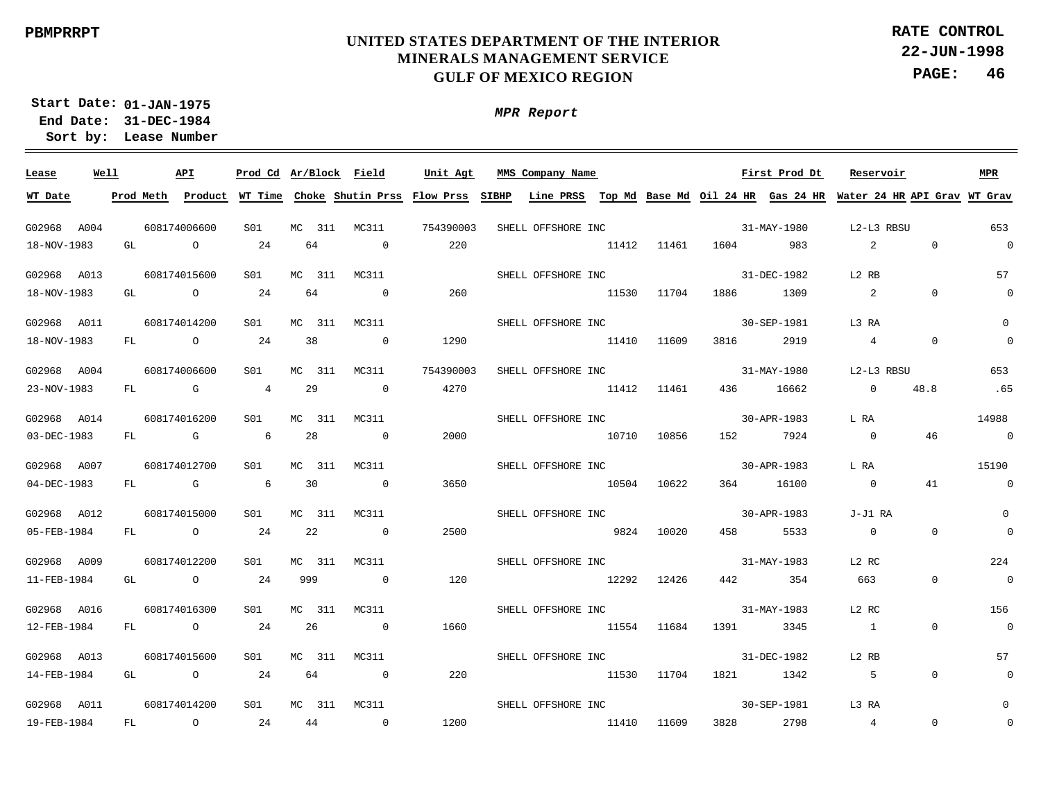PBMPRRPT

# UNITED STATES DEPARTMENT OF THE INTERIOR
## MINERALS MANAGEMENT SERVICE
## GULF OF MEXICO REGION

**RATE CONTROL**
**22-JUN-1998**

**Start Date:** 01-JAN-1975
**End Date:** 31-DEC-1984
**Sort by:** Lease Number

***MPR Report***

| Lease | Well | API | Prod Cd | Ar/Block | Field | Unit Agt | MMS Company Name | | | First Prod Dt | | Reservoir | | MPR |
|---|---|---|---|---|---|---|---|---|---|---|---|---|---|---|
| **WT Date** | **Prod Meth** | **Product** | **WT Time** | **Choke** | **Shutin Prss** | **Flow Prss** | **SIBHP** | **Line PRSS** | **Top Md** | **Base Md** | **Oil 24 HR** | **Gas 24 HR** | **Water 24 HR** | **API Grav** | **WT Grav** |
| G02968 | A004 | 608174006600 | S01 | MC 311 | MC311 | 754390003 | SHELL OFFSHORE INC | | | 31-MAY-1980 | | L2-L3 RBSU | | 653 |
| 18-NOV-1983 | GL | O | 24 | 64 | 0 | 220 | | | 11412 | 11461 | 1604 | 983 | 2 | 0 | 0 |
| G02968 | A013 | 608174015600 | S01 | MC 311 | MC311 | | SHELL OFFSHORE INC | | | 31-DEC-1982 | | L2 RB | | 57 |
| 18-NOV-1983 | GL | O | 24 | 64 | 0 | 260 | | | 11530 | 11704 | 1886 | 1309 | 2 | 0 | 0 |
| G02968 | A011 | 608174014200 | S01 | MC 311 | MC311 | | SHELL OFFSHORE INC | | | 30-SEP-1981 | | L3 RA | | 0 |
| 18-NOV-1983 | FL | O | 24 | 38 | 0 | 1290 | | | 11410 | 11609 | 3816 | 2919 | 4 | 0 | 0 |
| G02968 | A004 | 608174006600 | S01 | MC 311 | MC311 | 754390003 | SHELL OFFSHORE INC | | | 31-MAY-1980 | | L2-L3 RBSU | | 653 |
| 23-NOV-1983 | FL | G | 4 | 29 | 0 | 4270 | | | 11412 | 11461 | 436 | 16662 | 0 | 48.8 | .65 |
| G02968 | A014 | 608174016200 | S01 | MC 311 | MC311 | | SHELL OFFSHORE INC | | | 30-APR-1983 | | L RA | | 14988 |
| 03-DEC-1983 | FL | G | 6 | 28 | 0 | 2000 | | | 10710 | 10856 | 152 | 7924 | 0 | 46 | 0 |
| G02968 | A007 | 608174012700 | S01 | MC 311 | MC311 | | SHELL OFFSHORE INC | | | 30-APR-1983 | | L RA | | 15190 |
| 04-DEC-1983 | FL | G | 6 | 30 | 0 | 3650 | | | 10504 | 10622 | 364 | 16100 | 0 | 41 | 0 |
| G02968 | A012 | 608174015000 | S01 | MC 311 | MC311 | | SHELL OFFSHORE INC | | | 30-APR-1983 | | J-J1 RA | | 0 |
| 05-FEB-1984 | FL | O | 24 | 22 | 0 | 2500 | | | 9824 | 10020 | 458 | 5533 | 0 | 0 | 0 |
| G02968 | A009 | 608174012200 | S01 | MC 311 | MC311 | | SHELL OFFSHORE INC | | | 31-MAY-1983 | | L2 RC | | 224 |
| 11-FEB-1984 | GL | O | 24 | 999 | 0 | 120 | | | 12292 | 12426 | 442 | 354 | 663 | 0 | 0 |
| G02968 | A016 | 608174016300 | S01 | MC 311 | MC311 | | SHELL OFFSHORE INC | | | 31-MAY-1983 | | L2 RC | | 156 |
| 12-FEB-1984 | FL | O | 24 | 26 | 0 | 1660 | | | 11554 | 11684 | 1391 | 3345 | 1 | 0 | 0 |
| G02968 | A013 | 608174015600 | S01 | MC 311 | MC311 | | SHELL OFFSHORE INC | | | 31-DEC-1982 | | L2 RB | | 57 |
| 14-FEB-1984 | GL | O | 24 | 64 | 0 | 220 | | | 11530 | 11704 | 1821 | 1342 | 5 | 0 | 0 |
| G02968 | A011 | 608174014200 | S01 | MC 311 | MC311 | | SHELL OFFSHORE INC | | | 30-SEP-1981 | | L3 RA | | 0 |
| 19-FEB-1984 | FL | O | 24 | 44 | 0 | 1200 | | | 11410 | 11609 | 3828 | 2798 | 4 | 0 | 0 |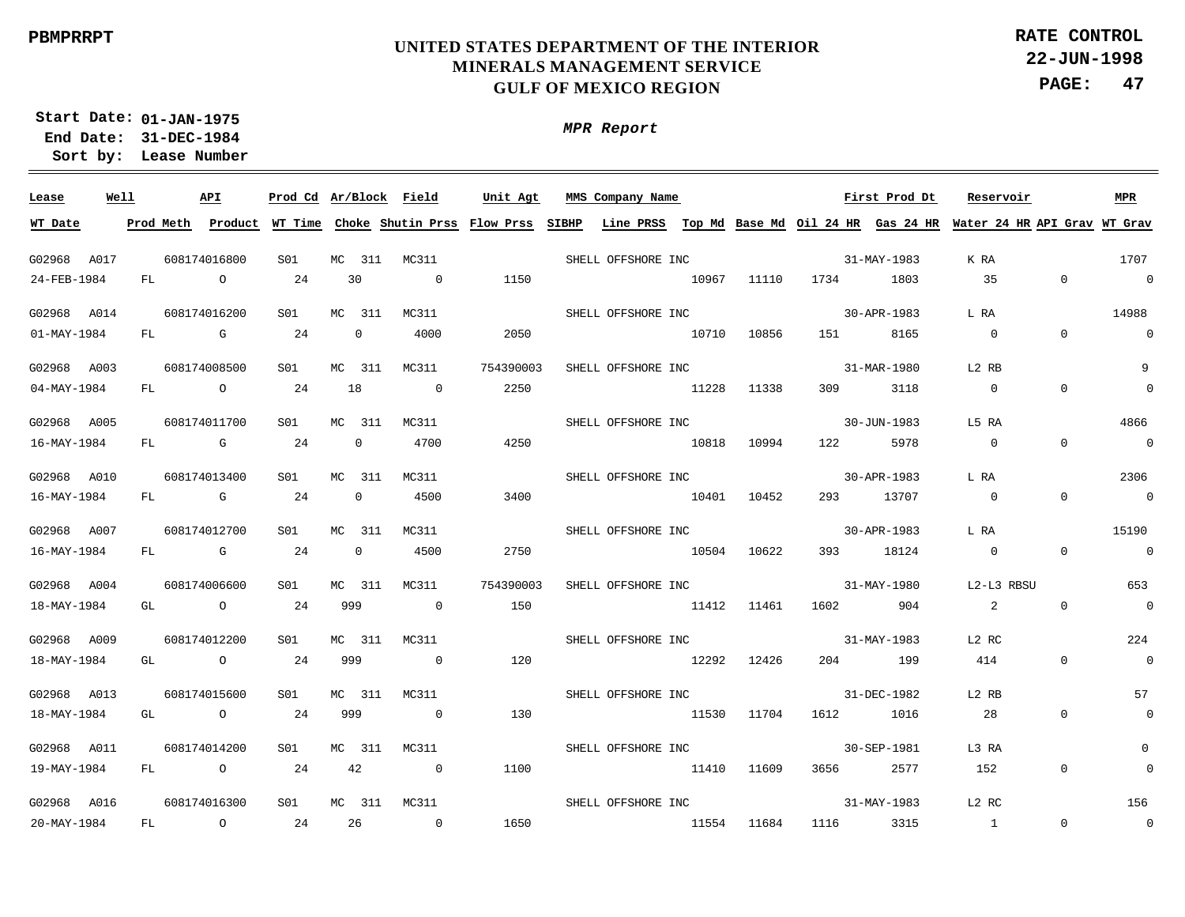PBMPRRPT

# UNITED STATES DEPARTMENT OF THE INTERIOR
## MINERALS MANAGEMENT SERVICE
## GULF OF MEXICO REGION

**RATE CONTROL**
**22-JUN-1998**

**Start Date:** 01-JAN-1975
**End Date:** 31-DEC-1984
**Sort by:** Lease Number

***MPR Report***

| Lease | Well | API | Prod Cd | Ar/Block | Field | Unit Agt | MMS Company Name | | | | First Prod Dt | | Reservoir | | MPR |
|---|---|---|---|---|---|---|---|---|---|---|---|---|---|---|---|
| WT Date | Prod Meth | Product | WT Time | Choke | Shutin Prss | Flow Prss | SIBHP | Line PRSS | Top Md | Base Md | Oil 24 HR | Gas 24 HR | Water 24 HR | API Grav | WT Grav |
| G02968 | A017 | 608174016800 | S01 | MC 311 | MC311 | | SHELL OFFSHORE INC | | | | 31-MAY-1983 | | K RA | | 1707 |
| 24-FEB-1984 | FL | O | 24 | 30 | 0 | 1150 | | | 10967 | 11110 | 1734 | 1803 | 35 | 0 | 0 |
| G02968 | A014 | 608174016200 | S01 | MC 311 | MC311 | | SHELL OFFSHORE INC | | | | 30-APR-1983 | | L RA | | 14988 |
| 01-MAY-1984 | FL | G | 24 | 0 | 4000 | 2050 | | | 10710 | 10856 | 151 | 8165 | 0 | 0 | 0 |
| G02968 | A003 | 608174008500 | S01 | MC 311 | MC311 | 754390003 | SHELL OFFSHORE INC | | | | 31-MAR-1980 | | L2 RB | | 9 |
| 04-MAY-1984 | FL | O | 24 | 18 | 0 | 2250 | | | 11228 | 11338 | 309 | 3118 | 0 | 0 | 0 |
| G02968 | A005 | 608174011700 | S01 | MC 311 | MC311 | | SHELL OFFSHORE INC | | | | 30-JUN-1983 | | L5 RA | | 4866 |
| 16-MAY-1984 | FL | G | 24 | 0 | 4700 | 4250 | | | 10818 | 10994 | 122 | 5978 | 0 | 0 | 0 |
| G02968 | A010 | 608174013400 | S01 | MC 311 | MC311 | | SHELL OFFSHORE INC | | | | 30-APR-1983 | | L RA | | 2306 |
| 16-MAY-1984 | FL | G | 24 | 0 | 4500 | 3400 | | | 10401 | 10452 | 293 | 13707 | 0 | 0 | 0 |
| G02968 | A007 | 608174012700 | S01 | MC 311 | MC311 | | SHELL OFFSHORE INC | | | | 30-APR-1983 | | L RA | | 15190 |
| 16-MAY-1984 | FL | G | 24 | 0 | 4500 | 2750 | | | 10504 | 10622 | 393 | 18124 | 0 | 0 | 0 |
| G02968 | A004 | 608174006600 | S01 | MC 311 | MC311 | 754390003 | SHELL OFFSHORE INC | | | | 31-MAY-1980 | | L2-L3 RBSU | | 653 |
| 18-MAY-1984 | GL | O | 24 | 999 | 0 | 150 | | | 11412 | 11461 | 1602 | 904 | 2 | 0 | 0 |
| G02968 | A009 | 608174012200 | S01 | MC 311 | MC311 | | SHELL OFFSHORE INC | | | | 31-MAY-1983 | | L2 RC | | 224 |
| 18-MAY-1984 | GL | O | 24 | 999 | 0 | 120 | | | 12292 | 12426 | 204 | 199 | 414 | 0 | 0 |
| G02968 | A013 | 608174015600 | S01 | MC 311 | MC311 | | SHELL OFFSHORE INC | | | | 31-DEC-1982 | | L2 RB | | 57 |
| 18-MAY-1984 | GL | O | 24 | 999 | 0 | 130 | | | 11530 | 11704 | 1612 | 1016 | 28 | 0 | 0 |
| G02968 | A011 | 608174014200 | S01 | MC 311 | MC311 | | SHELL OFFSHORE INC | | | | 30-SEP-1981 | | L3 RA | | 0 |
| 19-MAY-1984 | FL | O | 24 | 42 | 0 | 1100 | | | 11410 | 11609 | 3656 | 2577 | 152 | 0 | 0 |
| G02968 | A016 | 608174016300 | S01 | MC 311 | MC311 | | SHELL OFFSHORE INC | | | | 31-MAY-1983 | | L2 RC | | 156 |
| 20-MAY-1984 | FL | O | 24 | 26 | 0 | 1650 | | | 11554 | 11684 | 1116 | 3315 | 1 | 0 | 0 |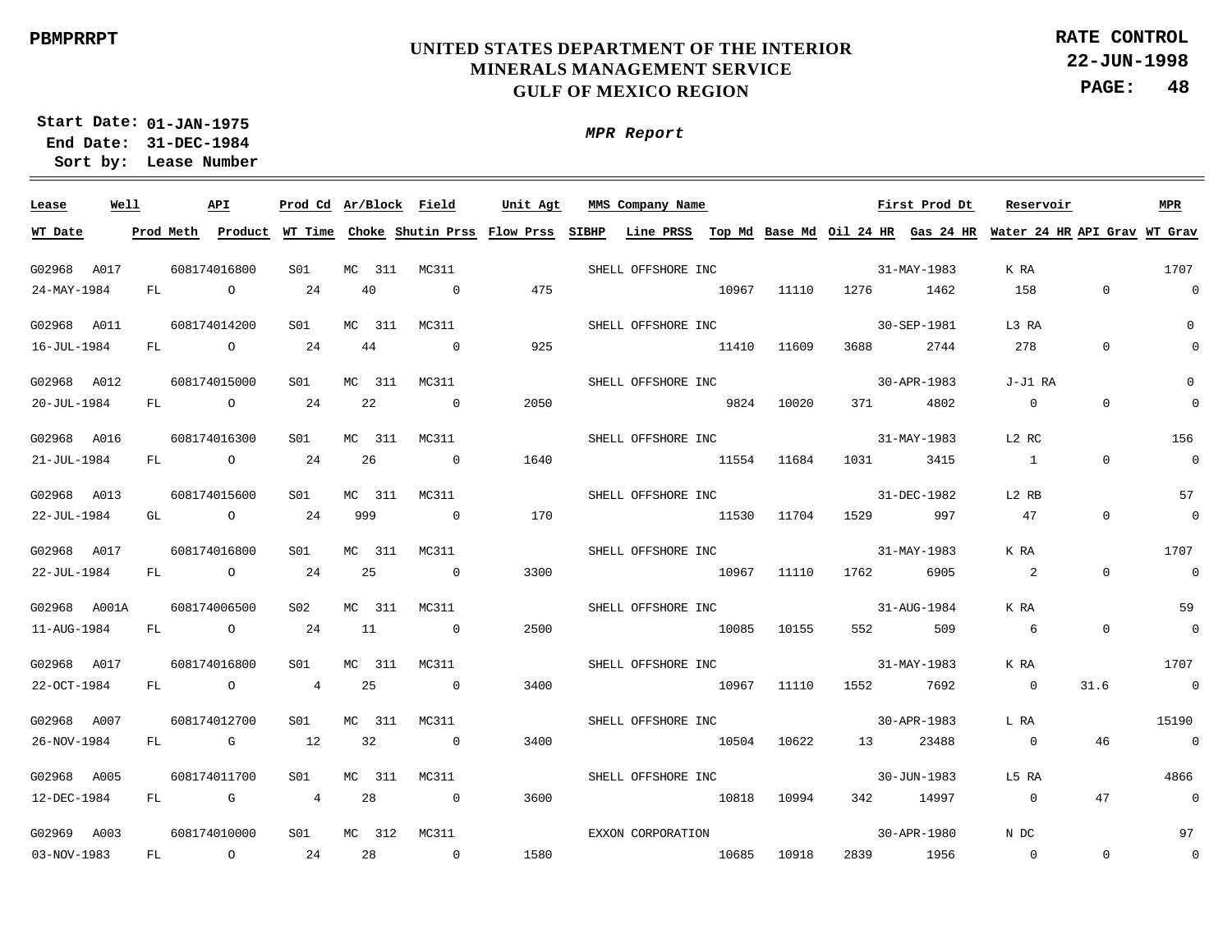PBMPRRPT

**UNITED STATES DEPARTMENT OF THE INTERIOR**
**MINERALS MANAGEMENT SERVICE**
**GULF OF MEXICO REGION**

**RATE CONTROL**
**22-JUN-1998**

Start Date: 01-JAN-1975
End Date: 31-DEC-1984
Sort by: Lease Number

*MPR Report*

| Lease | Well | API | Prod Cd | Ar/Block | Field | Unit Agt | MMS Company Name | | | | First Prod Dt | | Reservoir | | MPR |
|---|---|---|---|---|---|---|---|---|---|---|---|---|---|---|---|
| WT Date | Prod Meth | Product | WT Time | Choke | Shutin Prss | Flow Prss | SIBHP | Line PRSS | Top Md | Base Md | Oil 24 HR | Gas 24 HR | Water 24 HR | API Grav | WT Grav |
| G02968 | A017 | 608174016800 | S01 | MC 311 | MC311 | | SHELL OFFSHORE INC | | | | 31-MAY-1983 | | K RA | | 1707 |
| 24-MAY-1984 | FL | O | 24 | 40 | 0 | 475 | | | 10967 | 11110 | 1276 | 1462 | 158 | 0 | 0 |
| G02968 | A011 | 608174014200 | S01 | MC 311 | MC311 | | SHELL OFFSHORE INC | | | | 30-SEP-1981 | | L3 RA | | 0 |
| 16-JUL-1984 | FL | O | 24 | 44 | 0 | 925 | | | 11410 | 11609 | 3688 | 2744 | 278 | 0 | 0 |
| G02968 | A012 | 608174015000 | S01 | MC 311 | MC311 | | SHELL OFFSHORE INC | | | | 30-APR-1983 | | J-J1 RA | | 0 |
| 20-JUL-1984 | FL | O | 24 | 22 | 0 | 2050 | | | 9824 | 10020 | 371 | 4802 | 0 | 0 | 0 |
| G02968 | A016 | 608174016300 | S01 | MC 311 | MC311 | | SHELL OFFSHORE INC | | | | 31-MAY-1983 | | L2 RC | | 156 |
| 21-JUL-1984 | FL | O | 24 | 26 | 0 | 1640 | | | 11554 | 11684 | 1031 | 3415 | 1 | 0 | 0 |
| G02968 | A013 | 608174015600 | S01 | MC 311 | MC311 | | SHELL OFFSHORE INC | | | | 31-DEC-1982 | | L2 RB | | 57 |
| 22-JUL-1984 | GL | O | 24 | 999 | 0 | 170 | | | 11530 | 11704 | 1529 | 997 | 47 | 0 | 0 |
| G02968 | A017 | 608174016800 | S01 | MC 311 | MC311 | | SHELL OFFSHORE INC | | | | 31-MAY-1983 | | K RA | | 1707 |
| 22-JUL-1984 | FL | O | 24 | 25 | 0 | 3300 | | | 10967 | 11110 | 1762 | 6905 | 2 | 0 | 0 |
| G02968 | A001A | 608174006500 | S02 | MC 311 | MC311 | | SHELL OFFSHORE INC | | | | 31-AUG-1984 | | K RA | | 59 |
| 11-AUG-1984 | FL | O | 24 | 11 | 0 | 2500 | | | 10085 | 10155 | 552 | 509 | 6 | 0 | 0 |
| G02968 | A017 | 608174016800 | S01 | MC 311 | MC311 | | SHELL OFFSHORE INC | | | | 31-MAY-1983 | | K RA | | 1707 |
| 22-OCT-1984 | FL | O | 4 | 25 | 0 | 3400 | | | 10967 | 11110 | 1552 | 7692 | 0 | 31.6 | 0 |
| G02968 | A007 | 608174012700 | S01 | MC 311 | MC311 | | SHELL OFFSHORE INC | | | | 30-APR-1983 | | L RA | | 15190 |
| 26-NOV-1984 | FL | G | 12 | 32 | 0 | 3400 | | | 10504 | 10622 | 13 | 23488 | 0 | 46 | 0 |
| G02968 | A005 | 608174011700 | S01 | MC 311 | MC311 | | SHELL OFFSHORE INC | | | | 30-JUN-1983 | | L5 RA | | 4866 |
| 12-DEC-1984 | FL | G | 4 | 28 | 0 | 3600 | | | 10818 | 10994 | 342 | 14997 | 0 | 47 | 0 |
| G02969 | A003 | 608174010000 | S01 | MC 312 | MC311 | | EXXON CORPORATION | | | | 30-APR-1980 | | N DC | | 97 |
| 03-NOV-1983 | FL | O | 24 | 28 | 0 | 1580 | | | 10685 | 10918 | 2839 | 1956 | 0 | 0 | 0 |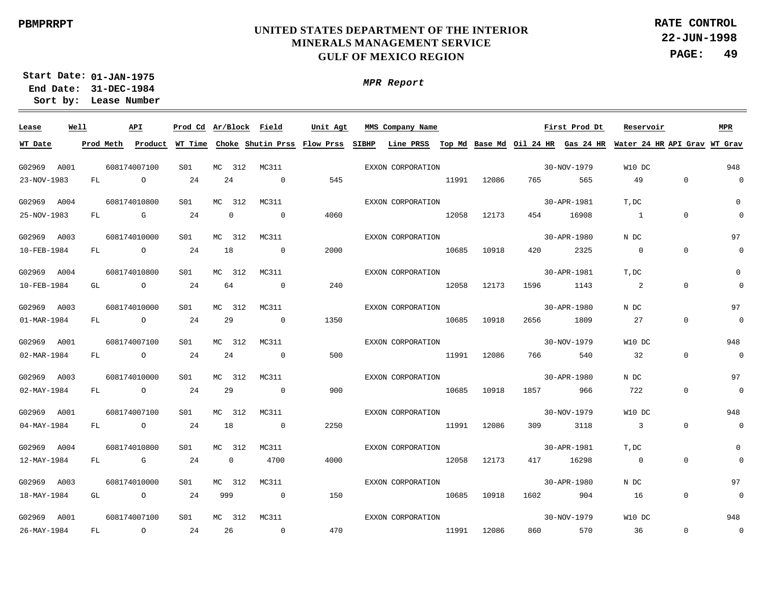PBMPRRPT

# UNITED STATES DEPARTMENT OF THE INTERIOR
## MINERALS MANAGEMENT SERVICE
## GULF OF MEXICO REGION

**RATE CONTROL**
**22-JUN-1998**

**Start Date:** 01-JAN-1975
**End Date:** 31-DEC-1984
**Sort by:** Lease Number

*MPR Report*

| Lease | Well | API | Prod Cd | Ar/Block | Field | Unit Agt | MMS Company Name | | | | First Prod Dt | Reservoir | | MPR |
|---|---|---|---|---|---|---|---|---|---|---|---|---|---|---|
| WT Date | Prod Meth | Product | WT Time | Choke | Shutin Prss | Flow Prss | SIBHP | Line PRSS | Top Md | Base Md | Oil 24 HR | Gas 24 HR | Water 24 HR / API Grav | WT Grav |
| G02969 | A001 | 608174007100 | S01 | MC 312 | MC311 | | EXXON CORPORATION | | | | 30-NOV-1979 | W10 DC | | 948 |
| 23-NOV-1983 | FL | O | 24 | 24 | 0 | 545 | | | 11991 | 12086 | 765 | 565 | 49 / 0 | 0 |
| G02969 | A004 | 608174010800 | S01 | MC 312 | MC311 | | EXXON CORPORATION | | | | 30-APR-1981 | T,DC | | 0 |
| 25-NOV-1983 | FL | G | 24 | 0 | 0 | 4060 | | | 12058 | 12173 | 454 | 16908 | 1 / 0 | 0 |
| G02969 | A003 | 608174010000 | S01 | MC 312 | MC311 | | EXXON CORPORATION | | | | 30-APR-1980 | N DC | | 97 |
| 10-FEB-1984 | FL | O | 24 | 18 | 0 | 2000 | | | 10685 | 10918 | 420 | 2325 | 0 / 0 | 0 |
| G02969 | A004 | 608174010800 | S01 | MC 312 | MC311 | | EXXON CORPORATION | | | | 30-APR-1981 | T,DC | | 0 |
| 10-FEB-1984 | GL | O | 24 | 64 | 0 | 240 | | | 12058 | 12173 | 1596 | 1143 | 2 / 0 | 0 |
| G02969 | A003 | 608174010000 | S01 | MC 312 | MC311 | | EXXON CORPORATION | | | | 30-APR-1980 | N DC | | 97 |
| 01-MAR-1984 | FL | O | 24 | 29 | 0 | 1350 | | | 10685 | 10918 | 2656 | 1809 | 27 / 0 | 0 |
| G02969 | A001 | 608174007100 | S01 | MC 312 | MC311 | | EXXON CORPORATION | | | | 30-NOV-1979 | W10 DC | | 948 |
| 02-MAR-1984 | FL | O | 24 | 24 | 0 | 500 | | | 11991 | 12086 | 766 | 540 | 32 / 0 | 0 |
| G02969 | A003 | 608174010000 | S01 | MC 312 | MC311 | | EXXON CORPORATION | | | | 30-APR-1980 | N DC | | 97 |
| 02-MAY-1984 | FL | O | 24 | 29 | 0 | 900 | | | 10685 | 10918 | 1857 | 966 | 722 / 0 | 0 |
| G02969 | A001 | 608174007100 | S01 | MC 312 | MC311 | | EXXON CORPORATION | | | | 30-NOV-1979 | W10 DC | | 948 |
| 04-MAY-1984 | FL | O | 24 | 18 | 0 | 2250 | | | 11991 | 12086 | 309 | 3118 | 3 / 0 | 0 |
| G02969 | A004 | 608174010800 | S01 | MC 312 | MC311 | | EXXON CORPORATION | | | | 30-APR-1981 | T,DC | | 0 |
| 12-MAY-1984 | FL | G | 24 | 0 | 4700 | 4000 | | | 12058 | 12173 | 417 | 16298 | 0 / 0 | 0 |
| G02969 | A003 | 608174010000 | S01 | MC 312 | MC311 | | EXXON CORPORATION | | | | 30-APR-1980 | N DC | | 97 |
| 18-MAY-1984 | GL | O | 24 | 999 | 0 | 150 | | | 10685 | 10918 | 1602 | 904 | 16 / 0 | 0 |
| G02969 | A001 | 608174007100 | S01 | MC 312 | MC311 | | EXXON CORPORATION | | | | 30-NOV-1979 | W10 DC | | 948 |
| 26-MAY-1984 | FL | O | 24 | 26 | 0 | 470 | | | 11991 | 12086 | 860 | 570 | 36 / 0 | 0 |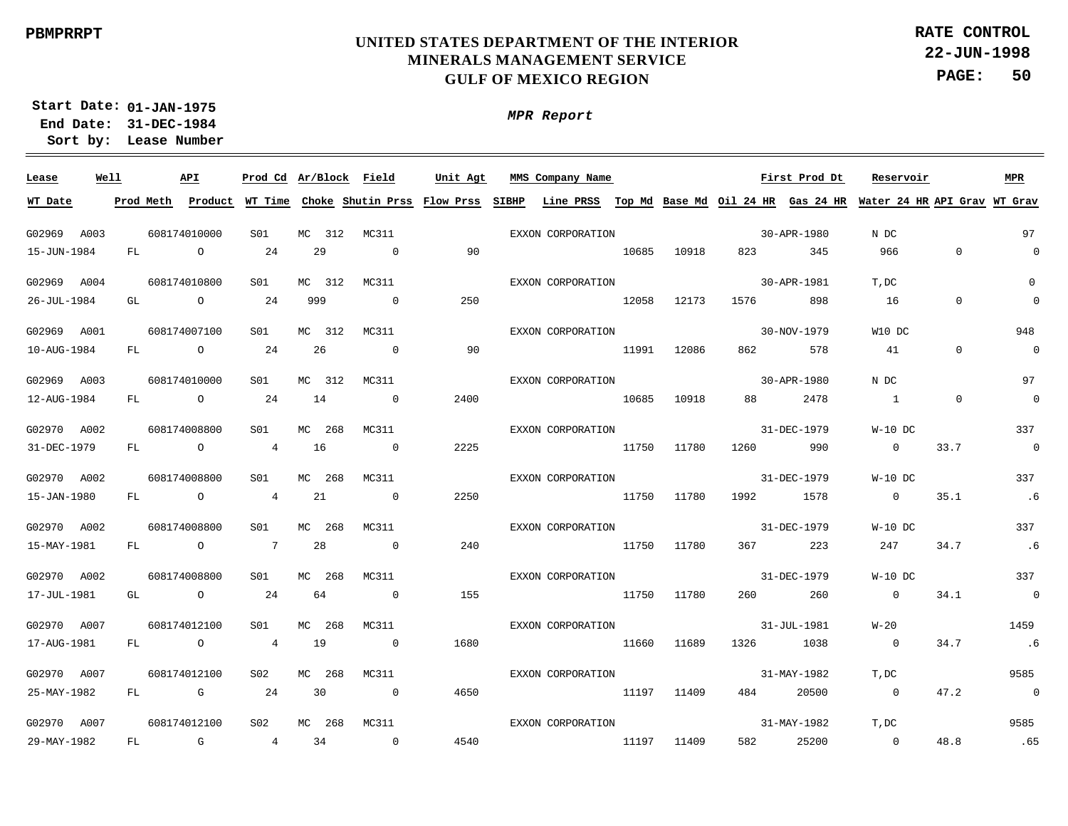PBMPRRPT

# UNITED STATES DEPARTMENT OF THE INTERIOR
## MINERALS MANAGEMENT SERVICE
## GULF OF MEXICO REGION

**RATE CONTROL**
**22-JUN-1998**

**Start Date: 01-JAN-1975**
**End Date: 31-DEC-1984**
**Sort by: Lease Number**

***MPR Report***

| Lease | Well | API | Prod Cd | Ar/Block | Field | Unit Agt | MMS Company Name | | | | First Prod Dt | | Reservoir | | MPR |
|---|---|---|---|---|---|---|---|---|---|---|---|---|---|---|---|
| **WT Date** | **Prod Meth** | **Product** | **WT Time** | **Choke** | **Shutin Prss** | **Flow Prss** | **SIBHP** | **Line PRSS** | **Top Md** | **Base Md** | **Oil 24 HR** | **Gas 24 HR** | **Water 24 HR** | **API Grav** | **WT Grav** |
| G02969 | A003 | 608174010000 | S01 | MC 312 | MC311 | | EXXON CORPORATION | | | | 30-APR-1980 | | N DC | | 97 |
| 15-JUN-1984 | FL | O | 24 | 29 | 0 | 90 | | | 10685 | 10918 | 823 | 345 | 966 | 0 | 0 |
| G02969 | A004 | 608174010800 | S01 | MC 312 | MC311 | | EXXON CORPORATION | | | | 30-APR-1981 | | T,DC | | 0 |
| 26-JUL-1984 | GL | O | 24 | 999 | 0 | 250 | | | 12058 | 12173 | 1576 | 898 | 16 | 0 | 0 |
| G02969 | A001 | 608174007100 | S01 | MC 312 | MC311 | | EXXON CORPORATION | | | | 30-NOV-1979 | | W10 DC | | 948 |
| 10-AUG-1984 | FL | O | 24 | 26 | 0 | 90 | | | 11991 | 12086 | 862 | 578 | 41 | 0 | 0 |
| G02969 | A003 | 608174010000 | S01 | MC 312 | MC311 | | EXXON CORPORATION | | | | 30-APR-1980 | | N DC | | 97 |
| 12-AUG-1984 | FL | O | 24 | 14 | 0 | 2400 | | | 10685 | 10918 | 88 | 2478 | 1 | 0 | 0 |
| G02970 | A002 | 608174008800 | S01 | MC 268 | MC311 | | EXXON CORPORATION | | | | 31-DEC-1979 | | W-10 DC | | 337 |
| 31-DEC-1979 | FL | O | 4 | 16 | 0 | 2225 | | | 11750 | 11780 | 1260 | 990 | 0 | 33.7 | 0 |
| G02970 | A002 | 608174008800 | S01 | MC 268 | MC311 | | EXXON CORPORATION | | | | 31-DEC-1979 | | W-10 DC | | 337 |
| 15-JAN-1980 | FL | O | 4 | 21 | 0 | 2250 | | | 11750 | 11780 | 1992 | 1578 | 0 | 35.1 | .6 |
| G02970 | A002 | 608174008800 | S01 | MC 268 | MC311 | | EXXON CORPORATION | | | | 31-DEC-1979 | | W-10 DC | | 337 |
| 15-MAY-1981 | FL | O | 7 | 28 | 0 | 240 | | | 11750 | 11780 | 367 | 223 | 247 | 34.7 | .6 |
| G02970 | A002 | 608174008800 | S01 | MC 268 | MC311 | | EXXON CORPORATION | | | | 31-DEC-1979 | | W-10 DC | | 337 |
| 17-JUL-1981 | GL | O | 24 | 64 | 0 | 155 | | | 11750 | 11780 | 260 | 260 | 0 | 34.1 | 0 |
| G02970 | A007 | 608174012100 | S01 | MC 268 | MC311 | | EXXON CORPORATION | | | | 31-JUL-1981 | | W-20 | | 1459 |
| 17-AUG-1981 | FL | O | 4 | 19 | 0 | 1680 | | | 11660 | 11689 | 1326 | 1038 | 0 | 34.7 | .6 |
| G02970 | A007 | 608174012100 | S02 | MC 268 | MC311 | | EXXON CORPORATION | | | | 31-MAY-1982 | | T,DC | | 9585 |
| 25-MAY-1982 | FL | G | 24 | 30 | 0 | 4650 | | | 11197 | 11409 | 484 | 20500 | 0 | 47.2 | 0 |
| G02970 | A007 | 608174012100 | S02 | MC 268 | MC311 | | EXXON CORPORATION | | | | 31-MAY-1982 | | T,DC | | 9585 |
| 29-MAY-1982 | FL | G | 4 | 34 | 0 | 4540 | | | 11197 | 11409 | 582 | 25200 | 0 | 48.8 | .65 |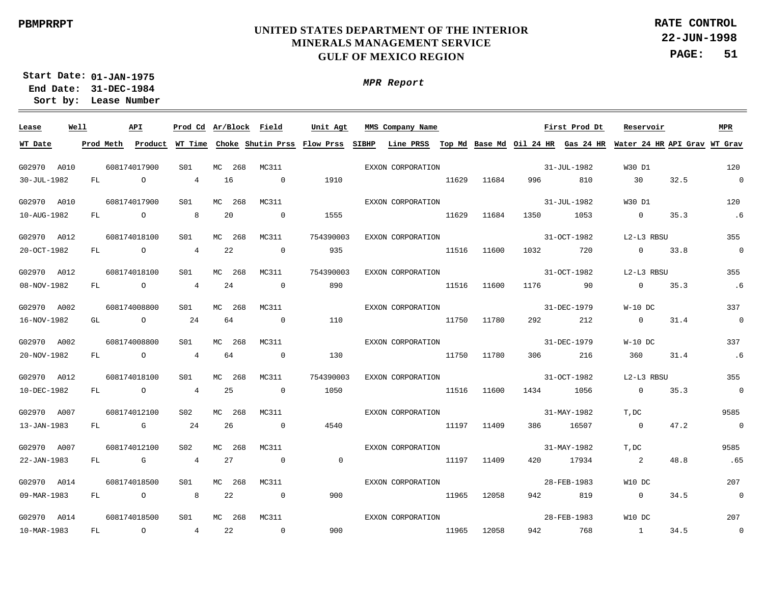UNITED STATES DEPARTMENT OF THE INTERIOR
MINERALS MANAGEMENT SERVICE
GULF OF MEXICO REGION

PBMPRRPT

RATE CONTROL
22-JUN-1998

Start Date: 01-JAN-1975
End Date: 31-DEC-1984
Sort by: Lease Number

*MPR Report*

| Lease | Well | API | Prod Cd | Ar/Block | Field | Unit Agt | MMS Company Name | | | | First Prod Dt | | Reservoir | | MPR |
|---|---|---|---|---|---|---|---|---|---|---|---|---|---|---|---|
| **WT Date** | **Prod Meth** | **Product** | **WT Time** | **Choke** | **Shutin Prss** | **Flow Prss** | **SIBHP** | **Line PRSS** | **Top Md** | **Base Md** | **Oil 24 HR** | **Gas 24 HR** | **Water 24 HR** | **API Grav** | **WT Grav** |
| G02970 | A010 | 608174017900 | S01 | MC 268 | MC311 | | EXXON CORPORATION | | | | 31-JUL-1982 | | W30 D1 | | 120 |
| 30-JUL-1982 | FL | O | 4 | 16 | 0 | 1910 | | | 11629 | 11684 | 996 | 810 | 30 | 32.5 | 0 |
| G02970 | A010 | 608174017900 | S01 | MC 268 | MC311 | | EXXON CORPORATION | | | | 31-JUL-1982 | | W30 D1 | | 120 |
| 10-AUG-1982 | FL | O | 8 | 20 | 0 | 1555 | | | 11629 | 11684 | 1350 | 1053 | 0 | 35.3 | .6 |
| G02970 | A012 | 608174018100 | S01 | MC 268 | MC311 | 754390003 | EXXON CORPORATION | | | | 31-OCT-1982 | | L2-L3 RBSU | | 355 |
| 20-OCT-1982 | FL | O | 4 | 22 | 0 | 935 | | | 11516 | 11600 | 1032 | 720 | 0 | 33.8 | 0 |
| G02970 | A012 | 608174018100 | S01 | MC 268 | MC311 | 754390003 | EXXON CORPORATION | | | | 31-OCT-1982 | | L2-L3 RBSU | | 355 |
| 08-NOV-1982 | FL | O | 4 | 24 | 0 | 890 | | | 11516 | 11600 | 1176 | 90 | 0 | 35.3 | .6 |
| G02970 | A002 | 608174008800 | S01 | MC 268 | MC311 | | EXXON CORPORATION | | | | 31-DEC-1979 | | W-10 DC | | 337 |
| 16-NOV-1982 | GL | O | 24 | 64 | 0 | 110 | | | 11750 | 11780 | 292 | 212 | 0 | 31.4 | 0 |
| G02970 | A002 | 608174008800 | S01 | MC 268 | MC311 | | EXXON CORPORATION | | | | 31-DEC-1979 | | W-10 DC | | 337 |
| 20-NOV-1982 | FL | O | 4 | 64 | 0 | 130 | | | 11750 | 11780 | 306 | 216 | 360 | 31.4 | .6 |
| G02970 | A012 | 608174018100 | S01 | MC 268 | MC311 | 754390003 | EXXON CORPORATION | | | | 31-OCT-1982 | | L2-L3 RBSU | | 355 |
| 10-DEC-1982 | FL | O | 4 | 25 | 0 | 1050 | | | 11516 | 11600 | 1434 | 1056 | 0 | 35.3 | 0 |
| G02970 | A007 | 608174012100 | S02 | MC 268 | MC311 | | EXXON CORPORATION | | | | 31-MAY-1982 | | T,DC | | 9585 |
| 13-JAN-1983 | FL | G | 24 | 26 | 0 | 4540 | | | 11197 | 11409 | 386 | 16507 | 0 | 47.2 | 0 |
| G02970 | A007 | 608174012100 | S02 | MC 268 | MC311 | | EXXON CORPORATION | | | | 31-MAY-1982 | | T,DC | | 9585 |
| 22-JAN-1983 | FL | G | 4 | 27 | 0 | 0 | | | 11197 | 11409 | 420 | 17934 | 2 | 48.8 | .65 |
| G02970 | A014 | 608174018500 | S01 | MC 268 | MC311 | | EXXON CORPORATION | | | | 28-FEB-1983 | | W10 DC | | 207 |
| 09-MAR-1983 | FL | O | 8 | 22 | 0 | 900 | | | 11965 | 12058 | 942 | 819 | 0 | 34.5 | 0 |
| G02970 | A014 | 608174018500 | S01 | MC 268 | MC311 | | EXXON CORPORATION | | | | 28-FEB-1983 | | W10 DC | | 207 |
| 10-MAR-1983 | FL | O | 4 | 22 | 0 | 900 | | | 11965 | 12058 | 942 | 768 | 1 | 34.5 | 0 |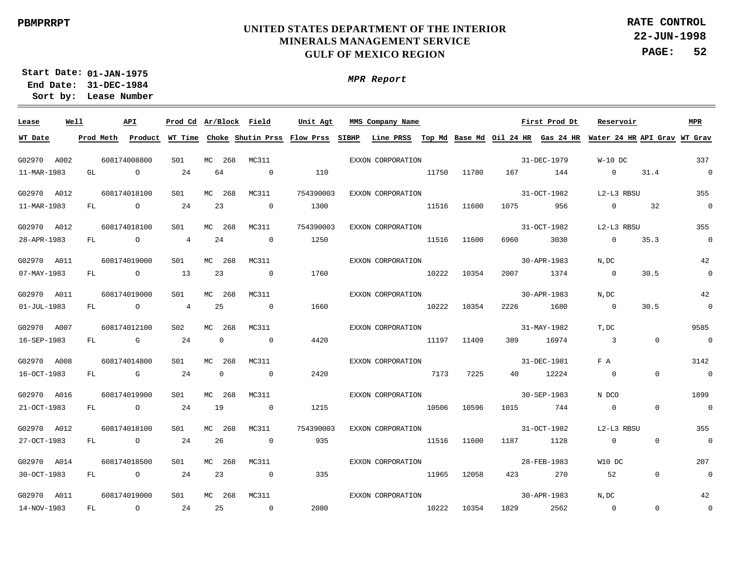PBMPRRPT

**UNITED STATES DEPARTMENT OF THE INTERIOR**
**MINERALS MANAGEMENT SERVICE**
**GULF OF MEXICO REGION**

**RATE CONTROL**
**22-JUN-1998**

Start Date: 01-JAN-1975
End Date: 31-DEC-1984
Sort by: Lease Number

*MPR Report*

| Lease | Well | API | Prod Cd | Ar/Block | Field | Unit Agt | MMS Company Name | | | | | First Prod Dt | Reservoir | | MPR |
|---|---|---|---|---|---|---|---|---|---|---|---|---|---|---|---|
| WT Date | Prod Meth | Product | WT Time | Choke | Shutin Prss | Flow Prss | SIBHP | Line PRSS | Top Md | Base Md | Oil 24 HR | Gas 24 HR | Water 24 HR | API Grav | WT Grav |
| G02970 | A002 | 608174008800 | S01 | MC 268 | MC311 | | EXXON CORPORATION | | | | | 31-DEC-1979 | W-10 DC | | 337 |
| 11-MAR-1983 | GL | O | 24 | 64 | 0 | 110 | | | 11750 | 11780 | 167 | 144 | 0 | 31.4 | 0 |
| G02970 | A012 | 608174018100 | S01 | MC 268 | MC311 | 754390003 | EXXON CORPORATION | | | | | 31-OCT-1982 | L2-L3 RBSU | | 355 |
| 11-MAR-1983 | FL | O | 24 | 23 | 0 | 1300 | | | 11516 | 11600 | 1075 | 956 | 0 | 32 | 0 |
| G02970 | A012 | 608174018100 | S01 | MC 268 | MC311 | 754390003 | EXXON CORPORATION | | | | | 31-OCT-1982 | L2-L3 RBSU | | 355 |
| 28-APR-1983 | FL | O | 4 | 24 | 0 | 1250 | | | 11516 | 11600 | 6960 | 3030 | 0 | 35.3 | 0 |
| G02970 | A011 | 608174019000 | S01 | MC 268 | MC311 | | EXXON CORPORATION | | | | | 30-APR-1983 | N,DC | | 42 |
| 07-MAY-1983 | FL | O | 13 | 23 | 0 | 1760 | | | 10222 | 10354 | 2007 | 1374 | 0 | 30.5 | 0 |
| G02970 | A011 | 608174019000 | S01 | MC 268 | MC311 | | EXXON CORPORATION | | | | | 30-APR-1983 | N,DC | | 42 |
| 01-JUL-1983 | FL | O | 4 | 25 | 0 | 1660 | | | 10222 | 10354 | 2226 | 1680 | 0 | 30.5 | 0 |
| G02970 | A007 | 608174012100 | S02 | MC 268 | MC311 | | EXXON CORPORATION | | | | | 31-MAY-1982 | T,DC | | 9585 |
| 16-SEP-1983 | FL | G | 24 | 0 | 0 | 4420 | | | 11197 | 11409 | 389 | 16974 | 3 | 0 | 0 |
| G02970 | A008 | 608174014800 | S01 | MC 268 | MC311 | | EXXON CORPORATION | | | | | 31-DEC-1981 | F A | | 3142 |
| 16-OCT-1983 | FL | G | 24 | 0 | 0 | 2420 | | | 7173 | 7225 | 40 | 12224 | 0 | 0 | 0 |
| G02970 | A016 | 608174019900 | S01 | MC 268 | MC311 | | EXXON CORPORATION | | | | | 30-SEP-1983 | N DCO | | 1899 |
| 21-OCT-1983 | FL | O | 24 | 19 | 0 | 1215 | | | 10506 | 10596 | 1015 | 744 | 0 | 0 | 0 |
| G02970 | A012 | 608174018100 | S01 | MC 268 | MC311 | 754390003 | EXXON CORPORATION | | | | | 31-OCT-1982 | L2-L3 RBSU | | 355 |
| 27-OCT-1983 | FL | O | 24 | 26 | 0 | 935 | | | 11516 | 11600 | 1187 | 1128 | 0 | 0 | 0 |
| G02970 | A014 | 608174018500 | S01 | MC 268 | MC311 | | EXXON CORPORATION | | | | | 28-FEB-1983 | W10 DC | | 207 |
| 30-OCT-1983 | FL | O | 24 | 23 | 0 | 335 | | | 11965 | 12058 | 423 | 270 | 52 | 0 | 0 |
| G02970 | A011 | 608174019000 | S01 | MC 268 | MC311 | | EXXON CORPORATION | | | | | 30-APR-1983 | N,DC | | 42 |
| 14-NOV-1983 | FL | O | 24 | 25 | 0 | 2080 | | | 10222 | 10354 | 1829 | 2562 | 0 | 0 | 0 |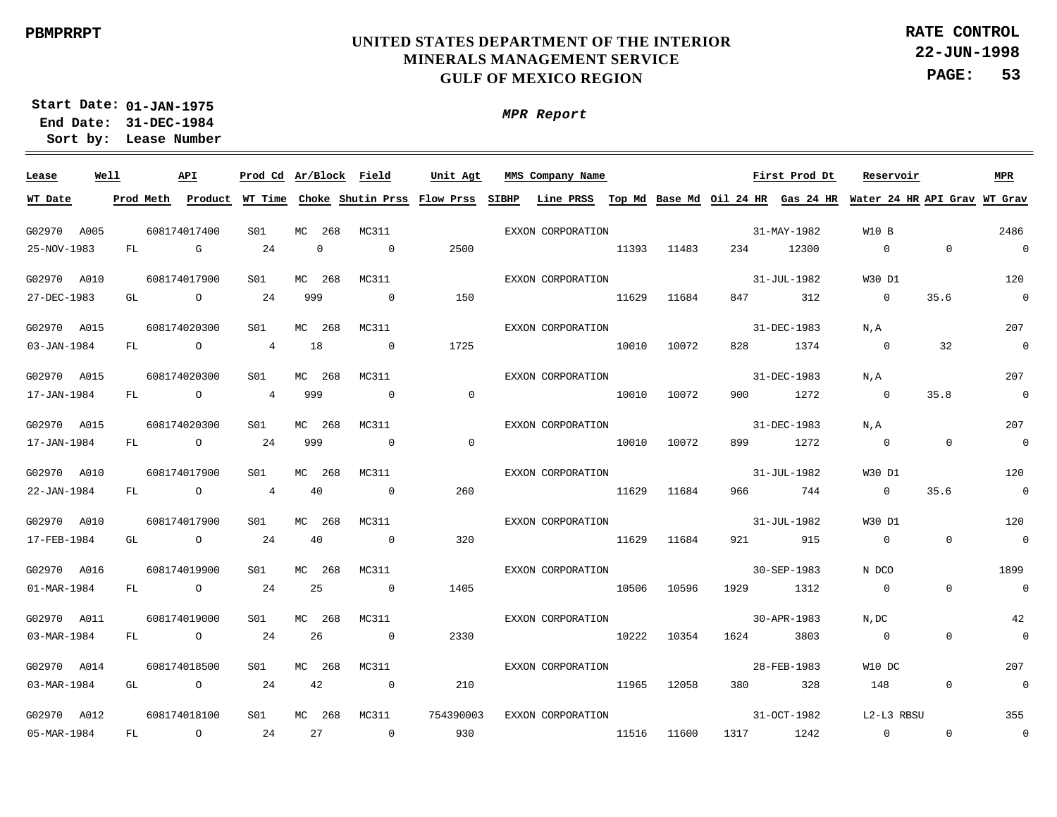PBMPRRPT

# UNITED STATES DEPARTMENT OF THE INTERIOR
## MINERALS MANAGEMENT SERVICE
## GULF OF MEXICO REGION

**RATE CONTROL**
**22-JUN-1998**
**PAGE: 53**

**Start Date:** 01-JAN-1975
**End Date:** 31-DEC-1984
**Sort by:** Lease Number

***MPR Report***

| Lease | Well | API | Prod Cd | Ar/Block | Field | Unit Agt | MMS Company Name | | | | | First Prod Dt | Reservoir | | MPR |
|---|---|---|---|---|---|---|---|---|---|---|---|---|---|---|---|
| WT Date | Prod Meth | Product | WT Time | Choke | Shutin Prss | Flow Prss | SIBHP | Line PRSS | Top Md | Base Md | Oil 24 HR | Gas 24 HR | Water 24 HR | API Grav | WT Grav |
| G02970 | A005 | 608174017400 | S01 | MC 268 | MC311 | | EXXON CORPORATION | | | | | 31-MAY-1982 | W10 B | | 2486 |
| 25-NOV-1983 | FL | G | 24 | 0 | 0 | 2500 | | | 11393 | 11483 | 234 | 12300 | 0 | 0 | 0 |
| G02970 | A010 | 608174017900 | S01 | MC 268 | MC311 | | EXXON CORPORATION | | | | | 31-JUL-1982 | W30 D1 | | 120 |
| 27-DEC-1983 | GL | O | 24 | 999 | 0 | 150 | | | 11629 | 11684 | 847 | 312 | 0 | 35.6 | 0 |
| G02970 | A015 | 608174020300 | S01 | MC 268 | MC311 | | EXXON CORPORATION | | | | | 31-DEC-1983 | N,A | | 207 |
| 03-JAN-1984 | FL | O | 4 | 18 | 0 | 1725 | | | 10010 | 10072 | 828 | 1374 | 0 | 32 | 0 |
| G02970 | A015 | 608174020300 | S01 | MC 268 | MC311 | | EXXON CORPORATION | | | | | 31-DEC-1983 | N,A | | 207 |
| 17-JAN-1984 | FL | O | 4 | 999 | 0 | 0 | | | 10010 | 10072 | 900 | 1272 | 0 | 35.8 | 0 |
| G02970 | A015 | 608174020300 | S01 | MC 268 | MC311 | | EXXON CORPORATION | | | | | 31-DEC-1983 | N,A | | 207 |
| 17-JAN-1984 | FL | O | 24 | 999 | 0 | 0 | | | 10010 | 10072 | 899 | 1272 | 0 | 0 | 0 |
| G02970 | A010 | 608174017900 | S01 | MC 268 | MC311 | | EXXON CORPORATION | | | | | 31-JUL-1982 | W30 D1 | | 120 |
| 22-JAN-1984 | FL | O | 4 | 40 | 0 | 260 | | | 11629 | 11684 | 966 | 744 | 0 | 35.6 | 0 |
| G02970 | A010 | 608174017900 | S01 | MC 268 | MC311 | | EXXON CORPORATION | | | | | 31-JUL-1982 | W30 D1 | | 120 |
| 17-FEB-1984 | GL | O | 24 | 40 | 0 | 320 | | | 11629 | 11684 | 921 | 915 | 0 | 0 | 0 |
| G02970 | A016 | 608174019900 | S01 | MC 268 | MC311 | | EXXON CORPORATION | | | | | 30-SEP-1983 | N DCO | | 1899 |
| 01-MAR-1984 | FL | O | 24 | 25 | 0 | 1405 | | | 10506 | 10596 | 1929 | 1312 | 0 | 0 | 0 |
| G02970 | A011 | 608174019000 | S01 | MC 268 | MC311 | | EXXON CORPORATION | | | | | 30-APR-1983 | N,DC | | 42 |
| 03-MAR-1984 | FL | O | 24 | 26 | 0 | 2330 | | | 10222 | 10354 | 1624 | 3803 | 0 | 0 | 0 |
| G02970 | A014 | 608174018500 | S01 | MC 268 | MC311 | | EXXON CORPORATION | | | | | 28-FEB-1983 | W10 DC | | 207 |
| 03-MAR-1984 | GL | O | 24 | 42 | 0 | 210 | | | 11965 | 12058 | 380 | 328 | 148 | 0 | 0 |
| G02970 | A012 | 608174018100 | S01 | MC 268 | MC311 | 754390003 | EXXON CORPORATION | | | | | 31-OCT-1982 | L2-L3 RBSU | | 355 |
| 05-MAR-1984 | FL | O | 24 | 27 | 0 | 930 | | | 11516 | 11600 | 1317 | 1242 | 0 | 0 | 0 |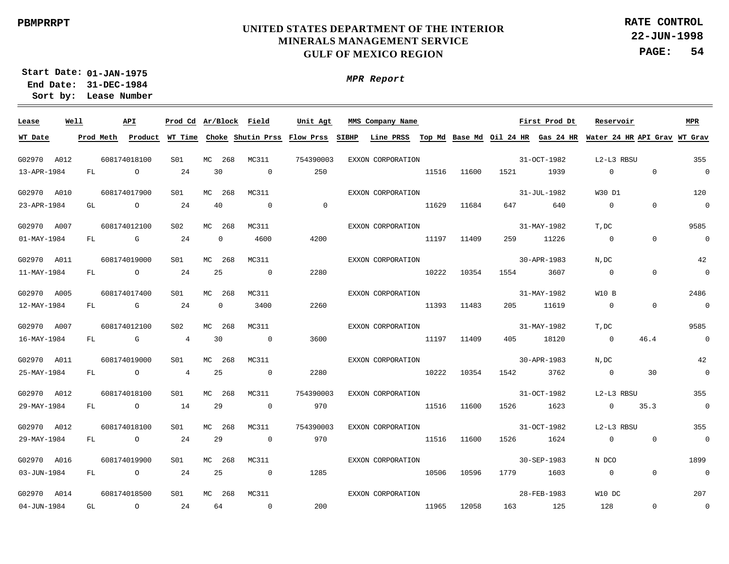PBMPRRPT

# UNITED STATES DEPARTMENT OF THE INTERIOR
## MINERALS MANAGEMENT SERVICE
## GULF OF MEXICO REGION

**RATE CONTROL**
**22-JUN-1998**

**Start Date:** 01-JAN-1975
**End Date:** 31-DEC-1984
**Sort by:** Lease Number

*MPR Report*

| Lease | Well | API | Prod Cd | Ar/Block | Field | Unit Agt | MMS Company Name | | | | First Prod Dt | Reservoir | | MPR |
|---|---|---|---|---|---|---|---|---|---|---|---|---|---|---|
| WT Date | Prod Meth | Product | WT Time | Choke | Shutin Prss | Flow Prss | SIBHP | Line PRSS | Top Md | Base Md | Oil 24 HR | Gas 24 HR | Water 24 HR | API Grav | WT Grav |
| G02970 | A012 | 608174018100 | S01 | MC 268 | MC311 | 754390003 | EXXON CORPORATION | | | | 31-OCT-1982 | L2-L3 RBSU | | 355 |
| 13-APR-1984 | FL | O | 24 | 30 | 0 | 250 | | | 11516 | 11600 | 1521 | 1939 | 0 | 0 | 0 |
| G02970 | A010 | 608174017900 | S01 | MC 268 | MC311 | | EXXON CORPORATION | | | | 31-JUL-1982 | W30 D1 | | 120 |
| 23-APR-1984 | GL | O | 24 | 40 | 0 | 0 | | | 11629 | 11684 | 647 | 640 | 0 | 0 | 0 |
| G02970 | A007 | 608174012100 | S02 | MC 268 | MC311 | | EXXON CORPORATION | | | | 31-MAY-1982 | T,DC | | 9585 |
| 01-MAY-1984 | FL | G | 24 | 0 | 4600 | 4200 | | | 11197 | 11409 | 259 | 11226 | 0 | 0 | 0 |
| G02970 | A011 | 608174019000 | S01 | MC 268 | MC311 | | EXXON CORPORATION | | | | 30-APR-1983 | N,DC | | 42 |
| 11-MAY-1984 | FL | O | 24 | 25 | 0 | 2280 | | | 10222 | 10354 | 1554 | 3607 | 0 | 0 | 0 |
| G02970 | A005 | 608174017400 | S01 | MC 268 | MC311 | | EXXON CORPORATION | | | | 31-MAY-1982 | W10 B | | 2486 |
| 12-MAY-1984 | FL | G | 24 | 0 | 3400 | 2260 | | | 11393 | 11483 | 205 | 11619 | 0 | 0 | 0 |
| G02970 | A007 | 608174012100 | S02 | MC 268 | MC311 | | EXXON CORPORATION | | | | 31-MAY-1982 | T,DC | | 9585 |
| 16-MAY-1984 | FL | G | 4 | 30 | 0 | 3600 | | | 11197 | 11409 | 405 | 18120 | 0 | 46.4 | 0 |
| G02970 | A011 | 608174019000 | S01 | MC 268 | MC311 | | EXXON CORPORATION | | | | 30-APR-1983 | N,DC | | 42 |
| 25-MAY-1984 | FL | O | 4 | 25 | 0 | 2280 | | | 10222 | 10354 | 1542 | 3762 | 0 | 30 | 0 |
| G02970 | A012 | 608174018100 | S01 | MC 268 | MC311 | 754390003 | EXXON CORPORATION | | | | 31-OCT-1982 | L2-L3 RBSU | | 355 |
| 29-MAY-1984 | FL | O | 14 | 29 | 0 | 970 | | | 11516 | 11600 | 1526 | 1623 | 0 | 35.3 | 0 |
| G02970 | A012 | 608174018100 | S01 | MC 268 | MC311 | 754390003 | EXXON CORPORATION | | | | 31-OCT-1982 | L2-L3 RBSU | | 355 |
| 29-MAY-1984 | FL | O | 24 | 29 | 0 | 970 | | | 11516 | 11600 | 1526 | 1624 | 0 | 0 | 0 |
| G02970 | A016 | 608174019900 | S01 | MC 268 | MC311 | | EXXON CORPORATION | | | | 30-SEP-1983 | N DCO | | 1899 |
| 03-JUN-1984 | FL | O | 24 | 25 | 0 | 1285 | | | 10506 | 10596 | 1779 | 1603 | 0 | 0 | 0 |
| G02970 | A014 | 608174018500 | S01 | MC 268 | MC311 | | EXXON CORPORATION | | | | 28-FEB-1983 | W10 DC | | 207 |
| 04-JUN-1984 | GL | O | 24 | 64 | 0 | 200 | | | 11965 | 12058 | 163 | 125 | 128 | 0 | 0 |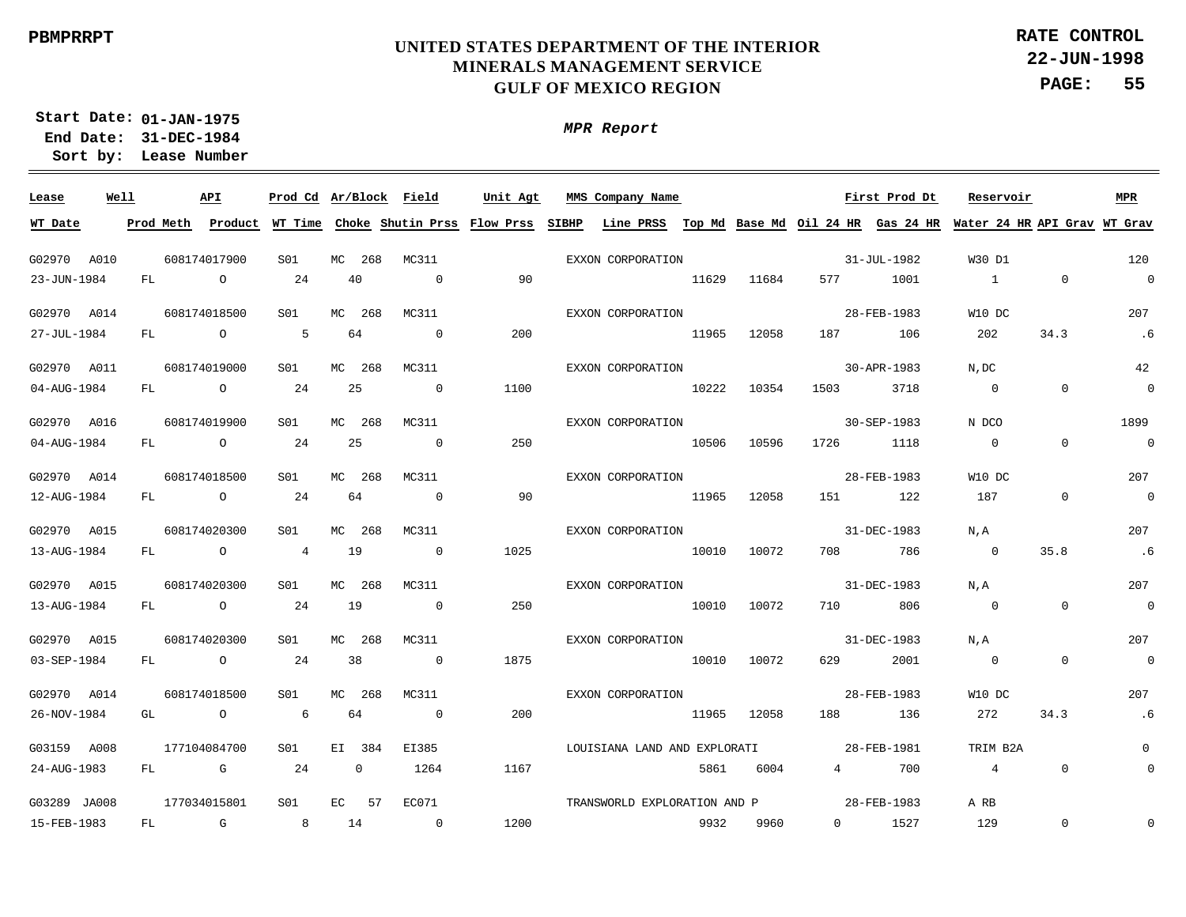PBMPRRPT

# UNITED STATES DEPARTMENT OF THE INTERIOR
## MINERALS MANAGEMENT SERVICE
## GULF OF MEXICO REGION

RATE CONTROL
22-JUN-1998

Start Date: 01-JAN-1975
End Date: 31-DEC-1984
Sort by: Lease Number

*MPR Report*

| Lease | Well | API | Prod Cd | Ar/Block | Field | Unit Agt | MMS Company Name | | | First Prod Dt | | Reservoir | | MPR |
|---|---|---|---|---|---|---|---|---|---|---|---|---|---|---|
| WT Date | Prod Meth | Product | WT Time | Choke | Shutin Prss | Flow Prss | SIBHP | Line PRSS | Top Md | Base Md | Oil 24 HR | Gas 24 HR | Water 24 HR | API Grav | WT Grav |
| G02970 | A010 | 608174017900 | S01 | MC 268 | MC311 | | EXXON CORPORATION | | | 31-JUL-1982 | | W30 D1 | | 120 |
| 23-JUN-1984 | FL | O | 24 | 40 | 0 | 90 | | | 11629 | 11684 | 577 | 1001 | 1 | 0 | 0 |
| G02970 | A014 | 608174018500 | S01 | MC 268 | MC311 | | EXXON CORPORATION | | | 28-FEB-1983 | | W10 DC | | 207 |
| 27-JUL-1984 | FL | O | 5 | 64 | 0 | 200 | | | 11965 | 12058 | 187 | 106 | 202 | 34.3 | .6 |
| G02970 | A011 | 608174019000 | S01 | MC 268 | MC311 | | EXXON CORPORATION | | | 30-APR-1983 | | N,DC | | 42 |
| 04-AUG-1984 | FL | O | 24 | 25 | 0 | 1100 | | | 10222 | 10354 | 1503 | 3718 | 0 | 0 | 0 |
| G02970 | A016 | 608174019900 | S01 | MC 268 | MC311 | | EXXON CORPORATION | | | 30-SEP-1983 | | N DCO | | 1899 |
| 04-AUG-1984 | FL | O | 24 | 25 | 0 | 250 | | | 10506 | 10596 | 1726 | 1118 | 0 | 0 | 0 |
| G02970 | A014 | 608174018500 | S01 | MC 268 | MC311 | | EXXON CORPORATION | | | 28-FEB-1983 | | W10 DC | | 207 |
| 12-AUG-1984 | FL | O | 24 | 64 | 0 | 90 | | | 11965 | 12058 | 151 | 122 | 187 | 0 | 0 |
| G02970 | A015 | 608174020300 | S01 | MC 268 | MC311 | | EXXON CORPORATION | | | 31-DEC-1983 | | N,A | | 207 |
| 13-AUG-1984 | FL | O | 4 | 19 | 0 | 1025 | | | 10010 | 10072 | 708 | 786 | 0 | 35.8 | .6 |
| G02970 | A015 | 608174020300 | S01 | MC 268 | MC311 | | EXXON CORPORATION | | | 31-DEC-1983 | | N,A | | 207 |
| 13-AUG-1984 | FL | O | 24 | 19 | 0 | 250 | | | 10010 | 10072 | 710 | 806 | 0 | 0 | 0 |
| G02970 | A015 | 608174020300 | S01 | MC 268 | MC311 | | EXXON CORPORATION | | | 31-DEC-1983 | | N,A | | 207 |
| 03-SEP-1984 | FL | O | 24 | 38 | 0 | 1875 | | | 10010 | 10072 | 629 | 2001 | 0 | 0 | 0 |
| G02970 | A014 | 608174018500 | S01 | MC 268 | MC311 | | EXXON CORPORATION | | | 28-FEB-1983 | | W10 DC | | 207 |
| 26-NOV-1984 | GL | O | 6 | 64 | 0 | 200 | | | 11965 | 12058 | 188 | 136 | 272 | 34.3 | .6 |
| G03159 | A008 | 177104084700 | S01 | EI 384 | EI385 | | LOUISIANA LAND AND EXPLORATI | | | 28-FEB-1981 | | TRIM B2A | | 0 |
| 24-AUG-1983 | FL | G | 24 | 0 | 1264 | 1167 | | | 5861 | 6004 | 4 | 700 | 4 | 0 | 0 |
| G03289 | JA008 | 177034015801 | S01 | EC 57 | EC071 | | TRANSWORLD EXPLORATION AND P | | | 28-FEB-1983 | | A RB | | |
| 15-FEB-1983 | FL | G | 8 | 14 | 0 | 1200 | | | 9932 | 9960 | 0 | 1527 | 129 | 0 | 0 |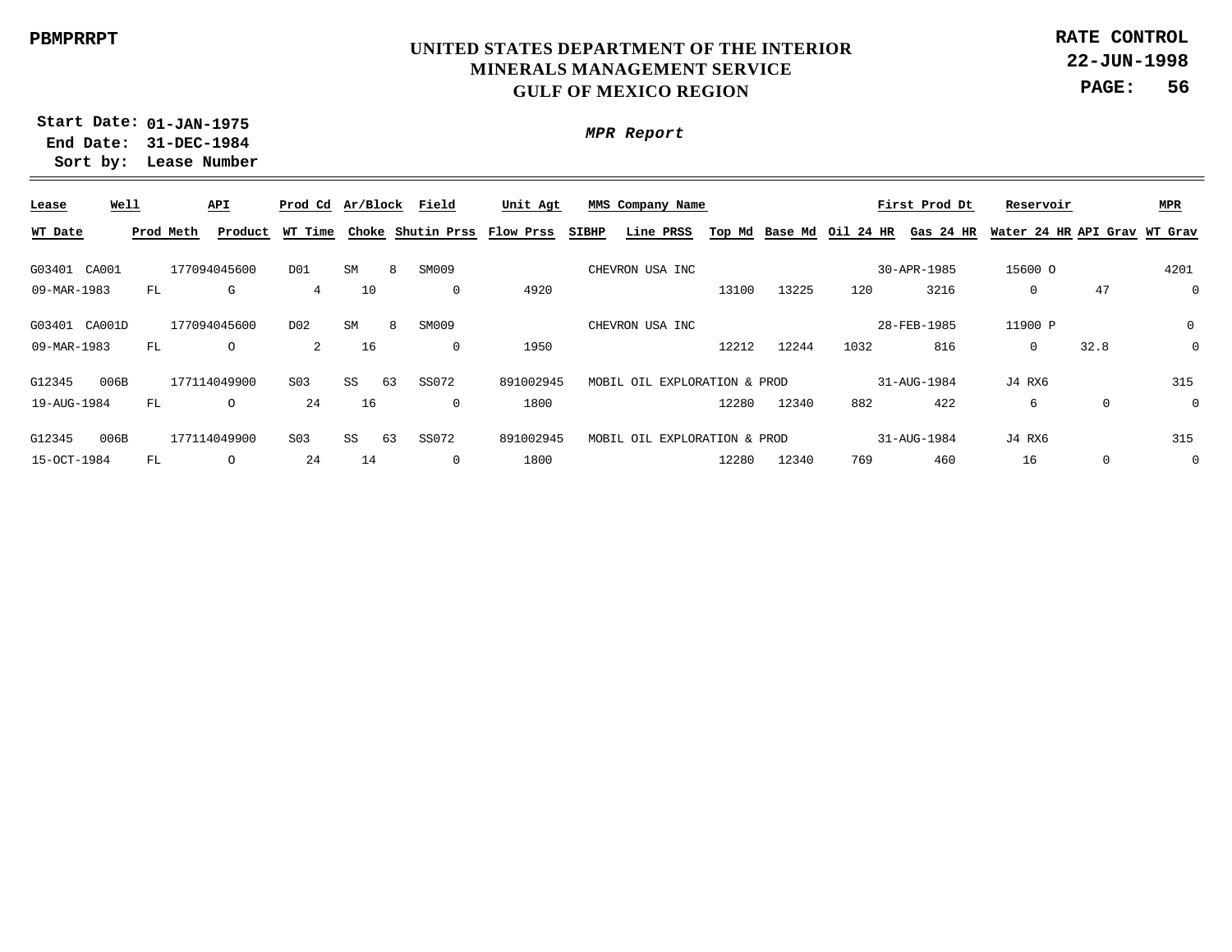**PBMPRRPT**

# UNITED STATES DEPARTMENT OF THE INTERIOR
## MINERALS MANAGEMENT SERVICE
## GULF OF MEXICO REGION

**RATE CONTROL**
**22-JUN-1998**

**Start Date: 01-JAN-1975**
**End Date: 31-DEC-1984**
**Sort by: Lease Number**

***MPR Report***

| Lease | Well | API | Prod Cd | Ar/Block | | Field | Unit Agt | MMS Company Name | | | | | First Prod Dt | Reservoir | | MPR |
|---|---|---|---|---|---|---|---|---|---|---|---|---|---|---|---|---|
| **WT Date** | **Prod Meth** | **Product** | **WT Time** | **Choke** | | **Shutin Prss** | **Flow Prss** | **SIBHP** | **Line PRSS** | **Top Md** | **Base Md** | **Oil 24 HR** | **Gas 24 HR** | **Water 24 HR** | **API Grav** | **WT Grav** |
| G03401 | CA001 | 177094045600 | D01 | SM | 8 | SM009 | | CHEVRON USA INC | | | | | 30-APR-1985 | 15600 O | | 4201 |
| 09-MAR-1983 | FL | G | 4 | 10 | | 0 | 4920 | | | 13100 | 13225 | 120 | 3216 | 0 | 47 | 0 |
| G03401 | CA001D | 177094045600 | D02 | SM | 8 | SM009 | | CHEVRON USA INC | | | | | 28-FEB-1985 | 11900 P | | 0 |
| 09-MAR-1983 | FL | O | 2 | 16 | | 0 | 1950 | | | 12212 | 12244 | 1032 | 816 | 0 | 32.8 | 0 |
| G12345 | 006B | 177114049900 | S03 | SS | 63 | SS072 | 891002945 | MOBIL OIL EXPLORATION & PROD | | | | | 31-AUG-1984 | J4 RX6 | | 315 |
| 19-AUG-1984 | FL | O | 24 | 16 | | 0 | 1800 | | | 12280 | 12340 | 882 | 422 | 6 | 0 | 0 |
| G12345 | 006B | 177114049900 | S03 | SS | 63 | SS072 | 891002945 | MOBIL OIL EXPLORATION & PROD | | | | | 31-AUG-1984 | J4 RX6 | | 315 |
| 15-OCT-1984 | FL | O | 24 | 14 | | 0 | 1800 | | | 12280 | 12340 | 769 | 460 | 16 | 0 | 0 |